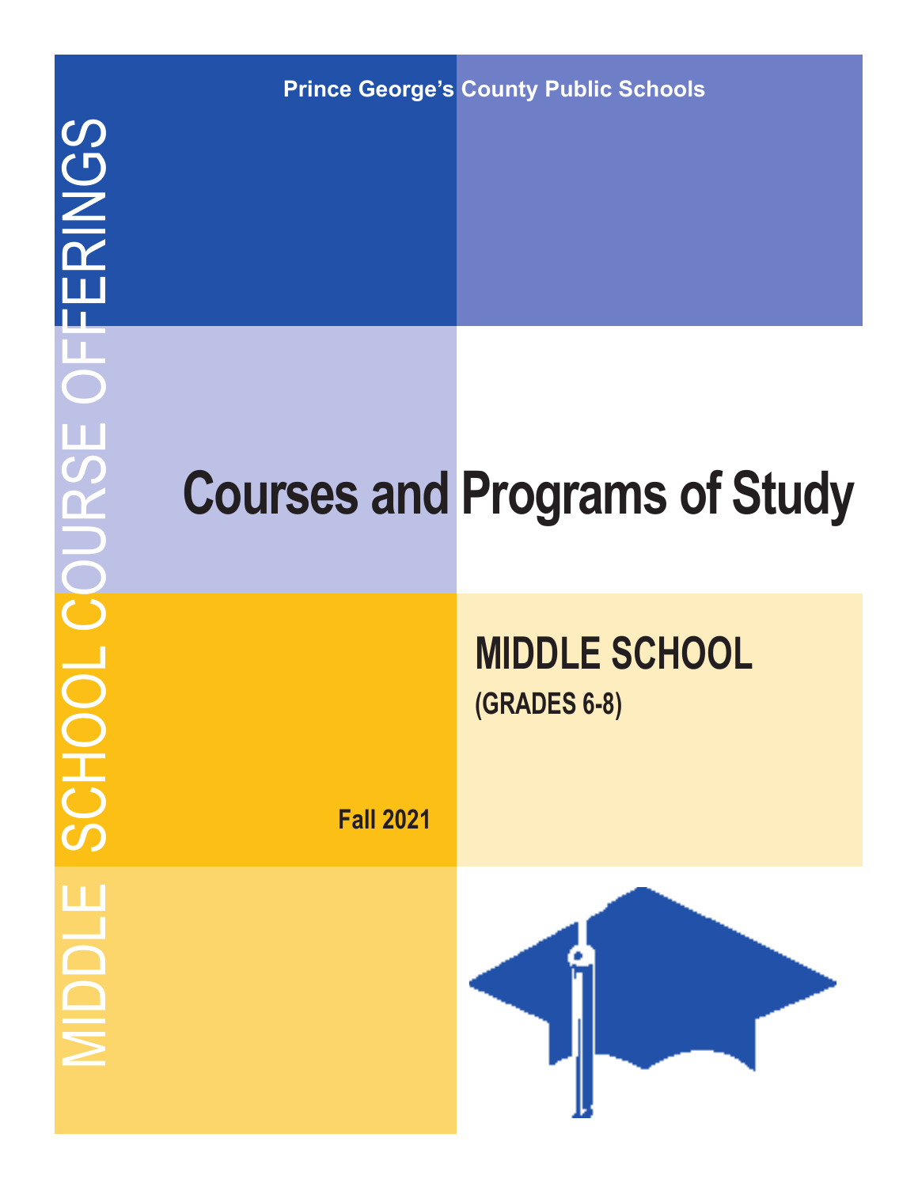Prince George's County Public Schools

MIDDLE SCHOOL COURSE OFFERINGS

# Courses and Programs of Study

## MIDDLE SCHOOL

**(GRADES 6-8)**

**Fall 2021**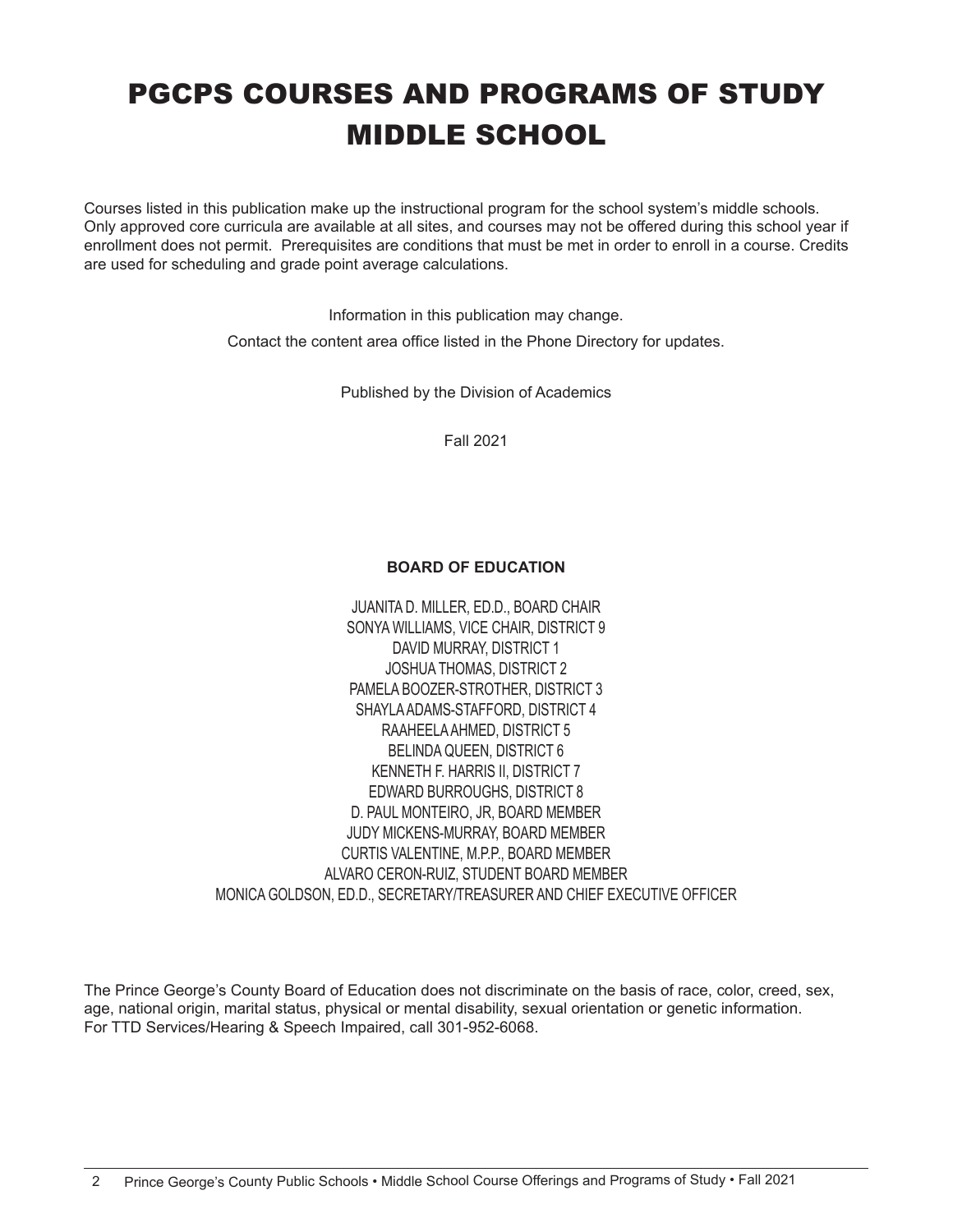# PGCPS COURSES AND PROGRAMS OF STUDY MIDDLE SCHOOL

Courses listed in this publication make up the instructional program for the school system's middle schools. Only approved core curricula are available at all sites, and courses may not be offered during this school year if enrollment does not permit. Prerequisites are conditions that must be met in order to enroll in a course. Credits are used for scheduling and grade point average calculations.

Information in this publication may change.

Contact the content area office listed in the Phone Directory for updates.

Published by the Division of Academics

Fall 2021

**BOARD OF EDUCATION**

JUANITA D. MILLER, ED.D., BOARD CHAIR
SONYA WILLIAMS, VICE CHAIR, DISTRICT 9
DAVID MURRAY, DISTRICT 1
JOSHUA THOMAS, DISTRICT 2
PAMELA BOOZER-STROTHER, DISTRICT 3
SHAYLA ADAMS-STAFFORD, DISTRICT 4
RAAHEELA AHMED, DISTRICT 5
BELINDA QUEEN, DISTRICT 6
KENNETH F. HARRIS II, DISTRICT 7
EDWARD BURROUGHS, DISTRICT 8
D. PAUL MONTEIRO, JR, BOARD MEMBER
JUDY MICKENS-MURRAY, BOARD MEMBER
CURTIS VALENTINE, M.P.P., BOARD MEMBER
ALVARO CERON-RUIZ, STUDENT BOARD MEMBER
MONICA GOLDSON, ED.D., SECRETARY/TREASURER AND CHIEF EXECUTIVE OFFICER

The Prince George's County Board of Education does not discriminate on the basis of race, color, creed, sex, age, national origin, marital status, physical or mental disability, sexual orientation or genetic information. For TTD Services/Hearing & Speech Impaired, call 301-952-6068.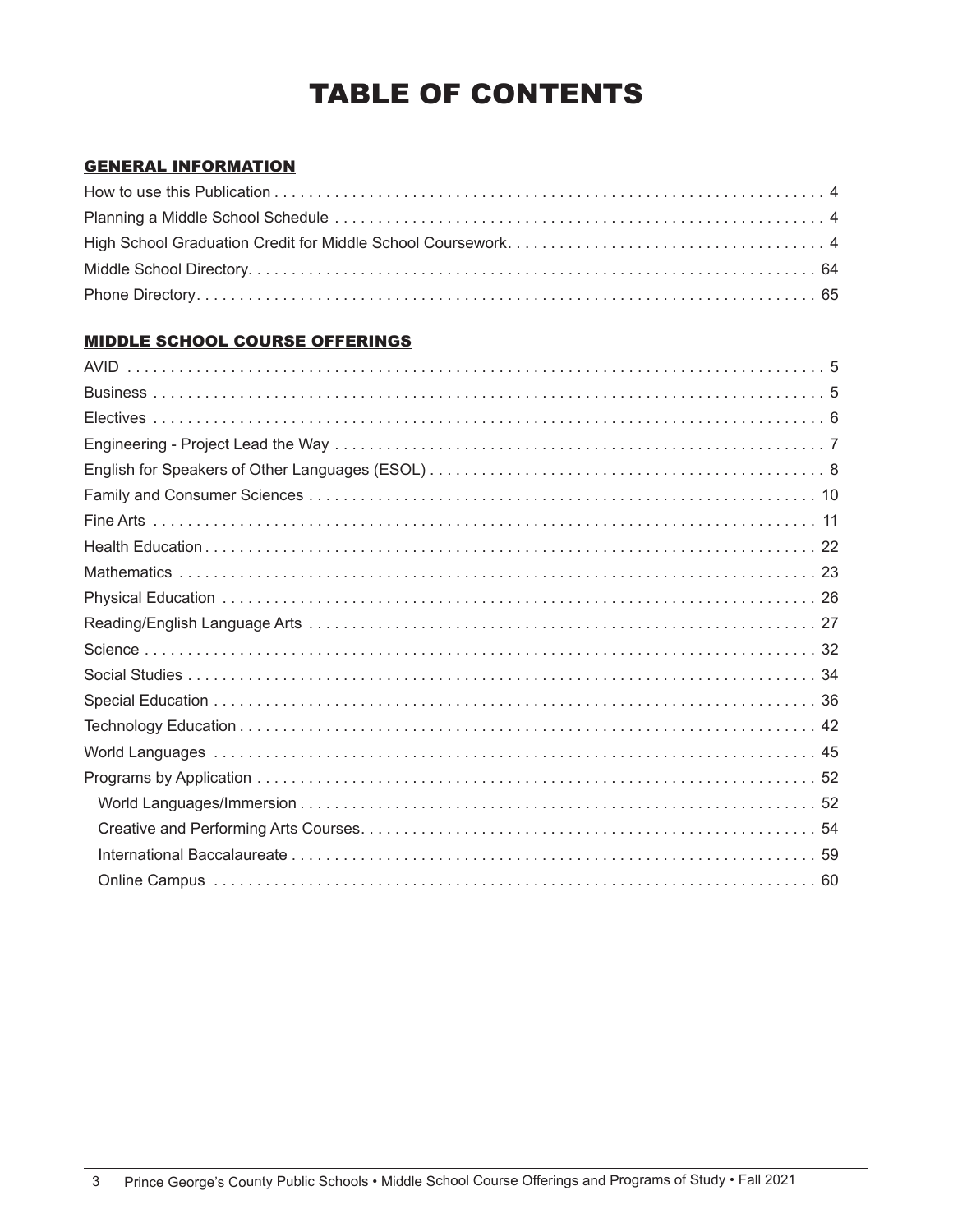# TABLE OF CONTENTS

## GENERAL INFORMATION

How to use this Publication . . . . . . . . . . . . . . . . . . . . . . . . . . . . . . . . . . . . . . . . . . . . . . . . . . . . . . . . . . . . . . . 4
Planning a Middle School Schedule . . . . . . . . . . . . . . . . . . . . . . . . . . . . . . . . . . . . . . . . . . . . . . . . . . . . . . . . . 4
High School Graduation Credit for Middle School Coursework. . . . . . . . . . . . . . . . . . . . . . . . . . . . . . . . . . . . . 4
Middle School Directory. . . . . . . . . . . . . . . . . . . . . . . . . . . . . . . . . . . . . . . . . . . . . . . . . . . . . . . . . . . . . . . . . . 64
Phone Directory. . . . . . . . . . . . . . . . . . . . . . . . . . . . . . . . . . . . . . . . . . . . . . . . . . . . . . . . . . . . . . . . . . . . . . . 65

## MIDDLE SCHOOL COURSE OFFERINGS

AVID . . . . . . . . . . . . . . . . . . . . . . . . . . . . . . . . . . . . . . . . . . . . . . . . . . . . . . . . . . . . . . . . . . . . . . . . . . . . . . . . 5
Business . . . . . . . . . . . . . . . . . . . . . . . . . . . . . . . . . . . . . . . . . . . . . . . . . . . . . . . . . . . . . . . . . . . . . . . . . . . . . 5
Electives . . . . . . . . . . . . . . . . . . . . . . . . . . . . . . . . . . . . . . . . . . . . . . . . . . . . . . . . . . . . . . . . . . . . . . . . . . . . . 6
Engineering - Project Lead the Way . . . . . . . . . . . . . . . . . . . . . . . . . . . . . . . . . . . . . . . . . . . . . . . . . . . . . . . . . 7
English for Speakers of Other Languages (ESOL) . . . . . . . . . . . . . . . . . . . . . . . . . . . . . . . . . . . . . . . . . . . . . . 8
Family and Consumer Sciences . . . . . . . . . . . . . . . . . . . . . . . . . . . . . . . . . . . . . . . . . . . . . . . . . . . . . . . . . . . 10
Fine Arts . . . . . . . . . . . . . . . . . . . . . . . . . . . . . . . . . . . . . . . . . . . . . . . . . . . . . . . . . . . . . . . . . . . . . . . . . . . . 11
Health Education . . . . . . . . . . . . . . . . . . . . . . . . . . . . . . . . . . . . . . . . . . . . . . . . . . . . . . . . . . . . . . . . . . . . . 22
Mathematics . . . . . . . . . . . . . . . . . . . . . . . . . . . . . . . . . . . . . . . . . . . . . . . . . . . . . . . . . . . . . . . . . . . . . . . . 23
Physical Education . . . . . . . . . . . . . . . . . . . . . . . . . . . . . . . . . . . . . . . . . . . . . . . . . . . . . . . . . . . . . . . . . . . 26
Reading/English Language Arts . . . . . . . . . . . . . . . . . . . . . . . . . . . . . . . . . . . . . . . . . . . . . . . . . . . . . . . . . 27
Science . . . . . . . . . . . . . . . . . . . . . . . . . . . . . . . . . . . . . . . . . . . . . . . . . . . . . . . . . . . . . . . . . . . . . . . . . . . . 32
Social Studies . . . . . . . . . . . . . . . . . . . . . . . . . . . . . . . . . . . . . . . . . . . . . . . . . . . . . . . . . . . . . . . . . . . . . . . 34
Special Education . . . . . . . . . . . . . . . . . . . . . . . . . . . . . . . . . . . . . . . . . . . . . . . . . . . . . . . . . . . . . . . . . . . . 36
Technology Education . . . . . . . . . . . . . . . . . . . . . . . . . . . . . . . . . . . . . . . . . . . . . . . . . . . . . . . . . . . . . . . . 42
World Languages . . . . . . . . . . . . . . . . . . . . . . . . . . . . . . . . . . . . . . . . . . . . . . . . . . . . . . . . . . . . . . . . . . . . 45
Programs by Application . . . . . . . . . . . . . . . . . . . . . . . . . . . . . . . . . . . . . . . . . . . . . . . . . . . . . . . . . . . . . . . 52
- World Languages/Immersion . . . . . . . . . . . . . . . . . . . . . . . . . . . . . . . . . . . . . . . . . . . . . . . . . . . . . . . . . . 52
- Creative and Performing Arts Courses. . . . . . . . . . . . . . . . . . . . . . . . . . . . . . . . . . . . . . . . . . . . . . . . . . . 54
- International Baccalaureate . . . . . . . . . . . . . . . . . . . . . . . . . . . . . . . . . . . . . . . . . . . . . . . . . . . . . . . . . . . 59
- Online Campus . . . . . . . . . . . . . . . . . . . . . . . . . . . . . . . . . . . . . . . . . . . . . . . . . . . . . . . . . . . . . . . . . . . . 60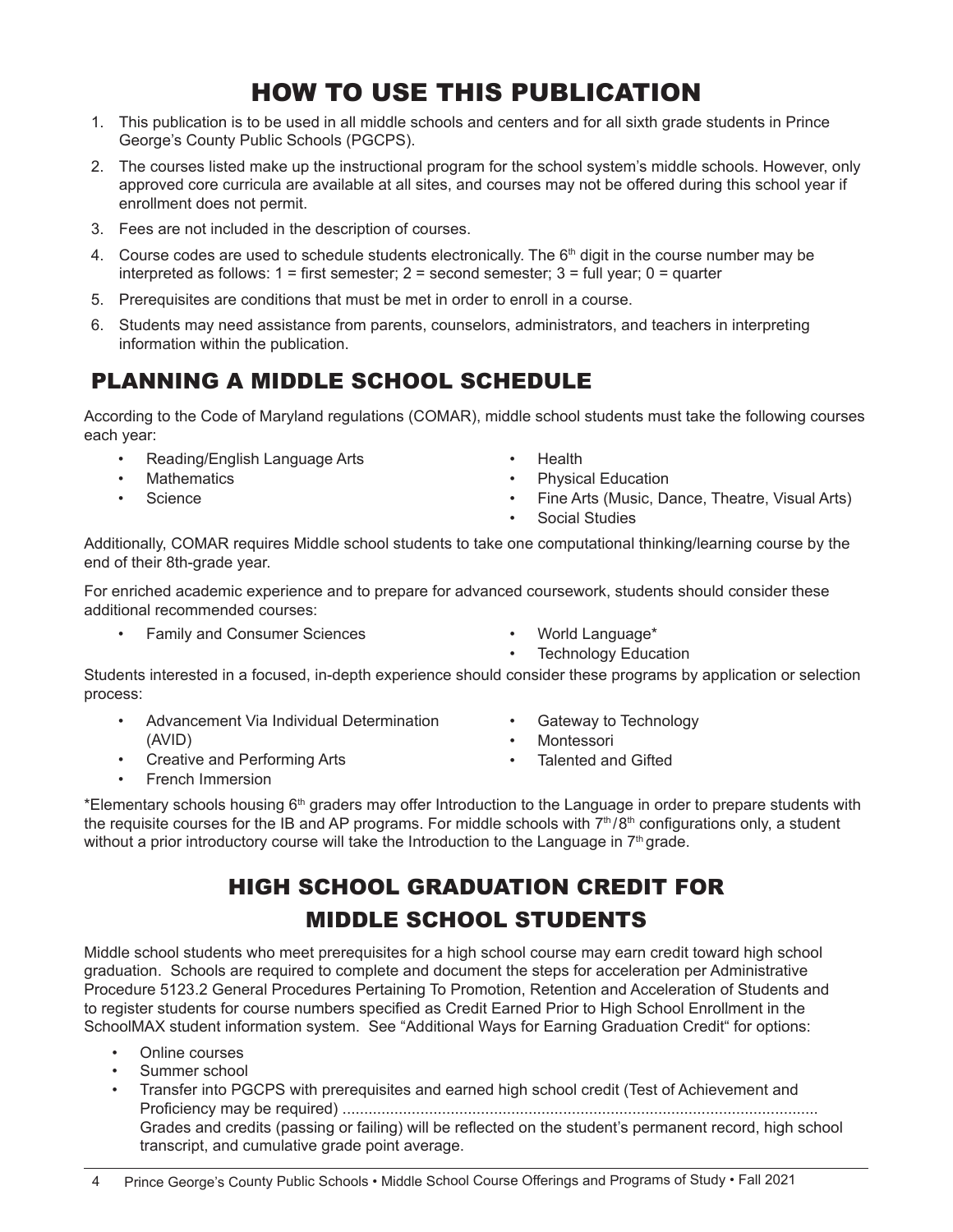# HOW TO USE THIS PUBLICATION

1. This publication is to be used in all middle schools and centers and for all sixth grade students in Prince George's County Public Schools (PGCPS).
2. The courses listed make up the instructional program for the school system's middle schools. However, only approved core curricula are available at all sites, and courses may not be offered during this school year if enrollment does not permit.
3. Fees are not included in the description of courses.
4. Course codes are used to schedule students electronically. The 6th digit in the course number may be interpreted as follows: 1 = first semester; 2 = second semester; 3 = full year; 0 = quarter
5. Prerequisites are conditions that must be met in order to enroll in a course.
6. Students may need assistance from parents, counselors, administrators, and teachers in interpreting information within the publication.

## PLANNING A MIDDLE SCHOOL SCHEDULE

According to the Code of Maryland regulations (COMAR), middle school students must take the following courses each year:

- Reading/English Language Arts
- Mathematics
- Science
- Health
- Physical Education
- Fine Arts (Music, Dance, Theatre, Visual Arts)
- Social Studies

Additionally, COMAR requires Middle school students to take one computational thinking/learning course by the end of their 8th-grade year.

For enriched academic experience and to prepare for advanced coursework, students should consider these additional recommended courses:

- Family and Consumer Sciences
- World Language*
- Technology Education

Students interested in a focused, in-depth experience should consider these programs by application or selection process:

- Advancement Via Individual Determination (AVID)
- Creative and Performing Arts
- French Immersion
- Gateway to Technology
- Montessori
- Talented and Gifted

*Elementary schools housing 6th graders may offer Introduction to the Language in order to prepare students with the requisite courses for the IB and AP programs. For middle schools with 7th/8th configurations only, a student without a prior introductory course will take the Introduction to the Language in 7th grade.

## HIGH SCHOOL GRADUATION CREDIT FOR MIDDLE SCHOOL STUDENTS

Middle school students who meet prerequisites for a high school course may earn credit toward high school graduation. Schools are required to complete and document the steps for acceleration per Administrative Procedure 5123.2 General Procedures Pertaining To Promotion, Retention and Acceleration of Students and to register students for course numbers specified as Credit Earned Prior to High School Enrollment in the SchoolMAX student information system. See "Additional Ways for Earning Graduation Credit" for options:

- Online courses
- Summer school
- Transfer into PGCPS with prerequisites and earned high school credit (Test of Achievement and Proficiency may be required) ............................................................................................................ Grades and credits (passing or failing) will be reflected on the student's permanent record, high school transcript, and cumulative grade point average.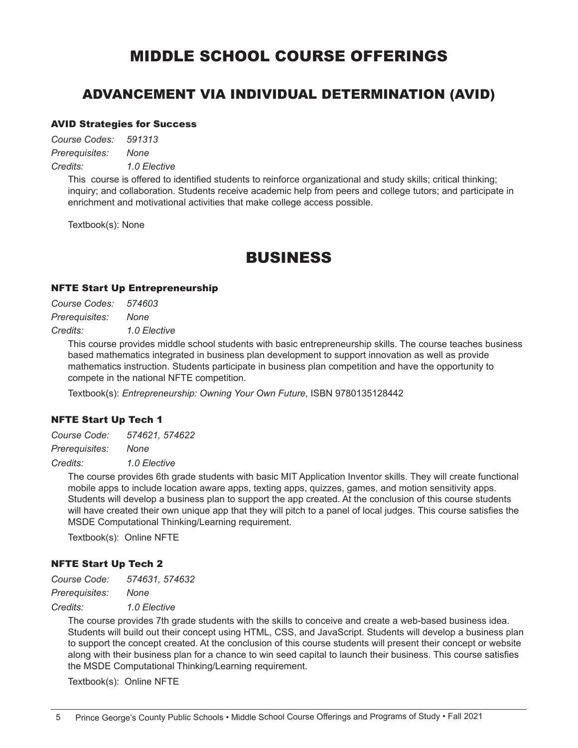# MIDDLE SCHOOL COURSE OFFERINGS

## ADVANCEMENT VIA INDIVIDUAL DETERMINATION (AVID)

### AVID Strategies for Success

*Course Codes: 591313*
*Prerequisites: None*
*Credits: 1.0 Elective*

This course is offered to identified students to reinforce organizational and study skills; critical thinking; inquiry; and collaboration. Students receive academic help from peers and college tutors; and participate in enrichment and motivational activities that make college access possible.

Textbook(s): None

## BUSINESS

### NFTE Start Up Entrepreneurship

*Course Codes: 574603*
*Prerequisites: None*
*Credits: 1.0 Elective*

This course provides middle school students with basic entrepreneurship skills. The course teaches business based mathematics integrated in business plan development to support innovation as well as provide mathematics instruction. Students participate in business plan competition and have the opportunity to compete in the national NFTE competition.

Textbook(s): *Entrepreneurship: Owning Your Own Future*, ISBN 9780135128442

### NFTE Start Up Tech 1

*Course Code: 574621, 574622*
*Prerequisites: None*
*Credits: 1.0 Elective*

The course provides 6th grade students with basic MIT Application Inventor skills. They will create functional mobile apps to include location aware apps, texting apps, quizzes, games, and motion sensitivity apps. Students will develop a business plan to support the app created. At the conclusion of this course students will have created their own unique app that they will pitch to a panel of local judges. This course satisfies the MSDE Computational Thinking/Learning requirement.

Textbook(s): Online NFTE

### NFTE Start Up Tech 2

*Course Code: 574631, 574632*
*Prerequisites: None*
*Credits: 1.0 Elective*

The course provides 7th grade students with the skills to conceive and create a web-based business idea. Students will build out their concept using HTML, CSS, and JavaScript. Students will develop a business plan to support the concept created. At the conclusion of this course students will present their concept or website along with their business plan for a chance to win seed capital to launch their business. This course satisfies the MSDE Computational Thinking/Learning requirement.

Textbook(s): Online NFTE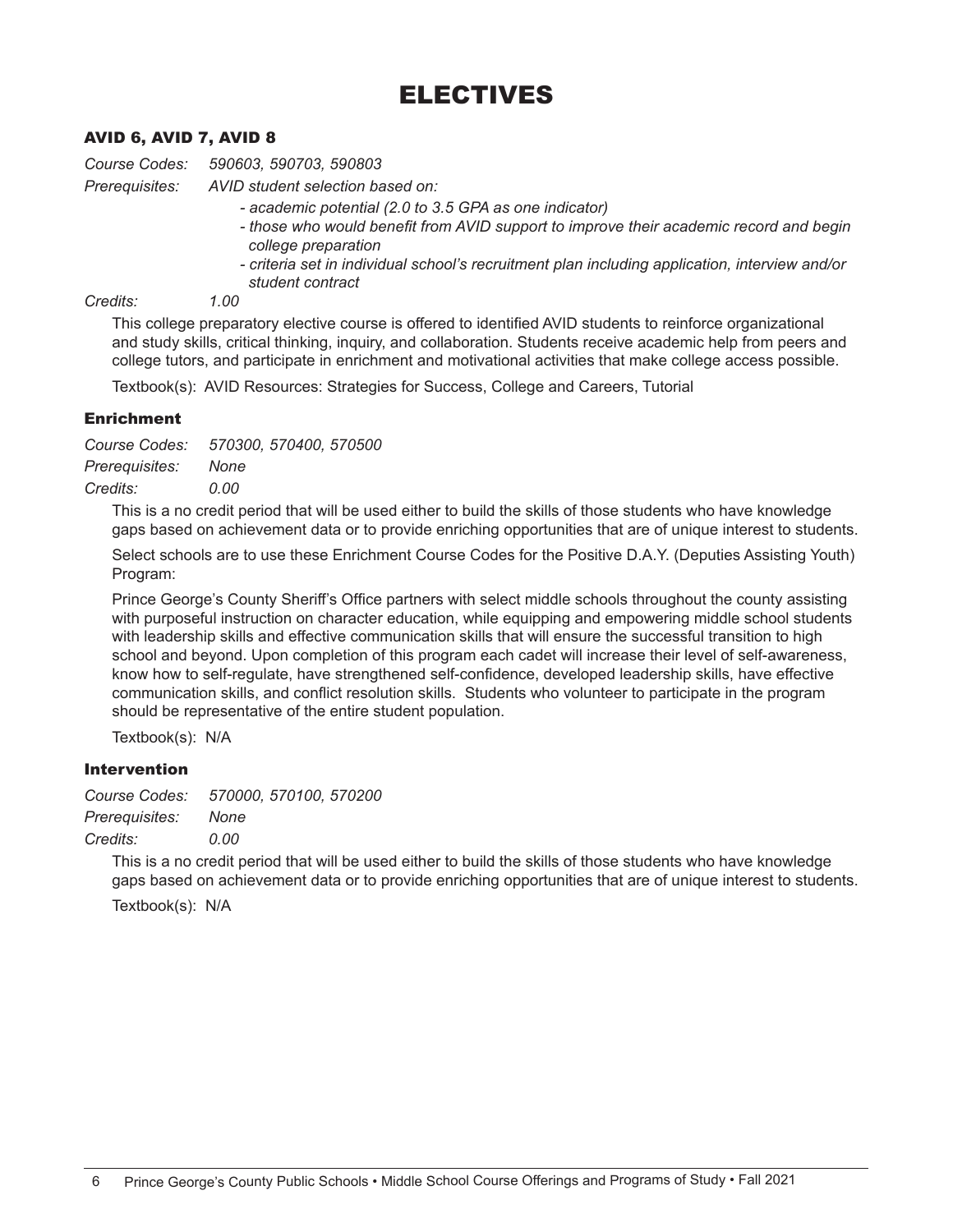# ELECTIVES

### AVID 6, AVID 7, AVID 8

*Course Codes:* *590603, 590703, 590803*

*Prerequisites:* *AVID student selection based on:*

- *academic potential (2.0 to 3.5 GPA as one indicator)*
- *those who would benefit from AVID support to improve their academic record and begin college preparation*
- *criteria set in individual school's recruitment plan including application, interview and/or student contract*

*Credits:* *1.00*

This college preparatory elective course is offered to identified AVID students to reinforce organizational and study skills, critical thinking, inquiry, and collaboration. Students receive academic help from peers and college tutors, and participate in enrichment and motivational activities that make college access possible.

Textbook(s): AVID Resources: Strategies for Success, College and Careers, Tutorial

### Enrichment

*Course Codes:* *570300, 570400, 570500*

*Prerequisites:* *None*

*Credits:* *0.00*

This is a no credit period that will be used either to build the skills of those students who have knowledge gaps based on achievement data or to provide enriching opportunities that are of unique interest to students.

Select schools are to use these Enrichment Course Codes for the Positive D.A.Y. (Deputies Assisting Youth) Program:

Prince George's County Sheriff's Office partners with select middle schools throughout the county assisting with purposeful instruction on character education, while equipping and empowering middle school students with leadership skills and effective communication skills that will ensure the successful transition to high school and beyond. Upon completion of this program each cadet will increase their level of self-awareness, know how to self-regulate, have strengthened self-confidence, developed leadership skills, have effective communication skills, and conflict resolution skills. Students who volunteer to participate in the program should be representative of the entire student population.

Textbook(s): N/A

### Intervention

*Course Codes:* *570000, 570100, 570200*

*Prerequisites:* *None*

*Credits:* *0.00*

This is a no credit period that will be used either to build the skills of those students who have knowledge gaps based on achievement data or to provide enriching opportunities that are of unique interest to students.

Textbook(s): N/A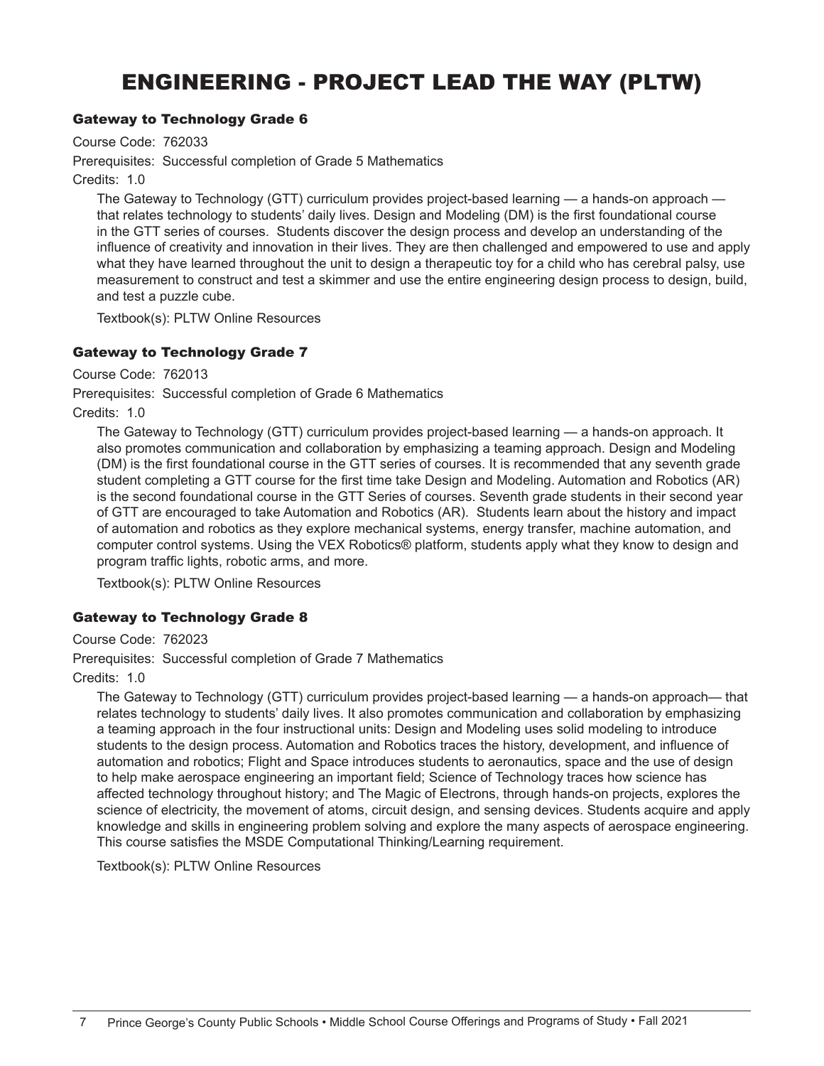# ENGINEERING - PROJECT LEAD THE WAY (PLTW)

## Gateway to Technology Grade 6

Course Code: 762033

Prerequisites: Successful completion of Grade 5 Mathematics

Credits: 1.0

The Gateway to Technology (GTT) curriculum provides project-based learning — a hands-on approach — that relates technology to students' daily lives. Design and Modeling (DM) is the first foundational course in the GTT series of courses. Students discover the design process and develop an understanding of the influence of creativity and innovation in their lives. They are then challenged and empowered to use and apply what they have learned throughout the unit to design a therapeutic toy for a child who has cerebral palsy, use measurement to construct and test a skimmer and use the entire engineering design process to design, build, and test a puzzle cube.

Textbook(s): PLTW Online Resources

## Gateway to Technology Grade 7

Course Code: 762013

Prerequisites: Successful completion of Grade 6 Mathematics

Credits: 1.0

The Gateway to Technology (GTT) curriculum provides project-based learning — a hands-on approach. It also promotes communication and collaboration by emphasizing a teaming approach. Design and Modeling (DM) is the first foundational course in the GTT series of courses. It is recommended that any seventh grade student completing a GTT course for the first time take Design and Modeling. Automation and Robotics (AR) is the second foundational course in the GTT Series of courses. Seventh grade students in their second year of GTT are encouraged to take Automation and Robotics (AR). Students learn about the history and impact of automation and robotics as they explore mechanical systems, energy transfer, machine automation, and computer control systems. Using the VEX Robotics® platform, students apply what they know to design and program traffic lights, robotic arms, and more.

Textbook(s): PLTW Online Resources

## Gateway to Technology Grade 8

Course Code: 762023

Prerequisites: Successful completion of Grade 7 Mathematics

Credits: 1.0

The Gateway to Technology (GTT) curriculum provides project-based learning — a hands-on approach— that relates technology to students' daily lives. It also promotes communication and collaboration by emphasizing a teaming approach in the four instructional units: Design and Modeling uses solid modeling to introduce students to the design process. Automation and Robotics traces the history, development, and influence of automation and robotics; Flight and Space introduces students to aeronautics, space and the use of design to help make aerospace engineering an important field; Science of Technology traces how science has affected technology throughout history; and The Magic of Electrons, through hands-on projects, explores the science of electricity, the movement of atoms, circuit design, and sensing devices. Students acquire and apply knowledge and skills in engineering problem solving and explore the many aspects of aerospace engineering. This course satisfies the MSDE Computational Thinking/Learning requirement.

Textbook(s): PLTW Online Resources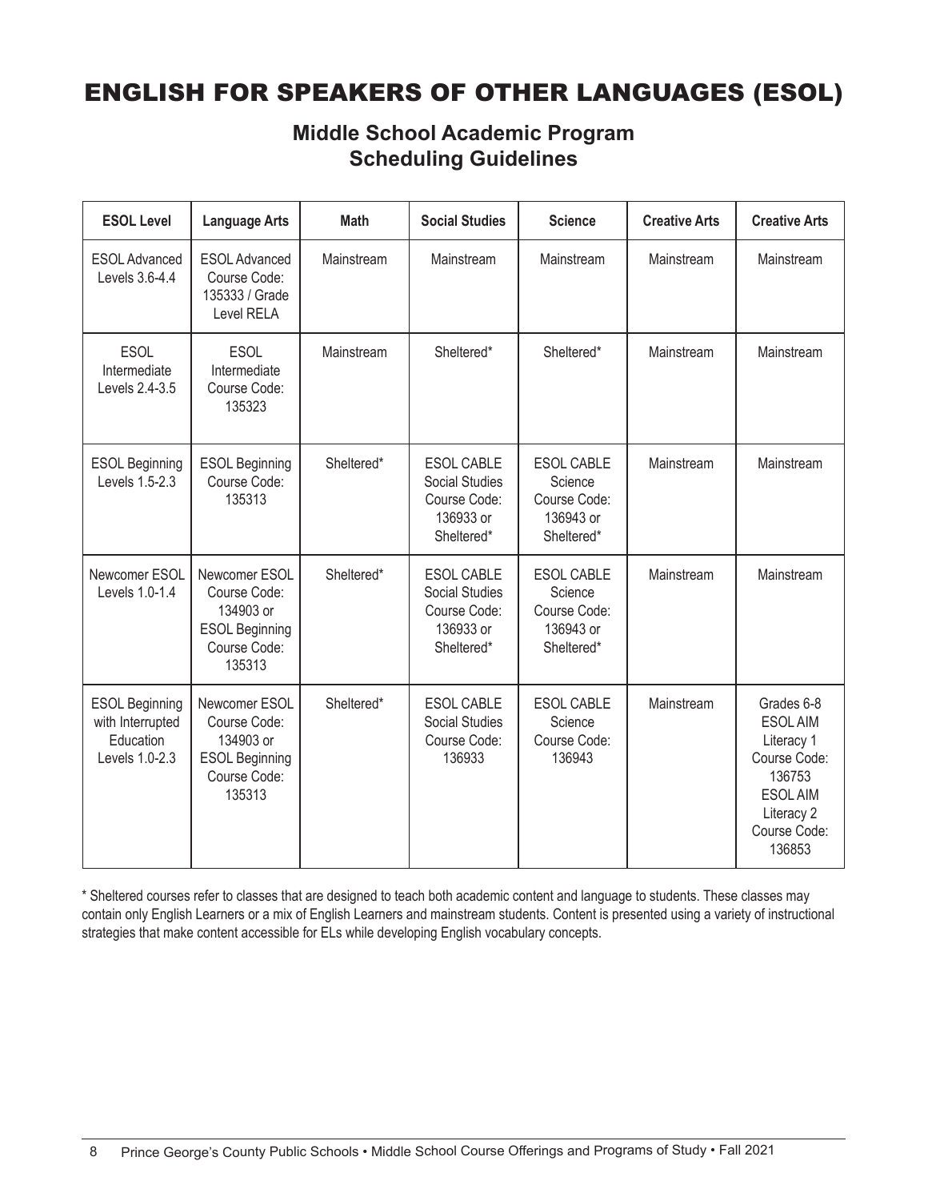# ENGLISH FOR SPEAKERS OF OTHER LANGUAGES (ESOL)

## Middle School Academic Program Scheduling Guidelines

| ESOL Level | Language Arts | Math | Social Studies | Science | Creative Arts | Creative Arts |
|---|---|---|---|---|---|---|
| ESOL Advanced Levels 3.6-4.4 | ESOL Advanced Course Code: 135333 / Grade Level RELA | Mainstream | Mainstream | Mainstream | Mainstream | Mainstream |
| ESOL Intermediate Levels 2.4-3.5 | ESOL Intermediate Course Code: 135323 | Mainstream | Sheltered* | Sheltered* | Mainstream | Mainstream |
| ESOL Beginning Levels 1.5-2.3 | ESOL Beginning Course Code: 135313 | Sheltered* | ESOL CABLE Social Studies Course Code: 136933 or Sheltered* | ESOL CABLE Science Course Code: 136943 or Sheltered* | Mainstream | Mainstream |
| Newcomer ESOL Levels 1.0-1.4 | Newcomer ESOL Course Code: 134903 or ESOL Beginning Course Code: 135313 | Sheltered* | ESOL CABLE Social Studies Course Code: 136933 or Sheltered* | ESOL CABLE Science Course Code: 136943 or Sheltered* | Mainstream | Mainstream |
| ESOL Beginning with Interrupted Education Levels 1.0-2.3 | Newcomer ESOL Course Code: 134903 or ESOL Beginning Course Code: 135313 | Sheltered* | ESOL CABLE Social Studies Course Code: 136933 | ESOL CABLE Science Course Code: 136943 | Mainstream | Grades 6-8 ESOL AIM Literacy 1 Course Code: 136753 ESOL AIM Literacy 2 Course Code: 136853 |

* Sheltered courses refer to classes that are designed to teach both academic content and language to students. These classes may contain only English Learners or a mix of English Learners and mainstream students. Content is presented using a variety of instructional strategies that make content accessible for ELs while developing English vocabulary concepts.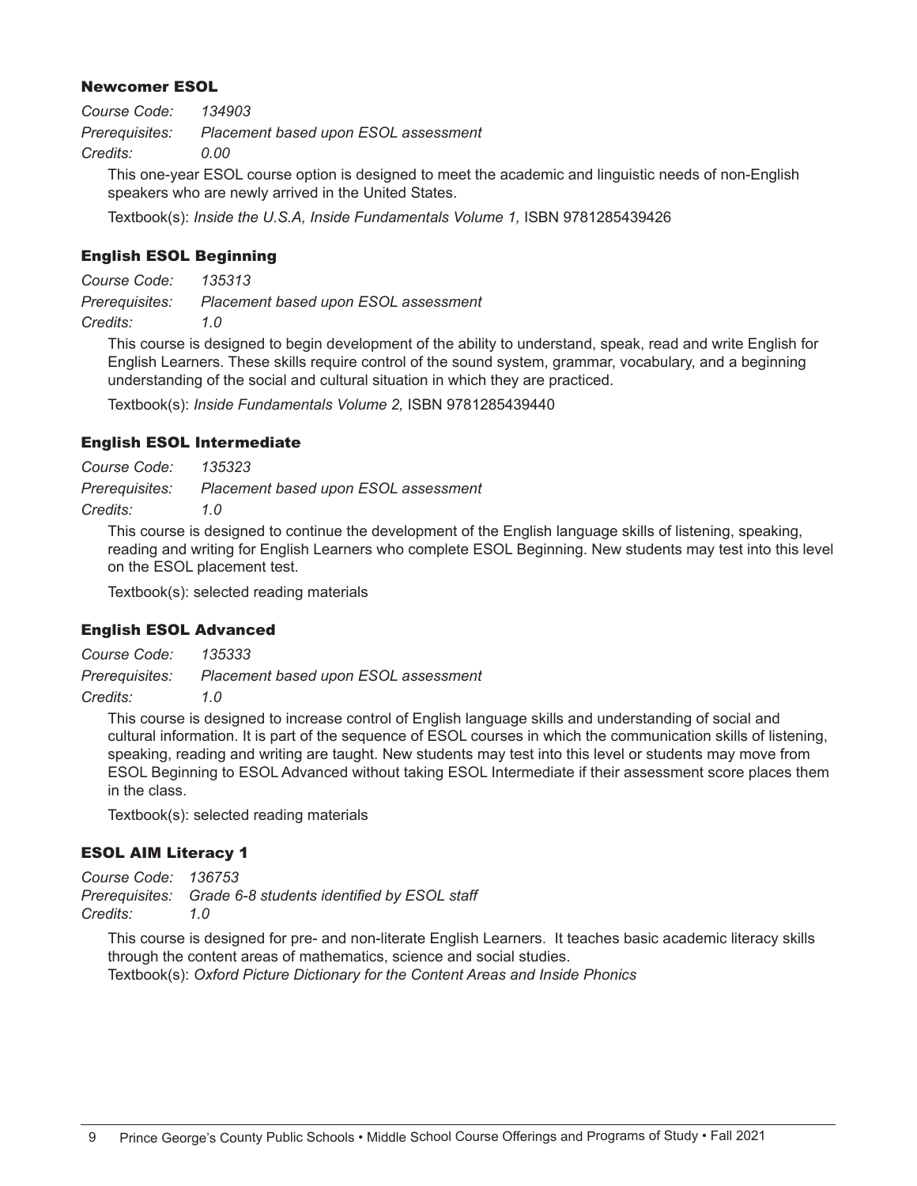### Newcomer ESOL

*Course Code:* *134903*
*Prerequisites:* *Placement based upon ESOL assessment*
*Credits:* *0.00*

This one-year ESOL course option is designed to meet the academic and linguistic needs of non-English speakers who are newly arrived in the United States.

Textbook(s): *Inside the U.S.A, Inside Fundamentals Volume 1,* ISBN 9781285439426

### English ESOL Beginning

*Course Code:* *135313*
*Prerequisites:* *Placement based upon ESOL assessment*
*Credits:* *1.0*

This course is designed to begin development of the ability to understand, speak, read and write English for English Learners. These skills require control of the sound system, grammar, vocabulary, and a beginning understanding of the social and cultural situation in which they are practiced.

Textbook(s): *Inside Fundamentals Volume 2,* ISBN 9781285439440

### English ESOL Intermediate

*Course Code:* *135323*
*Prerequisites:* *Placement based upon ESOL assessment*
*Credits:* *1.0*

This course is designed to continue the development of the English language skills of listening, speaking, reading and writing for English Learners who complete ESOL Beginning. New students may test into this level on the ESOL placement test.

Textbook(s): selected reading materials

### English ESOL Advanced

*Course Code:* *135333*
*Prerequisites:* *Placement based upon ESOL assessment*
*Credits:* *1.0*

This course is designed to increase control of English language skills and understanding of social and cultural information. It is part of the sequence of ESOL courses in which the communication skills of listening, speaking, reading and writing are taught. New students may test into this level or students may move from ESOL Beginning to ESOL Advanced without taking ESOL Intermediate if their assessment score places them in the class.

Textbook(s): selected reading materials

### ESOL AIM Literacy 1

*Course Code:* *136753*
*Prerequisites:* *Grade 6-8 students identified by ESOL staff*
*Credits:* *1.0*

This course is designed for pre- and non-literate English Learners. It teaches basic academic literacy skills through the content areas of mathematics, science and social studies.
Textbook(s): *Oxford Picture Dictionary for the Content Areas and Inside Phonics*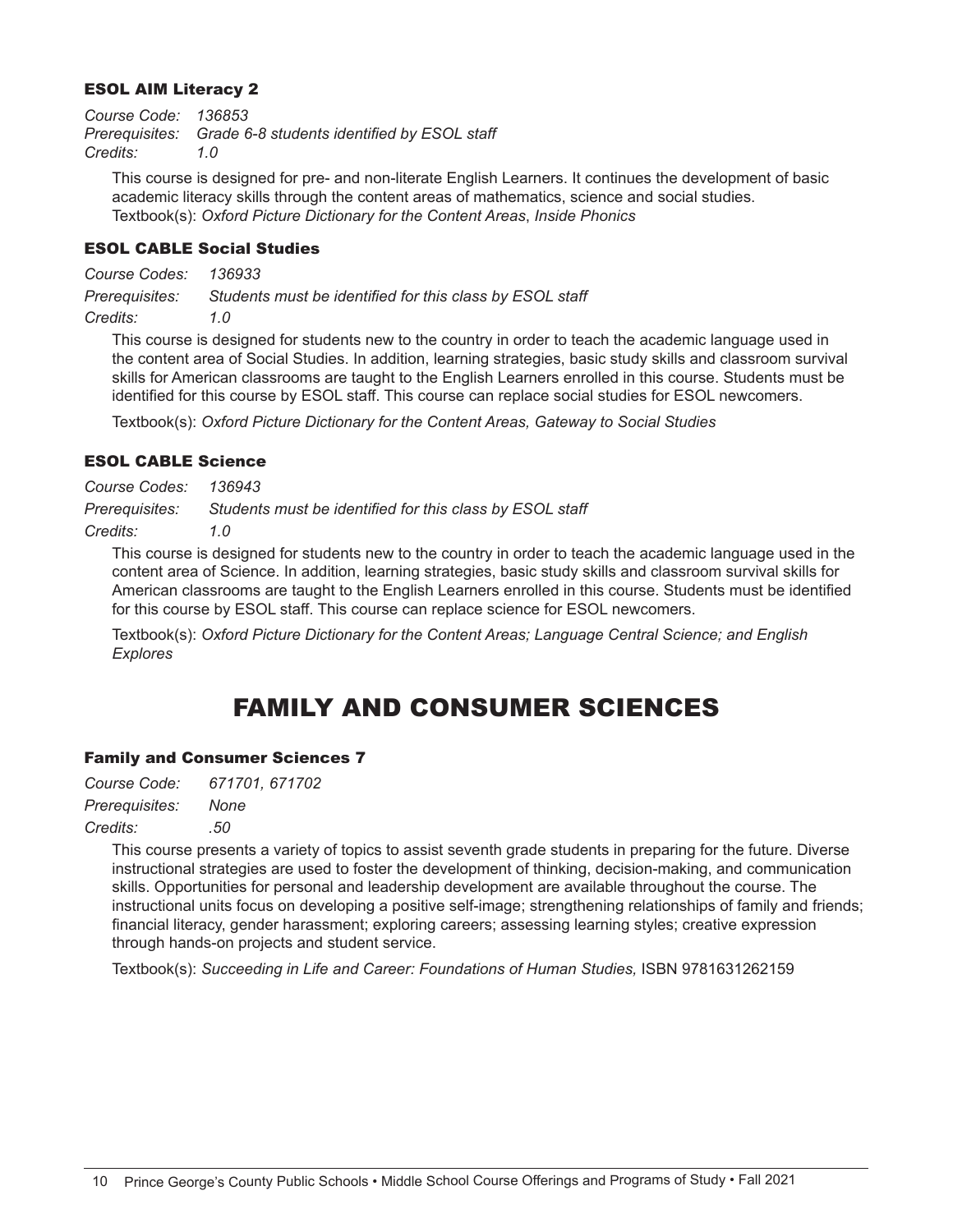### ESOL AIM Literacy 2

*Course Code: 136853*
*Prerequisites: Grade 6-8 students identified by ESOL staff*
*Credits: 1.0*

This course is designed for pre- and non-literate English Learners. It continues the development of basic academic literacy skills through the content areas of mathematics, science and social studies.
Textbook(s): *Oxford Picture Dictionary for the Content Areas*, *Inside Phonics*

### ESOL CABLE Social Studies

*Course Codes: 136933*
*Prerequisites: Students must be identified for this class by ESOL staff*
*Credits: 1.0*

This course is designed for students new to the country in order to teach the academic language used in the content area of Social Studies. In addition, learning strategies, basic study skills and classroom survival skills for American classrooms are taught to the English Learners enrolled in this course. Students must be identified for this course by ESOL staff. This course can replace social studies for ESOL newcomers.

Textbook(s): *Oxford Picture Dictionary for the Content Areas, Gateway to Social Studies*

### ESOL CABLE Science

*Course Codes: 136943*
*Prerequisites: Students must be identified for this class by ESOL staff*
*Credits: 1.0*

This course is designed for students new to the country in order to teach the academic language used in the content area of Science. In addition, learning strategies, basic study skills and classroom survival skills for American classrooms are taught to the English Learners enrolled in this course. Students must be identified for this course by ESOL staff. This course can replace science for ESOL newcomers.

Textbook(s): *Oxford Picture Dictionary for the Content Areas; Language Central Science; and English Explores*

## FAMILY AND CONSUMER SCIENCES

### Family and Consumer Sciences 7

*Course Code: 671701, 671702*
*Prerequisites: None*
*Credits: .50*

This course presents a variety of topics to assist seventh grade students in preparing for the future. Diverse instructional strategies are used to foster the development of thinking, decision-making, and communication skills. Opportunities for personal and leadership development are available throughout the course. The instructional units focus on developing a positive self-image; strengthening relationships of family and friends; financial literacy, gender harassment; exploring careers; assessing learning styles; creative expression through hands-on projects and student service.

Textbook(s): *Succeeding in Life and Career: Foundations of Human Studies,* ISBN 9781631262159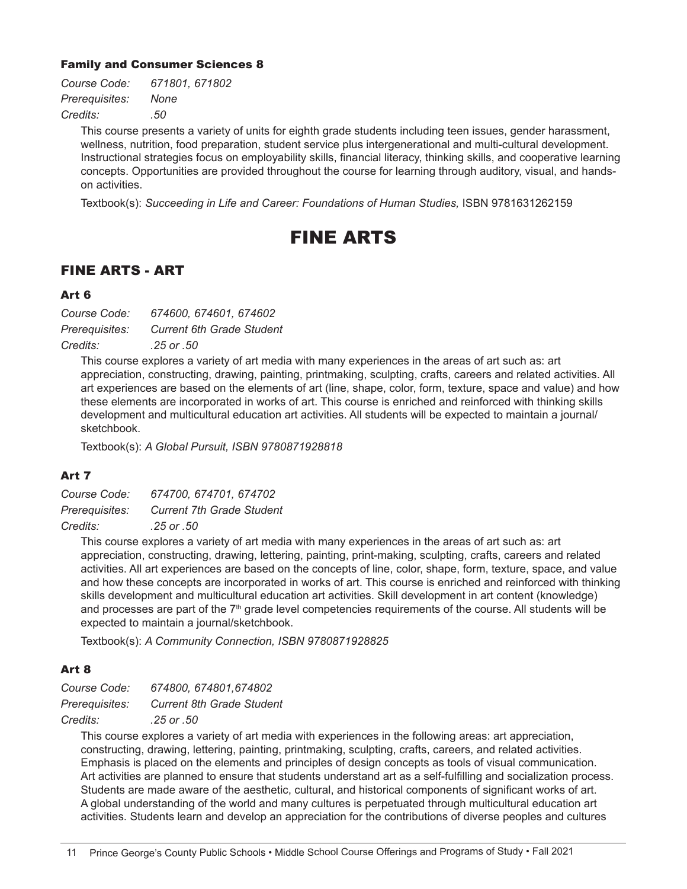### Family and Consumer Sciences 8

*Course Code:* *671801, 671802*
*Prerequisites:* *None*
*Credits:* *.50*

This course presents a variety of units for eighth grade students including teen issues, gender harassment, wellness, nutrition, food preparation, student service plus intergenerational and multi-cultural development. Instructional strategies focus on employability skills, financial literacy, thinking skills, and cooperative learning concepts. Opportunities are provided throughout the course for learning through auditory, visual, and hands-on activities.

Textbook(s): *Succeeding in Life and Career: Foundations of Human Studies,* ISBN 9781631262159

# FINE ARTS

## FINE ARTS - ART

### Art 6

*Course Code:* *674600, 674601, 674602*
*Prerequisites:* *Current 6th Grade Student*
*Credits:* *.25 or .50*

This course explores a variety of art media with many experiences in the areas of art such as: art appreciation, constructing, drawing, painting, printmaking, sculpting, crafts, careers and related activities. All art experiences are based on the elements of art (line, shape, color, form, texture, space and value) and how these elements are incorporated in works of art. This course is enriched and reinforced with thinking skills development and multicultural education art activities. All students will be expected to maintain a journal/sketchbook.

Textbook(s): *A Global Pursuit, ISBN 9780871928818*

### Art 7

*Course Code:* *674700, 674701, 674702*
*Prerequisites:* *Current 7th Grade Student*
*Credits:* *.25 or .50*

This course explores a variety of art media with many experiences in the areas of art such as: art appreciation, constructing, drawing, lettering, painting, print-making, sculpting, crafts, careers and related activities. All art experiences are based on the concepts of line, color, shape, form, texture, space, and value and how these concepts are incorporated in works of art. This course is enriched and reinforced with thinking skills development and multicultural education art activities. Skill development in art content (knowledge) and processes are part of the 7th grade level competencies requirements of the course. All students will be expected to maintain a journal/sketchbook.

Textbook(s): *A Community Connection, ISBN 9780871928825*

### Art 8

*Course Code:* *674800, 674801,674802*
*Prerequisites:* *Current 8th Grade Student*
*Credits:* *.25 or .50*

This course explores a variety of art media with experiences in the following areas: art appreciation, constructing, drawing, lettering, painting, printmaking, sculpting, crafts, careers, and related activities. Emphasis is placed on the elements and principles of design concepts as tools of visual communication. Art activities are planned to ensure that students understand art as a self-fulfilling and socialization process. Students are made aware of the aesthetic, cultural, and historical components of significant works of art. A global understanding of the world and many cultures is perpetuated through multicultural education art activities. Students learn and develop an appreciation for the contributions of diverse peoples and cultures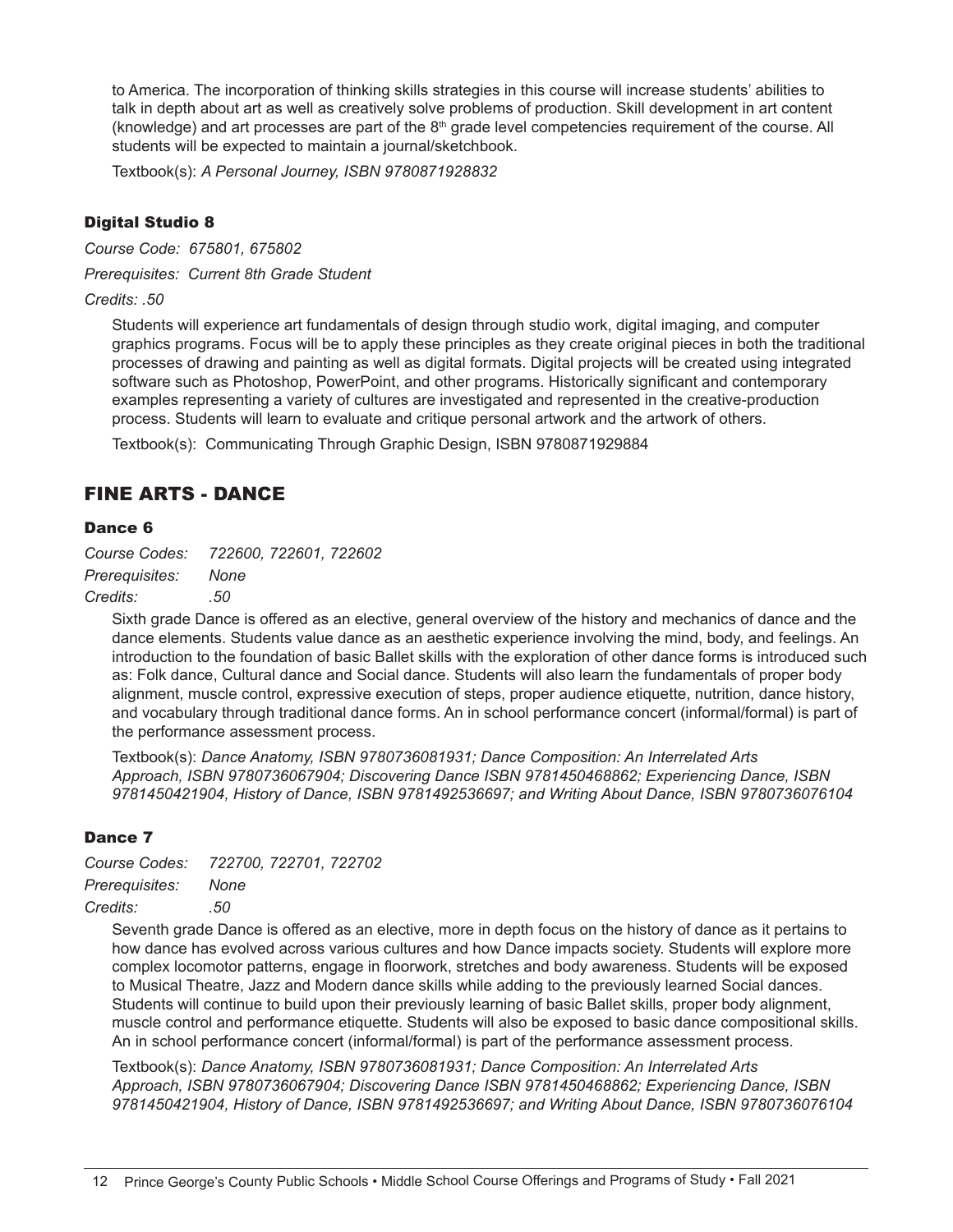to America. The incorporation of thinking skills strategies in this course will increase students' abilities to talk in depth about art as well as creatively solve problems of production. Skill development in art content (knowledge) and art processes are part of the 8th grade level competencies requirement of the course. All students will be expected to maintain a journal/sketchbook.

Textbook(s): *A Personal Journey, ISBN 9780871928832*

### Digital Studio 8

*Course Code: 675801, 675802*

*Prerequisites: Current 8th Grade Student*

*Credits: .50*

Students will experience art fundamentals of design through studio work, digital imaging, and computer graphics programs. Focus will be to apply these principles as they create original pieces in both the traditional processes of drawing and painting as well as digital formats. Digital projects will be created using integrated software such as Photoshop, PowerPoint, and other programs. Historically significant and contemporary examples representing a variety of cultures are investigated and represented in the creative-production process. Students will learn to evaluate and critique personal artwork and the artwork of others.

Textbook(s): Communicating Through Graphic Design, ISBN 9780871929884

## FINE ARTS - DANCE

### Dance 6

*Course Codes:* *722600, 722601, 722602*
*Prerequisites:* *None*
*Credits:* *.50*

Sixth grade Dance is offered as an elective, general overview of the history and mechanics of dance and the dance elements. Students value dance as an aesthetic experience involving the mind, body, and feelings. An introduction to the foundation of basic Ballet skills with the exploration of other dance forms is introduced such as: Folk dance, Cultural dance and Social dance. Students will also learn the fundamentals of proper body alignment, muscle control, expressive execution of steps, proper audience etiquette, nutrition, dance history, and vocabulary through traditional dance forms. An in school performance concert (informal/formal) is part of the performance assessment process.

Textbook(s): *Dance Anatomy, ISBN 9780736081931; Dance Composition: An Interrelated Arts Approach, ISBN 9780736067904; Discovering Dance ISBN 9781450468862; Experiencing Dance, ISBN 9781450421904, History of Dance, ISBN 9781492536697; and Writing About Dance, ISBN 9780736076104*

### Dance 7

*Course Codes:* *722700, 722701, 722702*
*Prerequisites:* *None*
*Credits:* *.50*

Seventh grade Dance is offered as an elective, more in depth focus on the history of dance as it pertains to how dance has evolved across various cultures and how Dance impacts society. Students will explore more complex locomotor patterns, engage in floorwork, stretches and body awareness. Students will be exposed to Musical Theatre, Jazz and Modern dance skills while adding to the previously learned Social dances. Students will continue to build upon their previously learning of basic Ballet skills, proper body alignment, muscle control and performance etiquette. Students will also be exposed to basic dance compositional skills. An in school performance concert (informal/formal) is part of the performance assessment process.

Textbook(s): *Dance Anatomy, ISBN 9780736081931; Dance Composition: An Interrelated Arts Approach, ISBN 9780736067904; Discovering Dance ISBN 9781450468862; Experiencing Dance, ISBN 9781450421904, History of Dance, ISBN 9781492536697; and Writing About Dance, ISBN 9780736076104*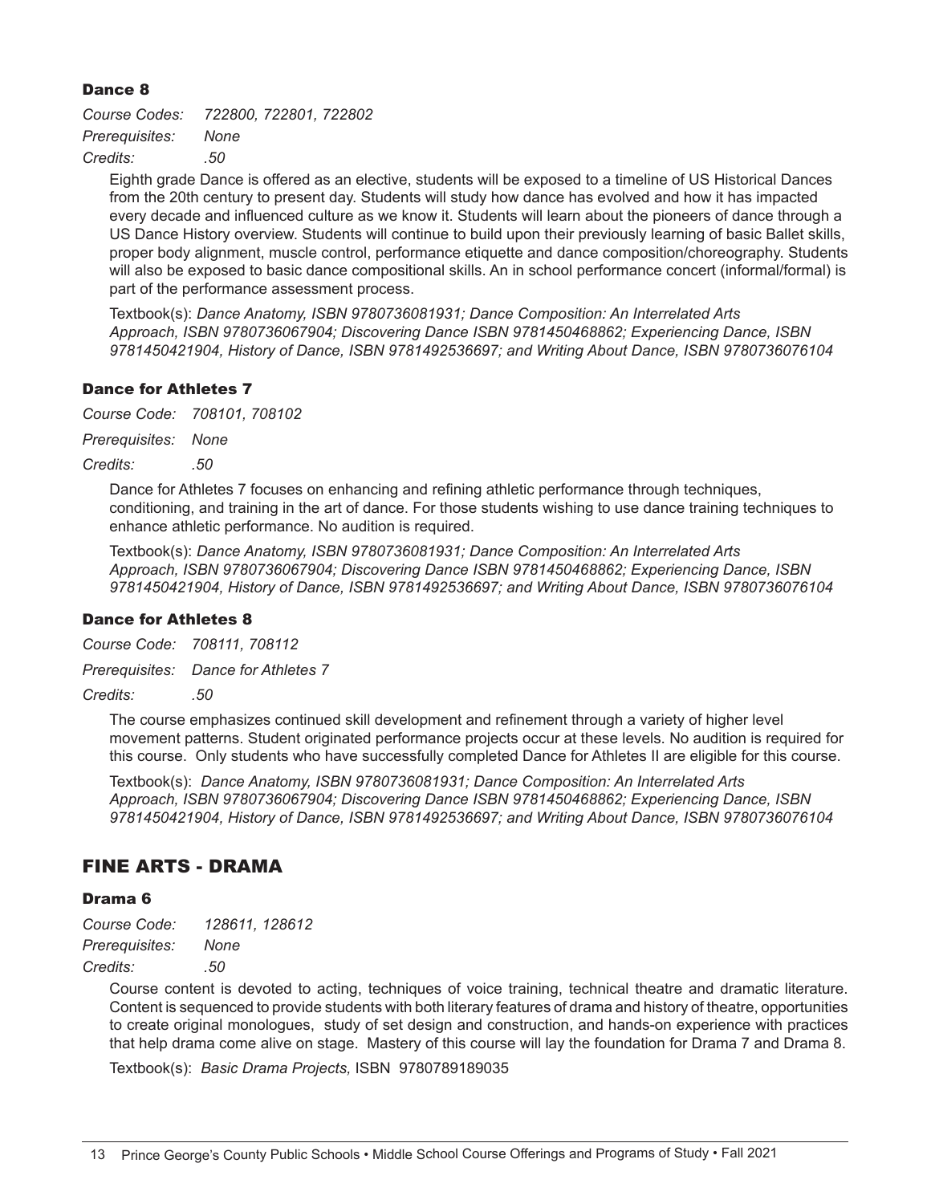### Dance 8

*Course Codes: 722800, 722801, 722802*
*Prerequisites: None*
*Credits: .50*

Eighth grade Dance is offered as an elective, students will be exposed to a timeline of US Historical Dances from the 20th century to present day. Students will study how dance has evolved and how it has impacted every decade and influenced culture as we know it. Students will learn about the pioneers of dance through a US Dance History overview. Students will continue to build upon their previously learning of basic Ballet skills, proper body alignment, muscle control, performance etiquette and dance composition/choreography. Students will also be exposed to basic dance compositional skills. An in school performance concert (informal/formal) is part of the performance assessment process.

Textbook(s): *Dance Anatomy, ISBN 9780736081931; Dance Composition: An Interrelated Arts Approach, ISBN 9780736067904; Discovering Dance ISBN 9781450468862; Experiencing Dance, ISBN 9781450421904, History of Dance, ISBN 9781492536697; and Writing About Dance, ISBN 9780736076104*

### Dance for Athletes 7

*Course Code: 708101, 708102*
*Prerequisites: None*
*Credits: .50*

Dance for Athletes 7 focuses on enhancing and refining athletic performance through techniques, conditioning, and training in the art of dance. For those students wishing to use dance training techniques to enhance athletic performance. No audition is required.

Textbook(s): *Dance Anatomy, ISBN 9780736081931; Dance Composition: An Interrelated Arts Approach, ISBN 9780736067904; Discovering Dance ISBN 9781450468862; Experiencing Dance, ISBN 9781450421904, History of Dance, ISBN 9781492536697; and Writing About Dance, ISBN 9780736076104*

### Dance for Athletes 8

*Course Code: 708111, 708112*
*Prerequisites: Dance for Athletes 7*
*Credits: .50*

The course emphasizes continued skill development and refinement through a variety of higher level movement patterns. Student originated performance projects occur at these levels. No audition is required for this course. Only students who have successfully completed Dance for Athletes II are eligible for this course.

Textbook(s): *Dance Anatomy, ISBN 9780736081931; Dance Composition: An Interrelated Arts Approach, ISBN 9780736067904; Discovering Dance ISBN 9781450468862; Experiencing Dance, ISBN 9781450421904, History of Dance, ISBN 9781492536697; and Writing About Dance, ISBN 9780736076104*

## FINE ARTS - DRAMA

### Drama 6

*Course Code: 128611, 128612*
*Prerequisites: None*
*Credits: .50*

Course content is devoted to acting, techniques of voice training, technical theatre and dramatic literature. Content is sequenced to provide students with both literary features of drama and history of theatre, opportunities to create original monologues, study of set design and construction, and hands-on experience with practices that help drama come alive on stage. Mastery of this course will lay the foundation for Drama 7 and Drama 8.

Textbook(s): *Basic Drama Projects,* ISBN 9780789189035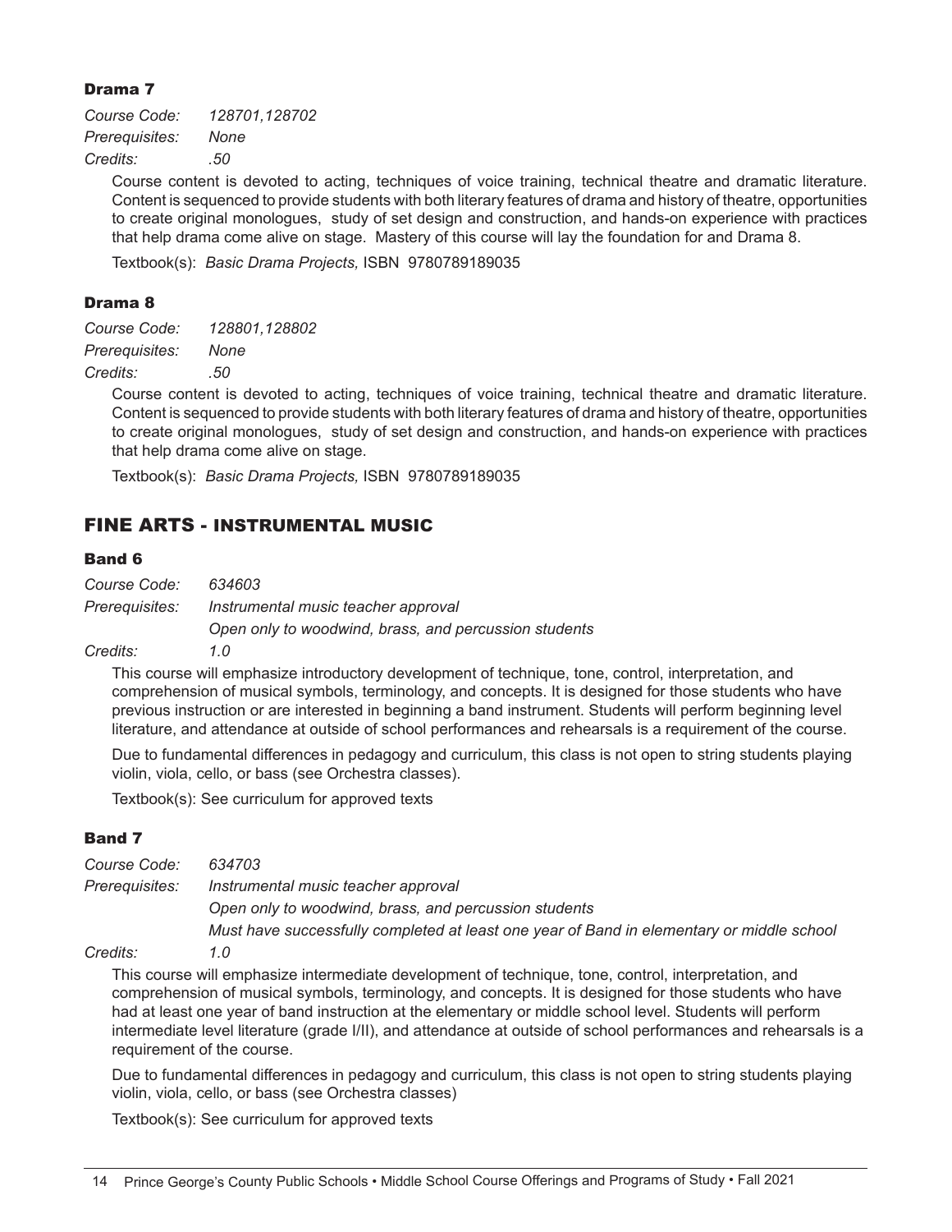### Drama 7

*Course Code:* *128701,128702*
*Prerequisites:* *None*
*Credits:* *.50*

Course content is devoted to acting, techniques of voice training, technical theatre and dramatic literature. Content is sequenced to provide students with both literary features of drama and history of theatre, opportunities to create original monologues, study of set design and construction, and hands-on experience with practices that help drama come alive on stage. Mastery of this course will lay the foundation for and Drama 8.

Textbook(s): *Basic Drama Projects,* ISBN 9780789189035

### Drama 8

*Course Code:* *128801,128802*
*Prerequisites:* *None*
*Credits:* *.50*

Course content is devoted to acting, techniques of voice training, technical theatre and dramatic literature. Content is sequenced to provide students with both literary features of drama and history of theatre, opportunities to create original monologues, study of set design and construction, and hands-on experience with practices that help drama come alive on stage.

Textbook(s): *Basic Drama Projects,* ISBN 9780789189035

## FINE ARTS - INSTRUMENTAL MUSIC

### Band 6

*Course Code:* *634603*
*Prerequisites:* *Instrumental music teacher approval*
*Open only to woodwind, brass, and percussion students*
*Credits:* *1.0*

This course will emphasize introductory development of technique, tone, control, interpretation, and comprehension of musical symbols, terminology, and concepts. It is designed for those students who have previous instruction or are interested in beginning a band instrument. Students will perform beginning level literature, and attendance at outside of school performances and rehearsals is a requirement of the course.

Due to fundamental differences in pedagogy and curriculum, this class is not open to string students playing violin, viola, cello, or bass (see Orchestra classes).

Textbook(s): See curriculum for approved texts

### Band 7

*Course Code:* *634703*
*Prerequisites:* *Instrumental music teacher approval*
*Open only to woodwind, brass, and percussion students*
*Must have successfully completed at least one year of Band in elementary or middle school*
*Credits:* *1.0*

This course will emphasize intermediate development of technique, tone, control, interpretation, and comprehension of musical symbols, terminology, and concepts. It is designed for those students who have had at least one year of band instruction at the elementary or middle school level. Students will perform intermediate level literature (grade I/II), and attendance at outside of school performances and rehearsals is a requirement of the course.

Due to fundamental differences in pedagogy and curriculum, this class is not open to string students playing violin, viola, cello, or bass (see Orchestra classes)

Textbook(s): See curriculum for approved texts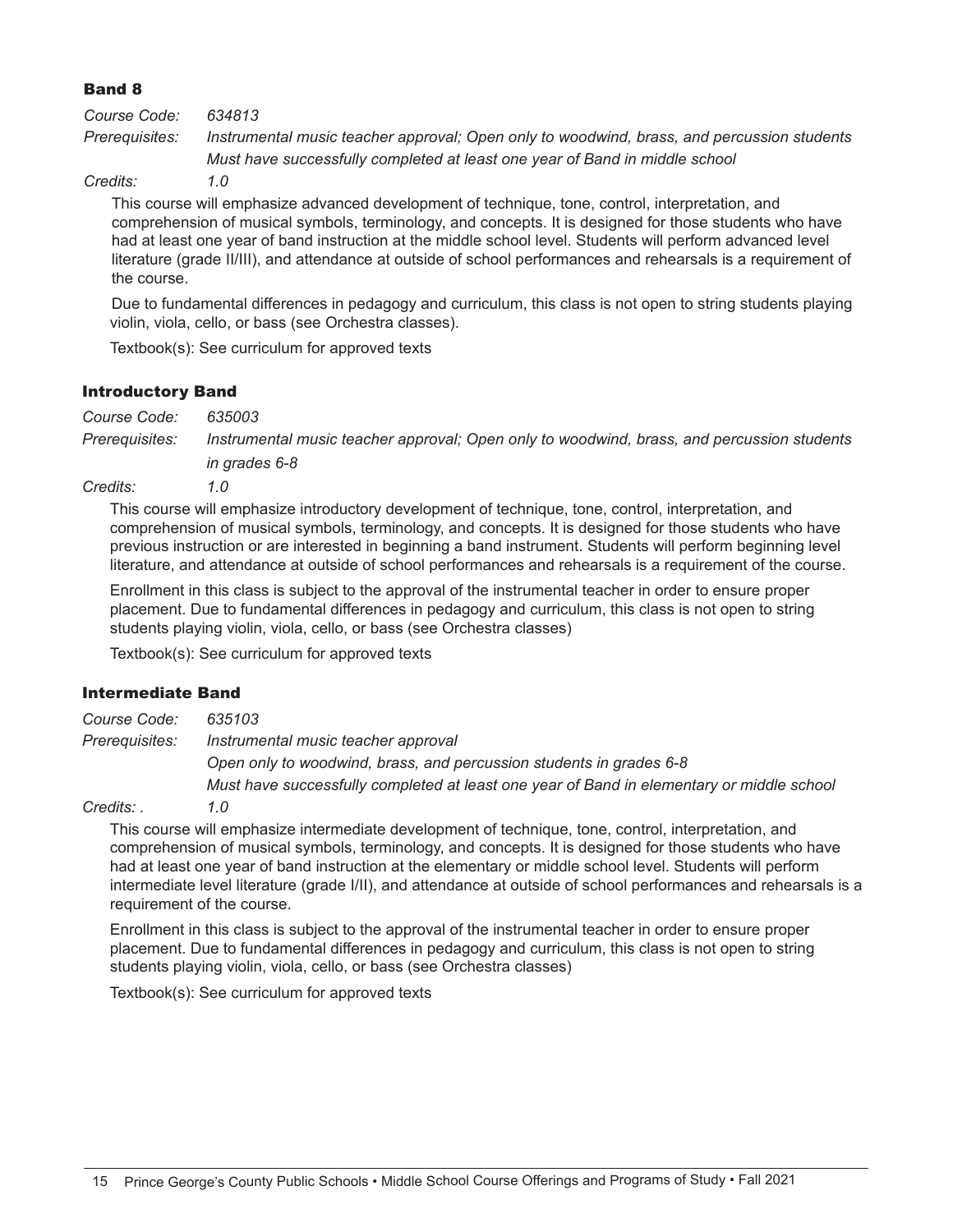### Band 8

*Course Code:* *634813*

*Prerequisites:* *Instrumental music teacher approval; Open only to woodwind, brass, and percussion students*
*Must have successfully completed at least one year of Band in middle school*

*Credits:* *1.0*

This course will emphasize advanced development of technique, tone, control, interpretation, and comprehension of musical symbols, terminology, and concepts. It is designed for those students who have had at least one year of band instruction at the middle school level. Students will perform advanced level literature (grade II/III), and attendance at outside of school performances and rehearsals is a requirement of the course.

Due to fundamental differences in pedagogy and curriculum, this class is not open to string students playing violin, viola, cello, or bass (see Orchestra classes).

Textbook(s): See curriculum for approved texts

### Introductory Band

*Course Code:* *635003*

*Prerequisites:* *Instrumental music teacher approval; Open only to woodwind, brass, and percussion students in grades 6-8*

*Credits:* *1.0*

This course will emphasize introductory development of technique, tone, control, interpretation, and comprehension of musical symbols, terminology, and concepts. It is designed for those students who have previous instruction or are interested in beginning a band instrument. Students will perform beginning level literature, and attendance at outside of school performances and rehearsals is a requirement of the course.

Enrollment in this class is subject to the approval of the instrumental teacher in order to ensure proper placement. Due to fundamental differences in pedagogy and curriculum, this class is not open to string students playing violin, viola, cello, or bass (see Orchestra classes)

Textbook(s): See curriculum for approved texts

### Intermediate Band

*Course Code:* *635103*

*Prerequisites:* *Instrumental music teacher approval*
*Open only to woodwind, brass, and percussion students in grades 6-8*
*Must have successfully completed at least one year of Band in elementary or middle school*

*Credits: .* *1.0*

This course will emphasize intermediate development of technique, tone, control, interpretation, and comprehension of musical symbols, terminology, and concepts. It is designed for those students who have had at least one year of band instruction at the elementary or middle school level. Students will perform intermediate level literature (grade I/II), and attendance at outside of school performances and rehearsals is a requirement of the course.

Enrollment in this class is subject to the approval of the instrumental teacher in order to ensure proper placement. Due to fundamental differences in pedagogy and curriculum, this class is not open to string students playing violin, viola, cello, or bass (see Orchestra classes)

Textbook(s): See curriculum for approved texts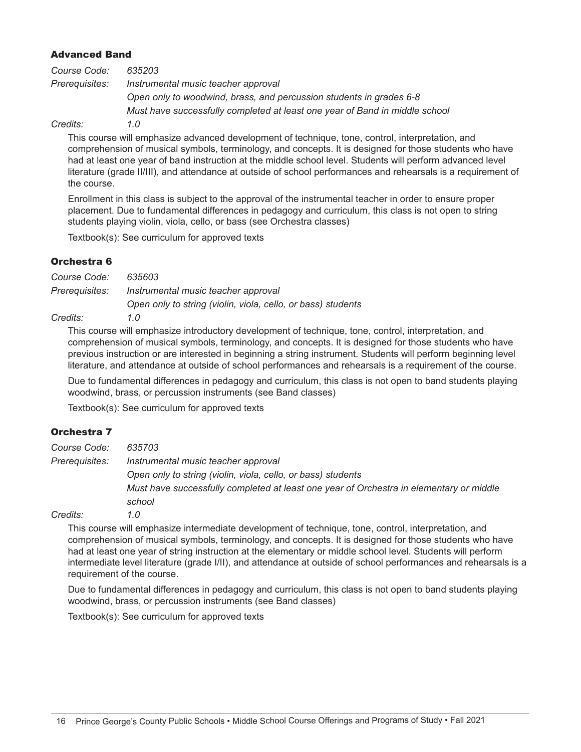### Advanced Band

*Course Code:* *635203*
*Prerequisites:* *Instrumental music teacher approval*
*Open only to woodwind, brass, and percussion students in grades 6-8*
*Must have successfully completed at least one year of Band in middle school*
*Credits:* *1.0*

This course will emphasize advanced development of technique, tone, control, interpretation, and comprehension of musical symbols, terminology, and concepts. It is designed for those students who have had at least one year of band instruction at the middle school level. Students will perform advanced level literature (grade II/III), and attendance at outside of school performances and rehearsals is a requirement of the course.

Enrollment in this class is subject to the approval of the instrumental teacher in order to ensure proper placement. Due to fundamental differences in pedagogy and curriculum, this class is not open to string students playing violin, viola, cello, or bass (see Orchestra classes)

Textbook(s): See curriculum for approved texts

### Orchestra 6

*Course Code:* *635603*
*Prerequisites:* *Instrumental music teacher approval*
*Open only to string (violin, viola, cello, or bass) students*
*Credits:* *1.0*

This course will emphasize introductory development of technique, tone, control, interpretation, and comprehension of musical symbols, terminology, and concepts. It is designed for those students who have previous instruction or are interested in beginning a string instrument. Students will perform beginning level literature, and attendance at outside of school performances and rehearsals is a requirement of the course.

Due to fundamental differences in pedagogy and curriculum, this class is not open to band students playing woodwind, brass, or percussion instruments (see Band classes)

Textbook(s): See curriculum for approved texts

### Orchestra 7

*Course Code:* *635703*
*Prerequisites:* *Instrumental music teacher approval*
*Open only to string (violin, viola, cello, or bass) students*
*Must have successfully completed at least one year of Orchestra in elementary or middle school*
*Credits:* *1.0*

This course will emphasize intermediate development of technique, tone, control, interpretation, and comprehension of musical symbols, terminology, and concepts. It is designed for those students who have had at least one year of string instruction at the elementary or middle school level. Students will perform intermediate level literature (grade I/II), and attendance at outside of school performances and rehearsals is a requirement of the course.

Due to fundamental differences in pedagogy and curriculum, this class is not open to band students playing woodwind, brass, or percussion instruments (see Band classes)

Textbook(s): See curriculum for approved texts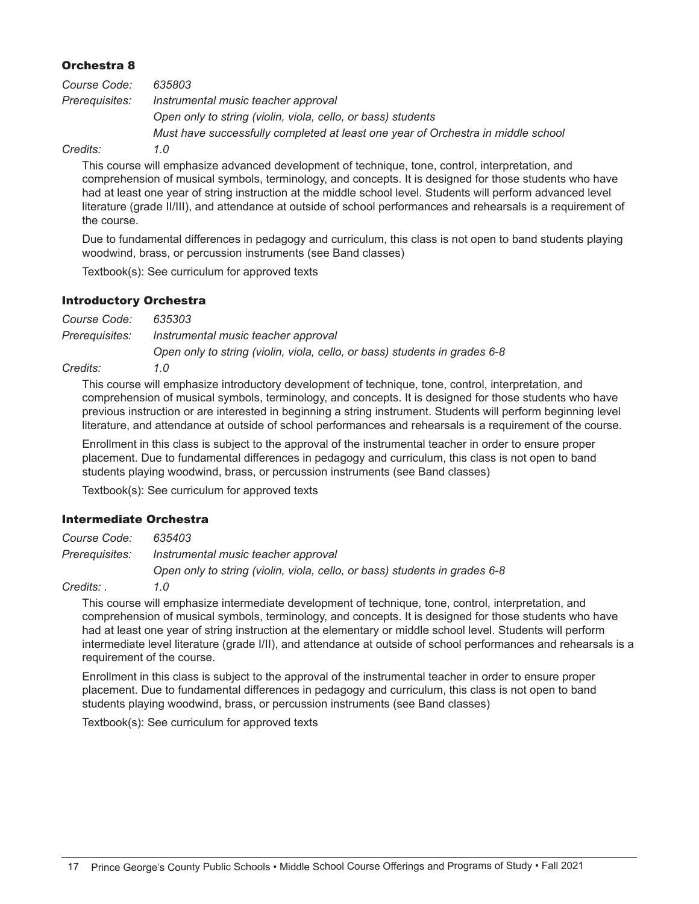### Orchestra 8

*Course Code:* *635803*

*Prerequisites:* *Instrumental music teacher approval*
*Open only to string (violin, viola, cello, or bass) students*
*Must have successfully completed at least one year of Orchestra in middle school*

*Credits:* *1.0*

This course will emphasize advanced development of technique, tone, control, interpretation, and comprehension of musical symbols, terminology, and concepts. It is designed for those students who have had at least one year of string instruction at the middle school level. Students will perform advanced level literature (grade II/III), and attendance at outside of school performances and rehearsals is a requirement of the course.

Due to fundamental differences in pedagogy and curriculum, this class is not open to band students playing woodwind, brass, or percussion instruments (see Band classes)

Textbook(s): See curriculum for approved texts

### Introductory Orchestra

*Course Code:* *635303*

*Prerequisites:* *Instrumental music teacher approval*
*Open only to string (violin, viola, cello, or bass) students in grades 6-8*

*Credits:* *1.0*

This course will emphasize introductory development of technique, tone, control, interpretation, and comprehension of musical symbols, terminology, and concepts. It is designed for those students who have previous instruction or are interested in beginning a string instrument. Students will perform beginning level literature, and attendance at outside of school performances and rehearsals is a requirement of the course.

Enrollment in this class is subject to the approval of the instrumental teacher in order to ensure proper placement. Due to fundamental differences in pedagogy and curriculum, this class is not open to band students playing woodwind, brass, or percussion instruments (see Band classes)

Textbook(s): See curriculum for approved texts

### Intermediate Orchestra

*Course Code:* *635403*

*Prerequisites:* *Instrumental music teacher approval*
*Open only to string (violin, viola, cello, or bass) students in grades 6-8*

*Credits: .* *1.0*

This course will emphasize intermediate development of technique, tone, control, interpretation, and comprehension of musical symbols, terminology, and concepts. It is designed for those students who have had at least one year of string instruction at the elementary or middle school level. Students will perform intermediate level literature (grade I/II), and attendance at outside of school performances and rehearsals is a requirement of the course.

Enrollment in this class is subject to the approval of the instrumental teacher in order to ensure proper placement. Due to fundamental differences in pedagogy and curriculum, this class is not open to band students playing woodwind, brass, or percussion instruments (see Band classes)

Textbook(s): See curriculum for approved texts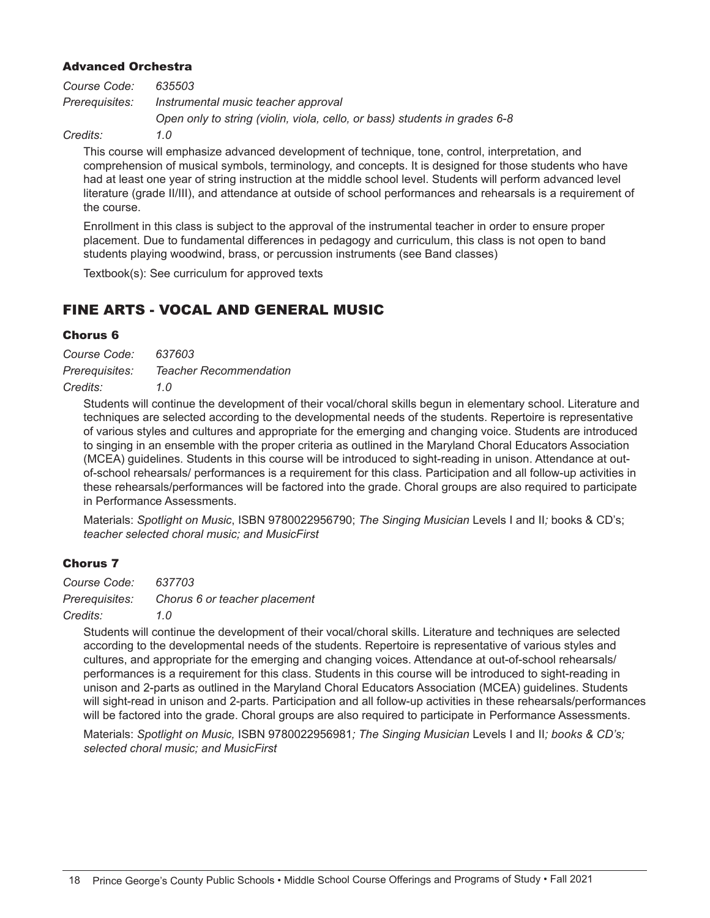### Advanced Orchestra

*Course Code:* *635503*
*Prerequisites:* *Instrumental music teacher approval*
*Open only to string (violin, viola, cello, or bass) students in grades 6-8*
*Credits:* *1.0*

This course will emphasize advanced development of technique, tone, control, interpretation, and comprehension of musical symbols, terminology, and concepts. It is designed for those students who have had at least one year of string instruction at the middle school level. Students will perform advanced level literature (grade II/III), and attendance at outside of school performances and rehearsals is a requirement of the course.

Enrollment in this class is subject to the approval of the instrumental teacher in order to ensure proper placement. Due to fundamental differences in pedagogy and curriculum, this class is not open to band students playing woodwind, brass, or percussion instruments (see Band classes)

Textbook(s): See curriculum for approved texts

## FINE ARTS - VOCAL AND GENERAL MUSIC

### Chorus 6

*Course Code:* *637603*
*Prerequisites:* *Teacher Recommendation*
*Credits:* *1.0*

Students will continue the development of their vocal/choral skills begun in elementary school. Literature and techniques are selected according to the developmental needs of the students. Repertoire is representative of various styles and cultures and appropriate for the emerging and changing voice. Students are introduced to singing in an ensemble with the proper criteria as outlined in the Maryland Choral Educators Association (MCEA) guidelines. Students in this course will be introduced to sight-reading in unison. Attendance at out-of-school rehearsals/ performances is a requirement for this class. Participation and all follow-up activities in these rehearsals/performances will be factored into the grade. Choral groups are also required to participate in Performance Assessments.

Materials: *Spotlight on Music*, ISBN 9780022956790; *The Singing Musician* Levels I and II*;* books & CD's; *teacher selected choral music; and MusicFirst*

### Chorus 7

*Course Code:* *637703*
*Prerequisites:* *Chorus 6 or teacher placement*
*Credits:* *1.0*

Students will continue the development of their vocal/choral skills. Literature and techniques are selected according to the developmental needs of the students. Repertoire is representative of various styles and cultures, and appropriate for the emerging and changing voices. Attendance at out-of-school rehearsals/ performances is a requirement for this class. Students in this course will be introduced to sight-reading in unison and 2-parts as outlined in the Maryland Choral Educators Association (MCEA) guidelines. Students will sight-read in unison and 2-parts. Participation and all follow-up activities in these rehearsals/performances will be factored into the grade. Choral groups are also required to participate in Performance Assessments.

Materials: *Spotlight on Music,* ISBN 9780022956981*; The Singing Musician* Levels I and II*; books & CD's; selected choral music; and MusicFirst*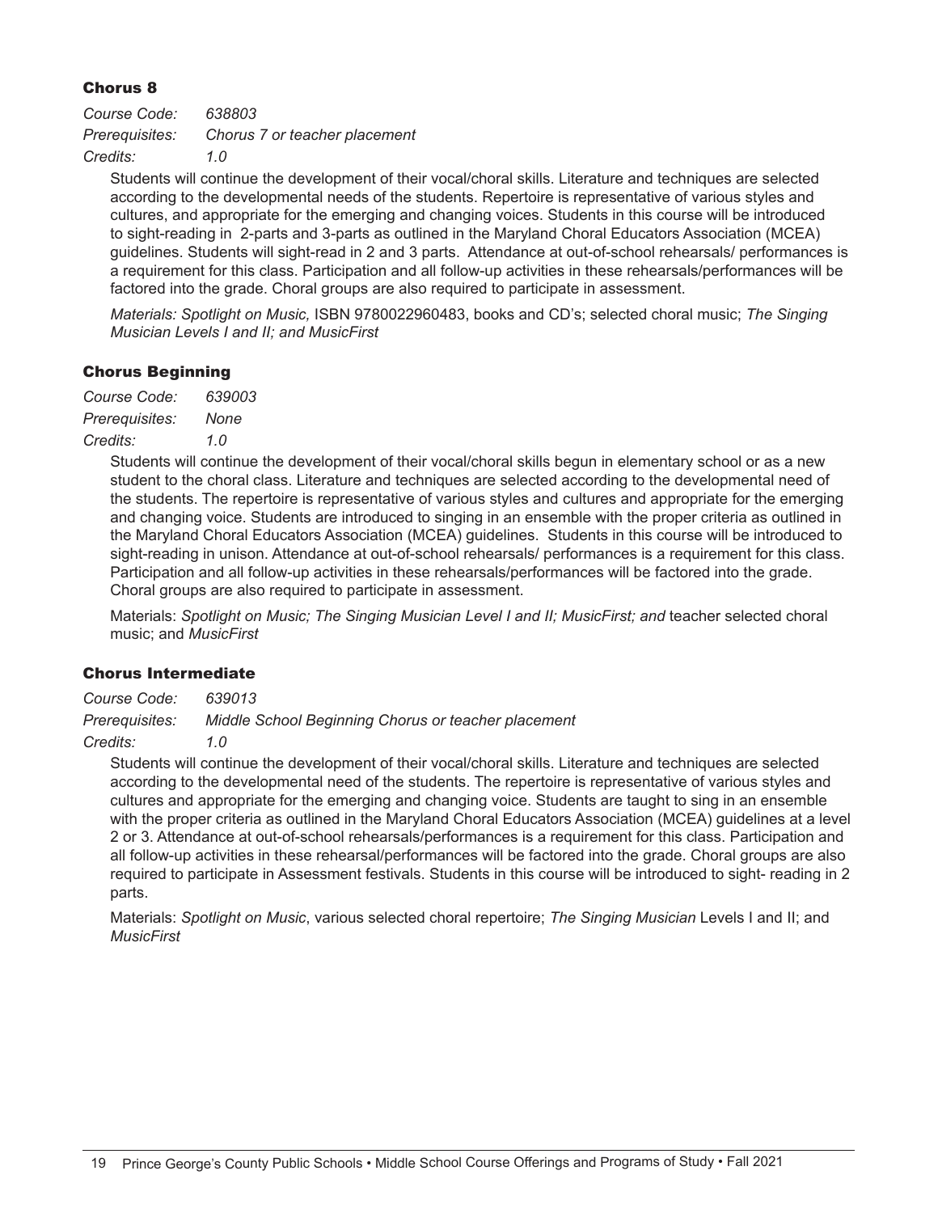### Chorus 8

*Course Code:* *638803*
*Prerequisites:* *Chorus 7 or teacher placement*
*Credits:* *1.0*

Students will continue the development of their vocal/choral skills. Literature and techniques are selected according to the developmental needs of the students. Repertoire is representative of various styles and cultures, and appropriate for the emerging and changing voices. Students in this course will be introduced to sight-reading in 2-parts and 3-parts as outlined in the Maryland Choral Educators Association (MCEA) guidelines. Students will sight-read in 2 and 3 parts. Attendance at out-of-school rehearsals/ performances is a requirement for this class. Participation and all follow-up activities in these rehearsals/performances will be factored into the grade. Choral groups are also required to participate in assessment.

*Materials: Spotlight on Music,* ISBN 9780022960483, books and CD's; selected choral music; *The Singing Musician Levels I and II; and MusicFirst*

### Chorus Beginning

*Course Code:* *639003*
*Prerequisites:* *None*
*Credits:* *1.0*

Students will continue the development of their vocal/choral skills begun in elementary school or as a new student to the choral class. Literature and techniques are selected according to the developmental need of the students. The repertoire is representative of various styles and cultures and appropriate for the emerging and changing voice. Students are introduced to singing in an ensemble with the proper criteria as outlined in the Maryland Choral Educators Association (MCEA) guidelines. Students in this course will be introduced to sight-reading in unison. Attendance at out-of-school rehearsals/ performances is a requirement for this class. Participation and all follow-up activities in these rehearsals/performances will be factored into the grade. Choral groups are also required to participate in assessment.

Materials: *Spotlight on Music; The Singing Musician Level I and II; MusicFirst; and* teacher selected choral music; and *MusicFirst*

### Chorus Intermediate

*Course Code:* *639013*
*Prerequisites:* *Middle School Beginning Chorus or teacher placement*
*Credits:* *1.0*

Students will continue the development of their vocal/choral skills. Literature and techniques are selected according to the developmental need of the students. The repertoire is representative of various styles and cultures and appropriate for the emerging and changing voice. Students are taught to sing in an ensemble with the proper criteria as outlined in the Maryland Choral Educators Association (MCEA) guidelines at a level 2 or 3. Attendance at out-of-school rehearsals/performances is a requirement for this class. Participation and all follow-up activities in these rehearsal/performances will be factored into the grade. Choral groups are also required to participate in Assessment festivals. Students in this course will be introduced to sight- reading in 2 parts.

Materials: *Spotlight on Music*, various selected choral repertoire; *The Singing Musician* Levels I and II; and *MusicFirst*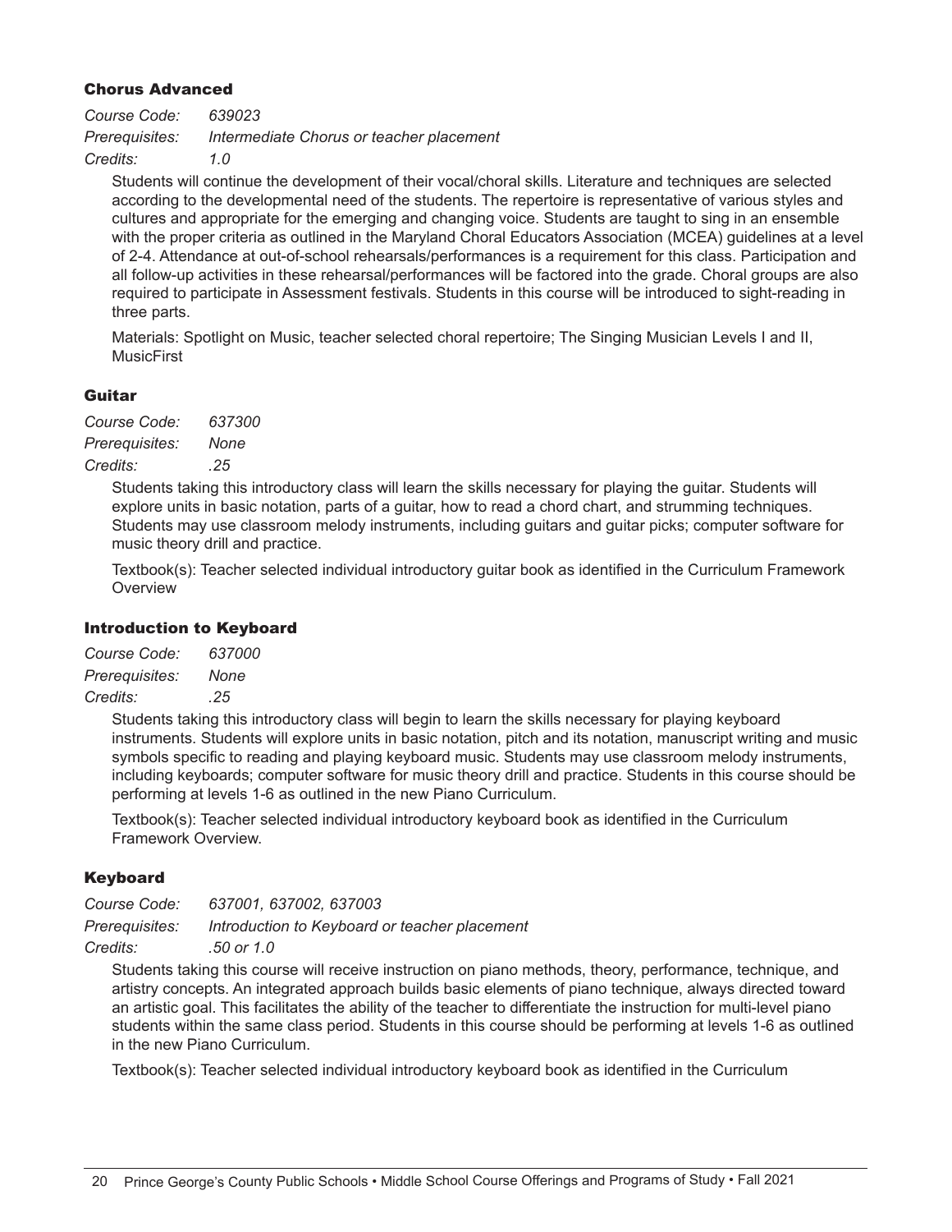### Chorus Advanced

*Course Code:* *639023*
*Prerequisites:* *Intermediate Chorus or teacher placement*
*Credits:* *1.0*

Students will continue the development of their vocal/choral skills. Literature and techniques are selected according to the developmental need of the students. The repertoire is representative of various styles and cultures and appropriate for the emerging and changing voice. Students are taught to sing in an ensemble with the proper criteria as outlined in the Maryland Choral Educators Association (MCEA) guidelines at a level of 2-4. Attendance at out-of-school rehearsals/performances is a requirement for this class. Participation and all follow-up activities in these rehearsal/performances will be factored into the grade. Choral groups are also required to participate in Assessment festivals. Students in this course will be introduced to sight-reading in three parts.

Materials: Spotlight on Music, teacher selected choral repertoire; The Singing Musician Levels I and II, MusicFirst

### Guitar

*Course Code:* *637300*
*Prerequisites:* *None*
*Credits:* *.25*

Students taking this introductory class will learn the skills necessary for playing the guitar. Students will explore units in basic notation, parts of a guitar, how to read a chord chart, and strumming techniques. Students may use classroom melody instruments, including guitars and guitar picks; computer software for music theory drill and practice.

Textbook(s): Teacher selected individual introductory guitar book as identified in the Curriculum Framework Overview

### Introduction to Keyboard

*Course Code:* *637000*
*Prerequisites:* *None*
*Credits:* *.25*

Students taking this introductory class will begin to learn the skills necessary for playing keyboard instruments. Students will explore units in basic notation, pitch and its notation, manuscript writing and music symbols specific to reading and playing keyboard music. Students may use classroom melody instruments, including keyboards; computer software for music theory drill and practice. Students in this course should be performing at levels 1-6 as outlined in the new Piano Curriculum.

Textbook(s): Teacher selected individual introductory keyboard book as identified in the Curriculum Framework Overview.

### Keyboard

*Course Code:* *637001, 637002, 637003*
*Prerequisites:* *Introduction to Keyboard or teacher placement*
*Credits:* *.50 or 1.0*

Students taking this course will receive instruction on piano methods, theory, performance, technique, and artistry concepts. An integrated approach builds basic elements of piano technique, always directed toward an artistic goal. This facilitates the ability of the teacher to differentiate the instruction for multi-level piano students within the same class period. Students in this course should be performing at levels 1-6 as outlined in the new Piano Curriculum.

Textbook(s): Teacher selected individual introductory keyboard book as identified in the Curriculum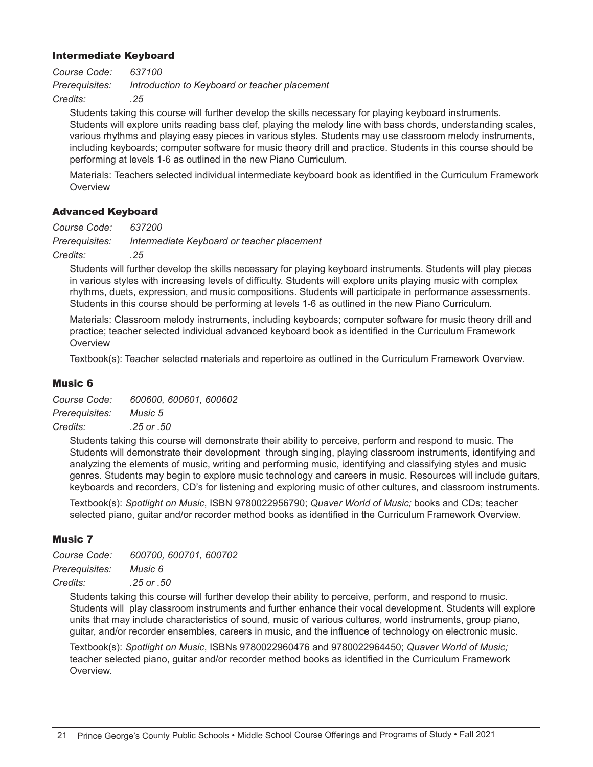### Intermediate Keyboard

*Course Code: 637100*
*Prerequisites: Introduction to Keyboard or teacher placement*
*Credits: .25*

Students taking this course will further develop the skills necessary for playing keyboard instruments. Students will explore units reading bass clef, playing the melody line with bass chords, understanding scales, various rhythms and playing easy pieces in various styles. Students may use classroom melody instruments, including keyboards; computer software for music theory drill and practice. Students in this course should be performing at levels 1-6 as outlined in the new Piano Curriculum.

Materials: Teachers selected individual intermediate keyboard book as identified in the Curriculum Framework Overview

### Advanced Keyboard

*Course Code: 637200*
*Prerequisites: Intermediate Keyboard or teacher placement*
*Credits: .25*

Students will further develop the skills necessary for playing keyboard instruments. Students will play pieces in various styles with increasing levels of difficulty. Students will explore units playing music with complex rhythms, duets, expression, and music compositions. Students will participate in performance assessments. Students in this course should be performing at levels 1-6 as outlined in the new Piano Curriculum.

Materials: Classroom melody instruments, including keyboards; computer software for music theory drill and practice; teacher selected individual advanced keyboard book as identified in the Curriculum Framework Overview

Textbook(s): Teacher selected materials and repertoire as outlined in the Curriculum Framework Overview.

### Music 6

*Course Code: 600600, 600601, 600602*
*Prerequisites: Music 5*
*Credits: .25 or .50*

Students taking this course will demonstrate their ability to perceive, perform and respond to music. The Students will demonstrate their development through singing, playing classroom instruments, identifying and analyzing the elements of music, writing and performing music, identifying and classifying styles and music genres. Students may begin to explore music technology and careers in music. Resources will include guitars, keyboards and recorders, CD's for listening and exploring music of other cultures, and classroom instruments.

Textbook(s): *Spotlight on Music*, ISBN 9780022956790; *Quaver World of Music;* books and CDs; teacher selected piano, guitar and/or recorder method books as identified in the Curriculum Framework Overview.

### Music 7

*Course Code: 600700, 600701, 600702*
*Prerequisites: Music 6*
*Credits: .25 or .50*

Students taking this course will further develop their ability to perceive, perform, and respond to music. Students will play classroom instruments and further enhance their vocal development. Students will explore units that may include characteristics of sound, music of various cultures, world instruments, group piano, guitar, and/or recorder ensembles, careers in music, and the influence of technology on electronic music.

Textbook(s): *Spotlight on Music*, ISBNs 9780022960476 and 9780022964450; *Quaver World of Music;* teacher selected piano, guitar and/or recorder method books as identified in the Curriculum Framework Overview.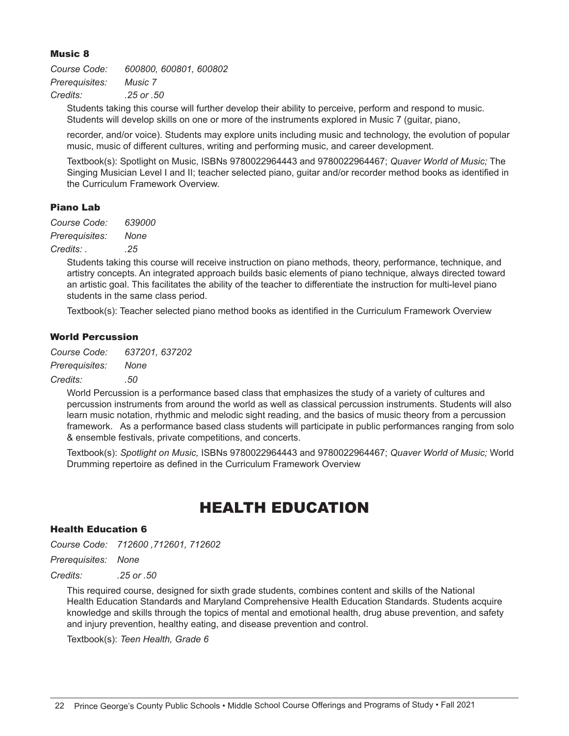### Music 8

*Course Code:* *600800, 600801, 600802*
*Prerequisites:* *Music 7*
*Credits:* *.25 or .50*

Students taking this course will further develop their ability to perceive, perform and respond to music. Students will develop skills on one or more of the instruments explored in Music 7 (guitar, piano, recorder, and/or voice). Students may explore units including music and technology, the evolution of popular music, music of different cultures, writing and performing music, and career development.

Textbook(s): Spotlight on Music, ISBNs 9780022964443 and 9780022964467; *Quaver World of Music;* The Singing Musician Level I and II; teacher selected piano, guitar and/or recorder method books as identified in the Curriculum Framework Overview.

### Piano Lab

*Course Code:* *639000*
*Prerequisites:* *None*
*Credits: .* *.25*

Students taking this course will receive instruction on piano methods, theory, performance, technique, and artistry concepts. An integrated approach builds basic elements of piano technique, always directed toward an artistic goal. This facilitates the ability of the teacher to differentiate the instruction for multi-level piano students in the same class period.

Textbook(s): Teacher selected piano method books as identified in the Curriculum Framework Overview

### World Percussion

*Course Code:* *637201, 637202*
*Prerequisites:* *None*
*Credits:* *.50*

World Percussion is a performance based class that emphasizes the study of a variety of cultures and percussion instruments from around the world as well as classical percussion instruments. Students will also learn music notation, rhythmic and melodic sight reading, and the basics of music theory from a percussion framework. As a performance based class students will participate in public performances ranging from solo & ensemble festivals, private competitions, and concerts.

Textbook(s): *Spotlight on Music,* ISBNs 9780022964443 and 9780022964467; *Quaver World of Music;* World Drumming repertoire as defined in the Curriculum Framework Overview

## HEALTH EDUCATION

### Health Education 6

*Course Code:* *712600 ,712601, 712602*
*Prerequisites:* *None*
*Credits:* *.25 or .50*

This required course, designed for sixth grade students, combines content and skills of the National Health Education Standards and Maryland Comprehensive Health Education Standards. Students acquire knowledge and skills through the topics of mental and emotional health, drug abuse prevention, and safety and injury prevention, healthy eating, and disease prevention and control.

Textbook(s): *Teen Health, Grade 6*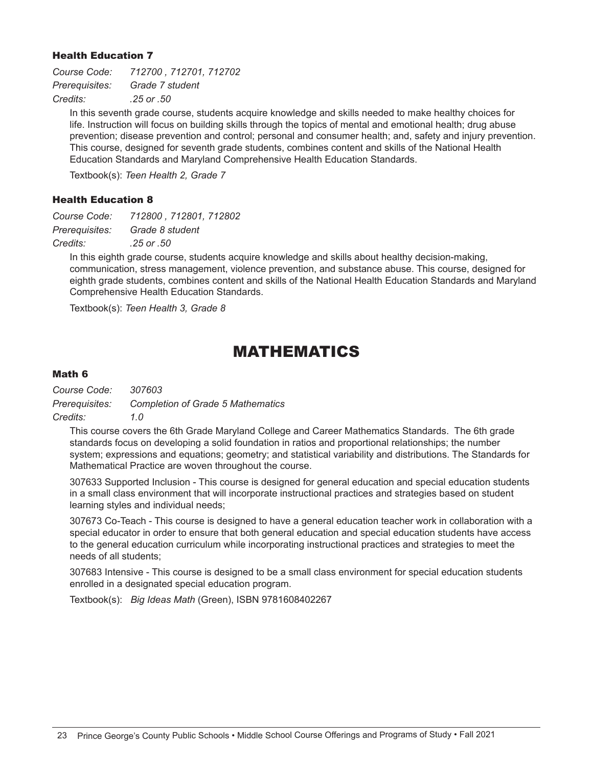### Health Education 7

*Course Code:* *712700 , 712701, 712702*
*Prerequisites:* *Grade 7 student*
*Credits:* *.25 or .50*

In this seventh grade course, students acquire knowledge and skills needed to make healthy choices for life. Instruction will focus on building skills through the topics of mental and emotional health; drug abuse prevention; disease prevention and control; personal and consumer health; and, safety and injury prevention. This course, designed for seventh grade students, combines content and skills of the National Health Education Standards and Maryland Comprehensive Health Education Standards.

Textbook(s): *Teen Health 2, Grade 7*

### Health Education 8

*Course Code:* *712800 , 712801, 712802*
*Prerequisites:* *Grade 8 student*
*Credits:* *.25 or .50*

In this eighth grade course, students acquire knowledge and skills about healthy decision-making, communication, stress management, violence prevention, and substance abuse. This course, designed for eighth grade students, combines content and skills of the National Health Education Standards and Maryland Comprehensive Health Education Standards.

Textbook(s): *Teen Health 3, Grade 8*

## MATHEMATICS

### Math 6

*Course Code:* *307603*
*Prerequisites:* *Completion of Grade 5 Mathematics*
*Credits:* *1.0*

This course covers the 6th Grade Maryland College and Career Mathematics Standards. The 6th grade standards focus on developing a solid foundation in ratios and proportional relationships; the number system; expressions and equations; geometry; and statistical variability and distributions. The Standards for Mathematical Practice are woven throughout the course.

307633 Supported Inclusion - This course is designed for general education and special education students in a small class environment that will incorporate instructional practices and strategies based on student learning styles and individual needs;

307673 Co-Teach - This course is designed to have a general education teacher work in collaboration with a special educator in order to ensure that both general education and special education students have access to the general education curriculum while incorporating instructional practices and strategies to meet the needs of all students;

307683 Intensive - This course is designed to be a small class environment for special education students enrolled in a designated special education program.

Textbook(s): *Big Ideas Math* (Green), ISBN 9781608402267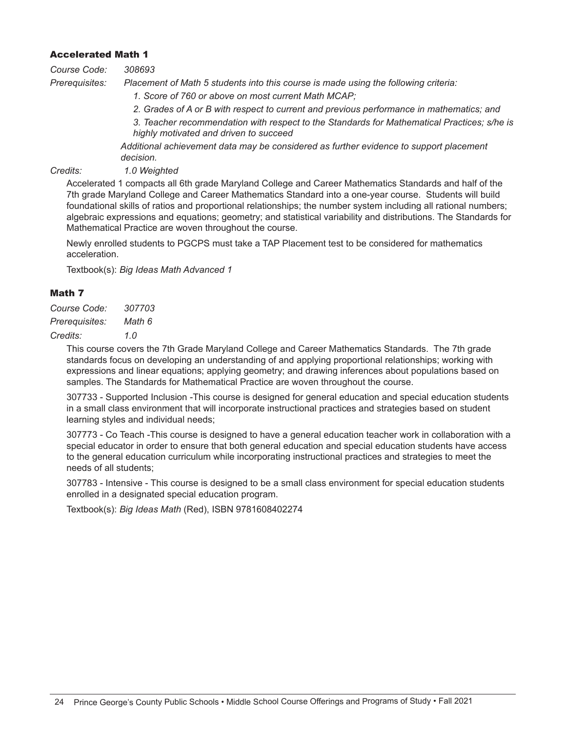### Accelerated Math 1

*Course Code:* *308693*

*Prerequisites:* *Placement of Math 5 students into this course is made using the following criteria:*

*1. Score of 760 or above on most current Math MCAP;*

*2. Grades of A or B with respect to current and previous performance in mathematics; and*

*3. Teacher recommendation with respect to the Standards for Mathematical Practices; s/he is highly motivated and driven to succeed*

*Additional achievement data may be considered as further evidence to support placement decision.*

*Credits:* *1.0 Weighted*

Accelerated 1 compacts all 6th grade Maryland College and Career Mathematics Standards and half of the 7th grade Maryland College and Career Mathematics Standard into a one-year course. Students will build foundational skills of ratios and proportional relationships; the number system including all rational numbers; algebraic expressions and equations; geometry; and statistical variability and distributions. The Standards for Mathematical Practice are woven throughout the course.

Newly enrolled students to PGCPS must take a TAP Placement test to be considered for mathematics acceleration.

Textbook(s): *Big Ideas Math Advanced 1*

### Math 7

*Course Code:* *307703*

*Prerequisites:* *Math 6*

*Credits:* *1.0*

This course covers the 7th Grade Maryland College and Career Mathematics Standards. The 7th grade standards focus on developing an understanding of and applying proportional relationships; working with expressions and linear equations; applying geometry; and drawing inferences about populations based on samples. The Standards for Mathematical Practice are woven throughout the course.

307733 - Supported Inclusion -This course is designed for general education and special education students in a small class environment that will incorporate instructional practices and strategies based on student learning styles and individual needs;

307773 - Co Teach -This course is designed to have a general education teacher work in collaboration with a special educator in order to ensure that both general education and special education students have access to the general education curriculum while incorporating instructional practices and strategies to meet the needs of all students;

307783 - Intensive - This course is designed to be a small class environment for special education students enrolled in a designated special education program.

Textbook(s): *Big Ideas Math* (Red), ISBN 9781608402274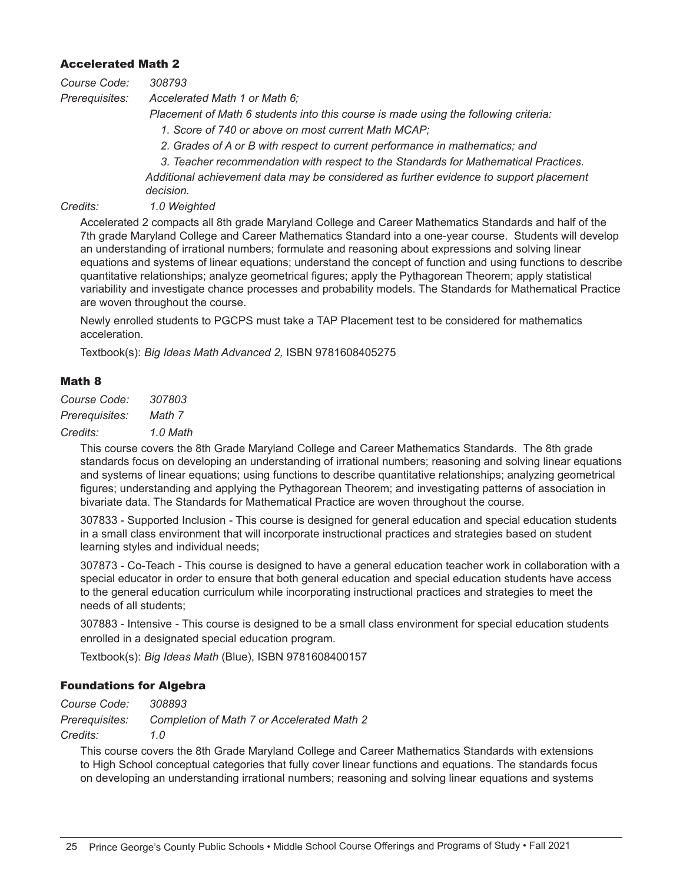### Accelerated Math 2

*Course Code:* *308793*

*Prerequisites:* *Accelerated Math 1 or Math 6;*

*Placement of Math 6 students into this course is made using the following criteria:*

1. *Score of 740 or above on most current Math MCAP;*
2. *Grades of A or B with respect to current performance in mathematics; and*
3. *Teacher recommendation with respect to the Standards for Mathematical Practices.*

*Additional achievement data may be considered as further evidence to support placement decision.*

*Credits:* *1.0 Weighted*

Accelerated 2 compacts all 8th grade Maryland College and Career Mathematics Standards and half of the 7th grade Maryland College and Career Mathematics Standard into a one-year course. Students will develop an understanding of irrational numbers; formulate and reasoning about expressions and solving linear equations and systems of linear equations; understand the concept of function and using functions to describe quantitative relationships; analyze geometrical figures; apply the Pythagorean Theorem; apply statistical variability and investigate chance processes and probability models. The Standards for Mathematical Practice are woven throughout the course.

Newly enrolled students to PGCPS must take a TAP Placement test to be considered for mathematics acceleration.

Textbook(s): *Big Ideas Math Advanced 2,* ISBN 9781608405275

### Math 8

*Course Code:* *307803*

*Prerequisites:* *Math 7*

*Credits:* *1.0 Math*

This course covers the 8th Grade Maryland College and Career Mathematics Standards. The 8th grade standards focus on developing an understanding of irrational numbers; reasoning and solving linear equations and systems of linear equations; using functions to describe quantitative relationships; analyzing geometrical figures; understanding and applying the Pythagorean Theorem; and investigating patterns of association in bivariate data. The Standards for Mathematical Practice are woven throughout the course.

307833 - Supported Inclusion - This course is designed for general education and special education students in a small class environment that will incorporate instructional practices and strategies based on student learning styles and individual needs;

307873 - Co-Teach - This course is designed to have a general education teacher work in collaboration with a special educator in order to ensure that both general education and special education students have access to the general education curriculum while incorporating instructional practices and strategies to meet the needs of all students;

307883 - Intensive - This course is designed to be a small class environment for special education students enrolled in a designated special education program.

Textbook(s): *Big Ideas Math* (Blue), ISBN 9781608400157

### Foundations for Algebra

*Course Code:* *308893*

*Prerequisites:* *Completion of Math 7 or Accelerated Math 2*

*Credits:* *1.0*

This course covers the 8th Grade Maryland College and Career Mathematics Standards with extensions to High School conceptual categories that fully cover linear functions and equations. The standards focus on developing an understanding irrational numbers; reasoning and solving linear equations and systems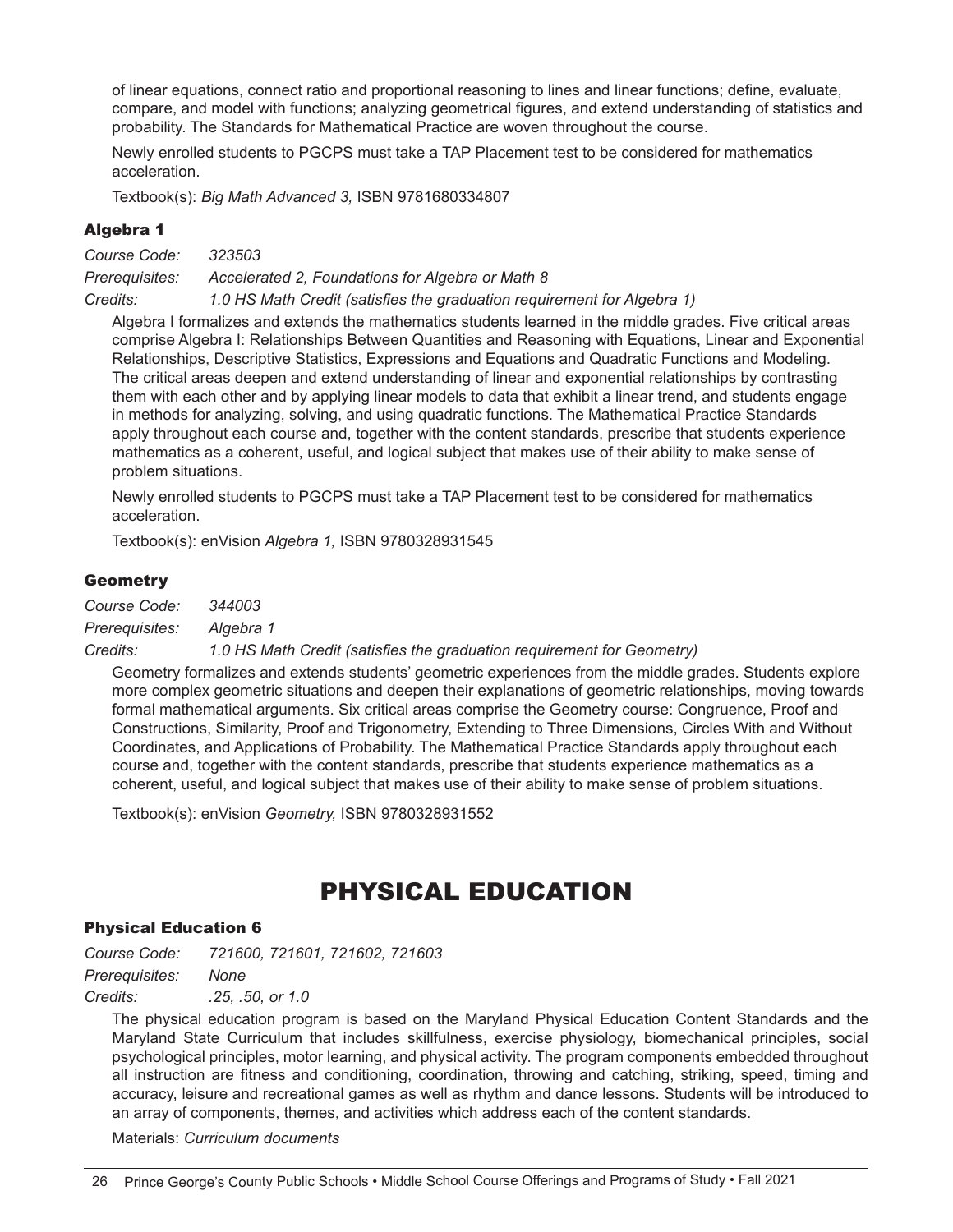of linear equations, connect ratio and proportional reasoning to lines and linear functions; define, evaluate, compare, and model with functions; analyzing geometrical figures, and extend understanding of statistics and probability. The Standards for Mathematical Practice are woven throughout the course.

Newly enrolled students to PGCPS must take a TAP Placement test to be considered for mathematics acceleration.

Textbook(s): *Big Math Advanced 3,* ISBN 9781680334807

### Algebra 1

*Course Code: 323503*

*Prerequisites: Accelerated 2, Foundations for Algebra or Math 8*

*Credits: 1.0 HS Math Credit (satisfies the graduation requirement for Algebra 1)*

Algebra I formalizes and extends the mathematics students learned in the middle grades. Five critical areas comprise Algebra I: Relationships Between Quantities and Reasoning with Equations, Linear and Exponential Relationships, Descriptive Statistics, Expressions and Equations and Quadratic Functions and Modeling. The critical areas deepen and extend understanding of linear and exponential relationships by contrasting them with each other and by applying linear models to data that exhibit a linear trend, and students engage in methods for analyzing, solving, and using quadratic functions. The Mathematical Practice Standards apply throughout each course and, together with the content standards, prescribe that students experience mathematics as a coherent, useful, and logical subject that makes use of their ability to make sense of problem situations.

Newly enrolled students to PGCPS must take a TAP Placement test to be considered for mathematics acceleration.

Textbook(s): enVision *Algebra 1,* ISBN 9780328931545

### Geometry

*Course Code: 344003*

*Prerequisites: Algebra 1*

*Credits: 1.0 HS Math Credit (satisfies the graduation requirement for Geometry)*

Geometry formalizes and extends students' geometric experiences from the middle grades. Students explore more complex geometric situations and deepen their explanations of geometric relationships, moving towards formal mathematical arguments. Six critical areas comprise the Geometry course: Congruence, Proof and Constructions, Similarity, Proof and Trigonometry, Extending to Three Dimensions, Circles With and Without Coordinates, and Applications of Probability. The Mathematical Practice Standards apply throughout each course and, together with the content standards, prescribe that students experience mathematics as a coherent, useful, and logical subject that makes use of their ability to make sense of problem situations.

Textbook(s): enVision *Geometry,* ISBN 9780328931552

## PHYSICAL EDUCATION

### Physical Education 6

*Course Code: 721600, 721601, 721602, 721603*

*Prerequisites: None*

*Credits: .25, .50, or 1.0*

The physical education program is based on the Maryland Physical Education Content Standards and the Maryland State Curriculum that includes skillfulness, exercise physiology, biomechanical principles, social psychological principles, motor learning, and physical activity. The program components embedded throughout all instruction are fitness and conditioning, coordination, throwing and catching, striking, speed, timing and accuracy, leisure and recreational games as well as rhythm and dance lessons. Students will be introduced to an array of components, themes, and activities which address each of the content standards.

Materials: *Curriculum documents*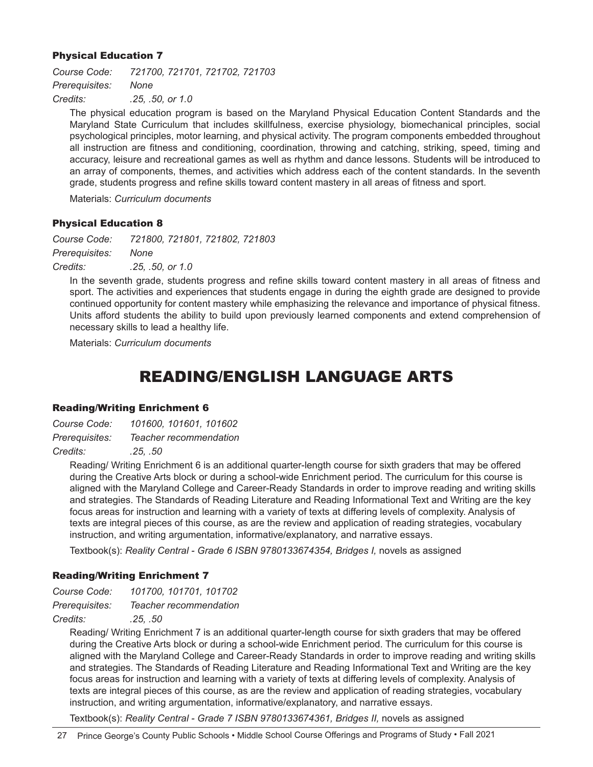### Physical Education 7

*Course Code: 721700, 721701, 721702, 721703*
*Prerequisites: None*
*Credits: .25, .50, or 1.0*

The physical education program is based on the Maryland Physical Education Content Standards and the Maryland State Curriculum that includes skillfulness, exercise physiology, biomechanical principles, social psychological principles, motor learning, and physical activity. The program components embedded throughout all instruction are fitness and conditioning, coordination, throwing and catching, striking, speed, timing and accuracy, leisure and recreational games as well as rhythm and dance lessons. Students will be introduced to an array of components, themes, and activities which address each of the content standards. In the seventh grade, students progress and refine skills toward content mastery in all areas of fitness and sport.

Materials: *Curriculum documents*

### Physical Education 8

*Course Code: 721800, 721801, 721802, 721803*
*Prerequisites: None*
*Credits: .25, .50, or 1.0*

In the seventh grade, students progress and refine skills toward content mastery in all areas of fitness and sport. The activities and experiences that students engage in during the eighth grade are designed to provide continued opportunity for content mastery while emphasizing the relevance and importance of physical fitness. Units afford students the ability to build upon previously learned components and extend comprehension of necessary skills to lead a healthy life.

Materials: *Curriculum documents*

## READING/ENGLISH LANGUAGE ARTS

### Reading/Writing Enrichment 6

*Course Code: 101600, 101601, 101602*
*Prerequisites: Teacher recommendation*
*Credits: .25, .50*

Reading/ Writing Enrichment 6 is an additional quarter-length course for sixth graders that may be offered during the Creative Arts block or during a school-wide Enrichment period. The curriculum for this course is aligned with the Maryland College and Career-Ready Standards in order to improve reading and writing skills and strategies. The Standards of Reading Literature and Reading Informational Text and Writing are the key focus areas for instruction and learning with a variety of texts at differing levels of complexity. Analysis of texts are integral pieces of this course, as are the review and application of reading strategies, vocabulary instruction, and writing argumentation, informative/explanatory, and narrative essays.

Textbook(s): *Reality Central - Grade 6 ISBN 9780133674354, Bridges I,* novels as assigned

### Reading/Writing Enrichment 7

*Course Code: 101700, 101701, 101702*
*Prerequisites: Teacher recommendation*
*Credits: .25, .50*

Reading/ Writing Enrichment 7 is an additional quarter-length course for sixth graders that may be offered during the Creative Arts block or during a school-wide Enrichment period. The curriculum for this course is aligned with the Maryland College and Career-Ready Standards in order to improve reading and writing skills and strategies. The Standards of Reading Literature and Reading Informational Text and Writing are the key focus areas for instruction and learning with a variety of texts at differing levels of complexity. Analysis of texts are integral pieces of this course, as are the review and application of reading strategies, vocabulary instruction, and writing argumentation, informative/explanatory, and narrative essays.

Textbook(s): *Reality Central - Grade 7 ISBN 9780133674361, Bridges II,* novels as assigned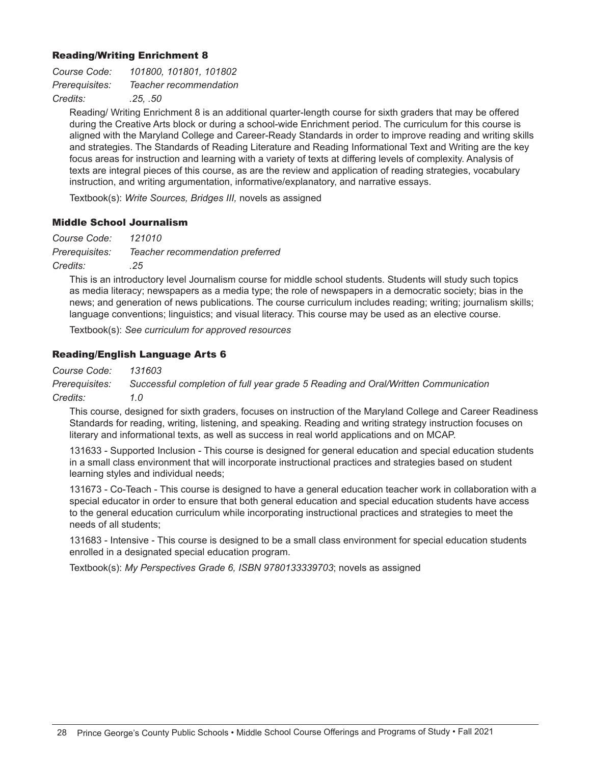### Reading/Writing Enrichment 8

*Course Code:* *101800, 101801, 101802*
*Prerequisites:* *Teacher recommendation*
*Credits:* *.25, .50*

Reading/ Writing Enrichment 8 is an additional quarter-length course for sixth graders that may be offered during the Creative Arts block or during a school-wide Enrichment period. The curriculum for this course is aligned with the Maryland College and Career-Ready Standards in order to improve reading and writing skills and strategies. The Standards of Reading Literature and Reading Informational Text and Writing are the key focus areas for instruction and learning with a variety of texts at differing levels of complexity. Analysis of texts are integral pieces of this course, as are the review and application of reading strategies, vocabulary instruction, and writing argumentation, informative/explanatory, and narrative essays.

Textbook(s): *Write Sources, Bridges III,* novels as assigned

### Middle School Journalism

*Course Code:* *121010*
*Prerequisites:* *Teacher recommendation preferred*
*Credits:* *.25*

This is an introductory level Journalism course for middle school students. Students will study such topics as media literacy; newspapers as a media type; the role of newspapers in a democratic society; bias in the news; and generation of news publications. The course curriculum includes reading; writing; journalism skills; language conventions; linguistics; and visual literacy. This course may be used as an elective course.

Textbook(s): *See curriculum for approved resources*

### Reading/English Language Arts 6

*Course Code:* *131603*
*Prerequisites:* *Successful completion of full year grade 5 Reading and Oral/Written Communication*
*Credits:* *1.0*

This course, designed for sixth graders, focuses on instruction of the Maryland College and Career Readiness Standards for reading, writing, listening, and speaking. Reading and writing strategy instruction focuses on literary and informational texts, as well as success in real world applications and on MCAP.

131633 - Supported Inclusion - This course is designed for general education and special education students in a small class environment that will incorporate instructional practices and strategies based on student learning styles and individual needs;

131673 - Co-Teach - This course is designed to have a general education teacher work in collaboration with a special educator in order to ensure that both general education and special education students have access to the general education curriculum while incorporating instructional practices and strategies to meet the needs of all students;

131683 - Intensive - This course is designed to be a small class environment for special education students enrolled in a designated special education program.

Textbook(s): *My Perspectives Grade 6, ISBN 9780133339703*; novels as assigned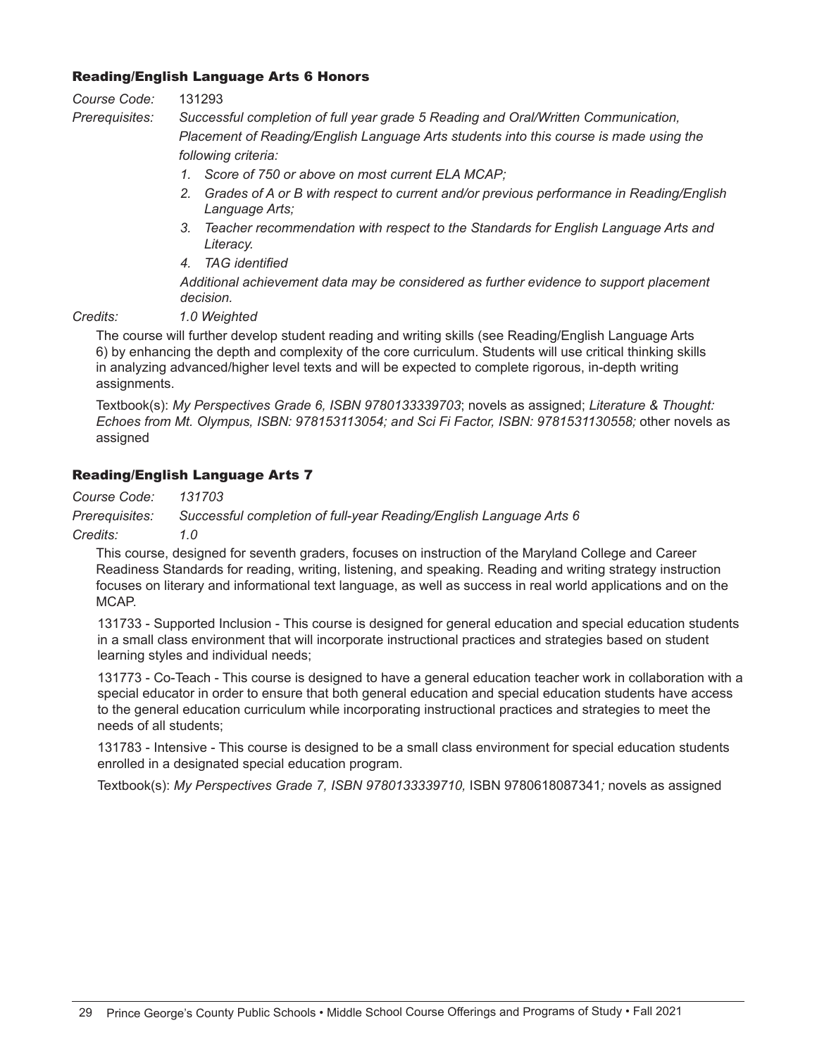### Reading/English Language Arts 6 Honors

*Course Code:* 131293

*Prerequisites:* *Successful completion of full year grade 5 Reading and Oral/Written Communication, Placement of Reading/English Language Arts students into this course is made using the following criteria:*

1. *Score of 750 or above on most current ELA MCAP;*
2. *Grades of A or B with respect to current and/or previous performance in Reading/English Language Arts;*
3. *Teacher recommendation with respect to the Standards for English Language Arts and Literacy.*
4. *TAG identified*

*Additional achievement data may be considered as further evidence to support placement decision.*

*Credits:* *1.0 Weighted*

The course will further develop student reading and writing skills (see Reading/English Language Arts 6) by enhancing the depth and complexity of the core curriculum. Students will use critical thinking skills in analyzing advanced/higher level texts and will be expected to complete rigorous, in-depth writing assignments.

Textbook(s): *My Perspectives Grade 6, ISBN 9780133339703*; novels as assigned; *Literature & Thought: Echoes from Mt. Olympus, ISBN: 978153113054; and Sci Fi Factor, ISBN: 9781531130558;* other novels as assigned

### Reading/English Language Arts 7

*Course Code:* *131703*

*Prerequisites:* *Successful completion of full-year Reading/English Language Arts 6*

*Credits:* *1.0*

This course, designed for seventh graders, focuses on instruction of the Maryland College and Career Readiness Standards for reading, writing, listening, and speaking. Reading and writing strategy instruction focuses on literary and informational text language, as well as success in real world applications and on the MCAP.

131733 - Supported Inclusion - This course is designed for general education and special education students in a small class environment that will incorporate instructional practices and strategies based on student learning styles and individual needs;

131773 - Co-Teach - This course is designed to have a general education teacher work in collaboration with a special educator in order to ensure that both general education and special education students have access to the general education curriculum while incorporating instructional practices and strategies to meet the needs of all students;

131783 - Intensive - This course is designed to be a small class environment for special education students enrolled in a designated special education program.

Textbook(s): *My Perspectives Grade 7, ISBN 9780133339710,* ISBN 9780618087341*;* novels as assigned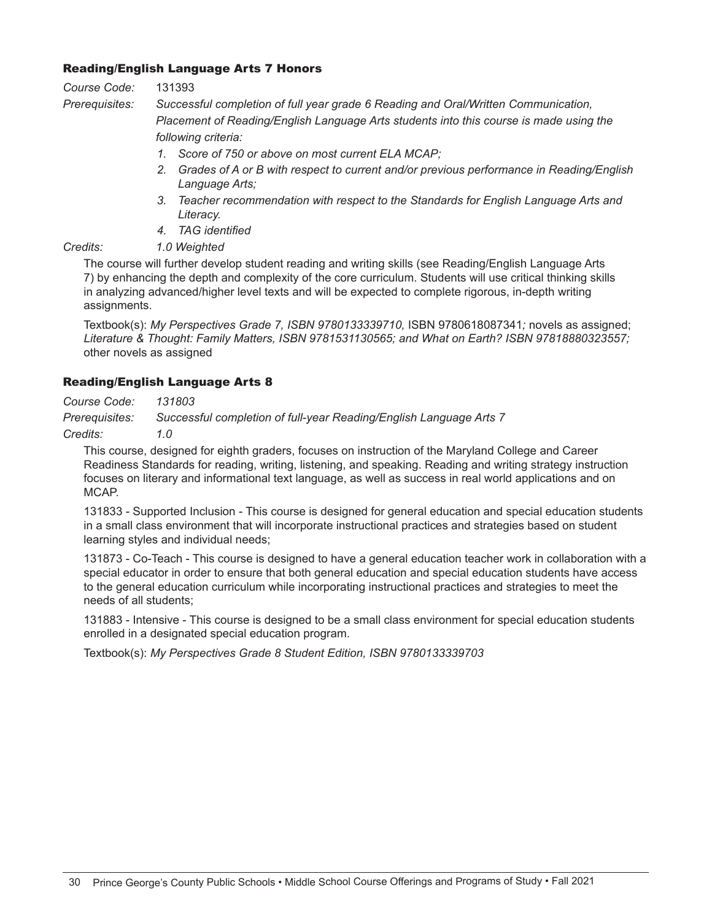### Reading/English Language Arts 7 Honors

*Course Code:* 131393

*Prerequisites:* *Successful completion of full year grade 6 Reading and Oral/Written Communication, Placement of Reading/English Language Arts students into this course is made using the following criteria:*

1. *Score of 750 or above on most current ELA MCAP;*
2. *Grades of A or B with respect to current and/or previous performance in Reading/English Language Arts;*
3. *Teacher recommendation with respect to the Standards for English Language Arts and Literacy.*
4. *TAG identified*

*Credits:* *1.0 Weighted*

The course will further develop student reading and writing skills (see Reading/English Language Arts 7) by enhancing the depth and complexity of the core curriculum. Students will use critical thinking skills in analyzing advanced/higher level texts and will be expected to complete rigorous, in-depth writing assignments.

Textbook(s): *My Perspectives Grade 7, ISBN 9780133339710,* ISBN 9780618087341*;* novels as assigned; *Literature & Thought: Family Matters, ISBN 9781531130565; and What on Earth? ISBN 97818880323557;* other novels as assigned

### Reading/English Language Arts 8

*Course Code:* *131803*

*Prerequisites:* *Successful completion of full-year Reading/English Language Arts 7*

*Credits:* *1.0*

This course, designed for eighth graders, focuses on instruction of the Maryland College and Career Readiness Standards for reading, writing, listening, and speaking. Reading and writing strategy instruction focuses on literary and informational text language, as well as success in real world applications and on MCAP.

131833 - Supported Inclusion - This course is designed for general education and special education students in a small class environment that will incorporate instructional practices and strategies based on student learning styles and individual needs;

131873 - Co-Teach - This course is designed to have a general education teacher work in collaboration with a special educator in order to ensure that both general education and special education students have access to the general education curriculum while incorporating instructional practices and strategies to meet the needs of all students;

131883 - Intensive - This course is designed to be a small class environment for special education students enrolled in a designated special education program.

Textbook(s): *My Perspectives Grade 8 Student Edition, ISBN 9780133339703*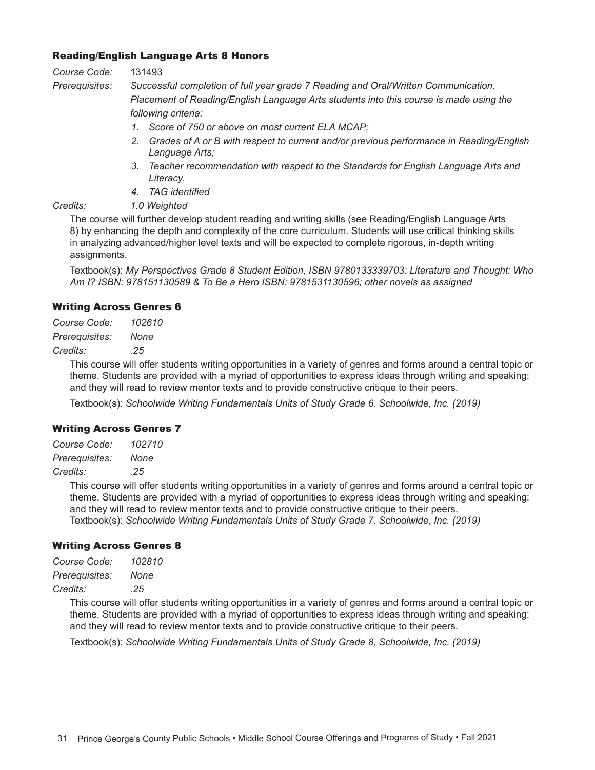### Reading/English Language Arts 8 Honors

*Course Code:* 131493

*Prerequisites:* *Successful completion of full year grade 7 Reading and Oral/Written Communication, Placement of Reading/English Language Arts students into this course is made using the following criteria:*

1. *Score of 750 or above on most current ELA MCAP;*
2. *Grades of A or B with respect to current and/or previous performance in Reading/English Language Arts;*
3. *Teacher recommendation with respect to the Standards for English Language Arts and Literacy.*
4. *TAG identified*

*Credits:* *1.0 Weighted*

The course will further develop student reading and writing skills (see Reading/English Language Arts 8) by enhancing the depth and complexity of the core curriculum. Students will use critical thinking skills in analyzing advanced/higher level texts and will be expected to complete rigorous, in-depth writing assignments.

Textbook(s): *My Perspectives Grade 8 Student Edition, ISBN 9780133339703; Literature and Thought: Who Am I? ISBN: 978151130589 & To Be a Hero ISBN: 9781531130596; other novels as assigned*

### Writing Across Genres 6

*Course Code:* *102610*

*Prerequisites:* *None*

*Credits:* *.25*

This course will offer students writing opportunities in a variety of genres and forms around a central topic or theme. Students are provided with a myriad of opportunities to express ideas through writing and speaking; and they will read to review mentor texts and to provide constructive critique to their peers.

Textbook(s): *Schoolwide Writing Fundamentals Units of Study Grade 6, Schoolwide, Inc. (2019)*

### Writing Across Genres 7

*Course Code:* *102710*

*Prerequisites:* *None*

*Credits:* *.25*

This course will offer students writing opportunities in a variety of genres and forms around a central topic or theme. Students are provided with a myriad of opportunities to express ideas through writing and speaking; and they will read to review mentor texts and to provide constructive critique to their peers.
Textbook(s): *Schoolwide Writing Fundamentals Units of Study Grade 7, Schoolwide, Inc. (2019)*

### Writing Across Genres 8

*Course Code:* *102810*

*Prerequisites:* *None*

*Credits:* *.25*

This course will offer students writing opportunities in a variety of genres and forms around a central topic or theme. Students are provided with a myriad of opportunities to express ideas through writing and speaking; and they will read to review mentor texts and to provide constructive critique to their peers.

Textbook(s): *Schoolwide Writing Fundamentals Units of Study Grade 8, Schoolwide, Inc. (2019)*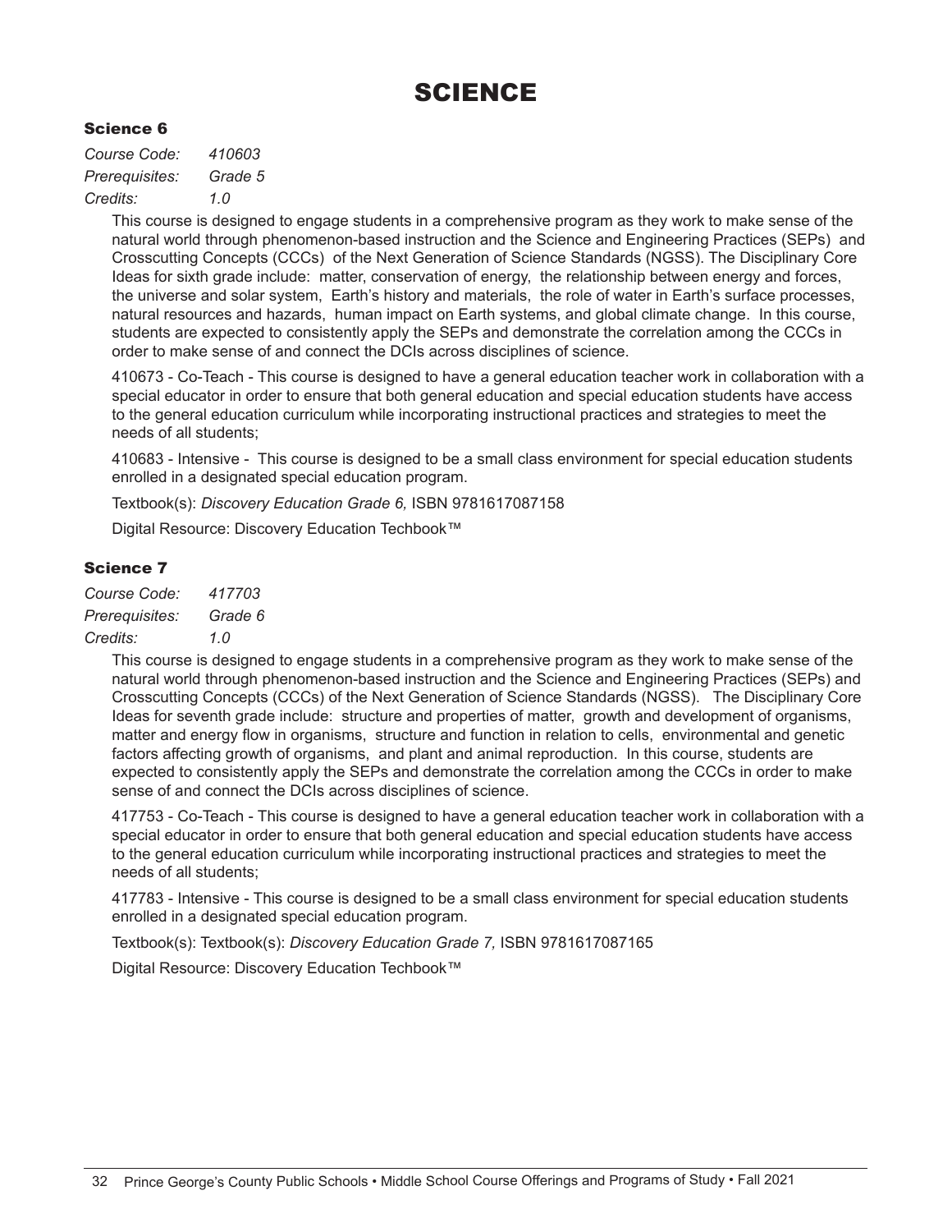# SCIENCE

### Science 6

*Course Code:* *410603*
*Prerequisites:* *Grade 5*
*Credits:* *1.0*

This course is designed to engage students in a comprehensive program as they work to make sense of the natural world through phenomenon-based instruction and the Science and Engineering Practices (SEPs) and Crosscutting Concepts (CCCs) of the Next Generation of Science Standards (NGSS). The Disciplinary Core Ideas for sixth grade include: matter, conservation of energy, the relationship between energy and forces, the universe and solar system, Earth's history and materials, the role of water in Earth's surface processes, natural resources and hazards, human impact on Earth systems, and global climate change. In this course, students are expected to consistently apply the SEPs and demonstrate the correlation among the CCCs in order to make sense of and connect the DCIs across disciplines of science.

410673 - Co-Teach - This course is designed to have a general education teacher work in collaboration with a special educator in order to ensure that both general education and special education students have access to the general education curriculum while incorporating instructional practices and strategies to meet the needs of all students;

410683 - Intensive - This course is designed to be a small class environment for special education students enrolled in a designated special education program.

Textbook(s): *Discovery Education Grade 6,* ISBN 9781617087158

Digital Resource: Discovery Education Techbook™

### Science 7

*Course Code:* *417703*
*Prerequisites:* *Grade 6*
*Credits:* *1.0*

This course is designed to engage students in a comprehensive program as they work to make sense of the natural world through phenomenon-based instruction and the Science and Engineering Practices (SEPs) and Crosscutting Concepts (CCCs) of the Next Generation of Science Standards (NGSS). The Disciplinary Core Ideas for seventh grade include: structure and properties of matter, growth and development of organisms, matter and energy flow in organisms, structure and function in relation to cells, environmental and genetic factors affecting growth of organisms, and plant and animal reproduction. In this course, students are expected to consistently apply the SEPs and demonstrate the correlation among the CCCs in order to make sense of and connect the DCIs across disciplines of science.

417753 - Co-Teach - This course is designed to have a general education teacher work in collaboration with a special educator in order to ensure that both general education and special education students have access to the general education curriculum while incorporating instructional practices and strategies to meet the needs of all students;

417783 - Intensive - This course is designed to be a small class environment for special education students enrolled in a designated special education program.

Textbook(s): Textbook(s): *Discovery Education Grade 7,* ISBN 9781617087165

Digital Resource: Discovery Education Techbook™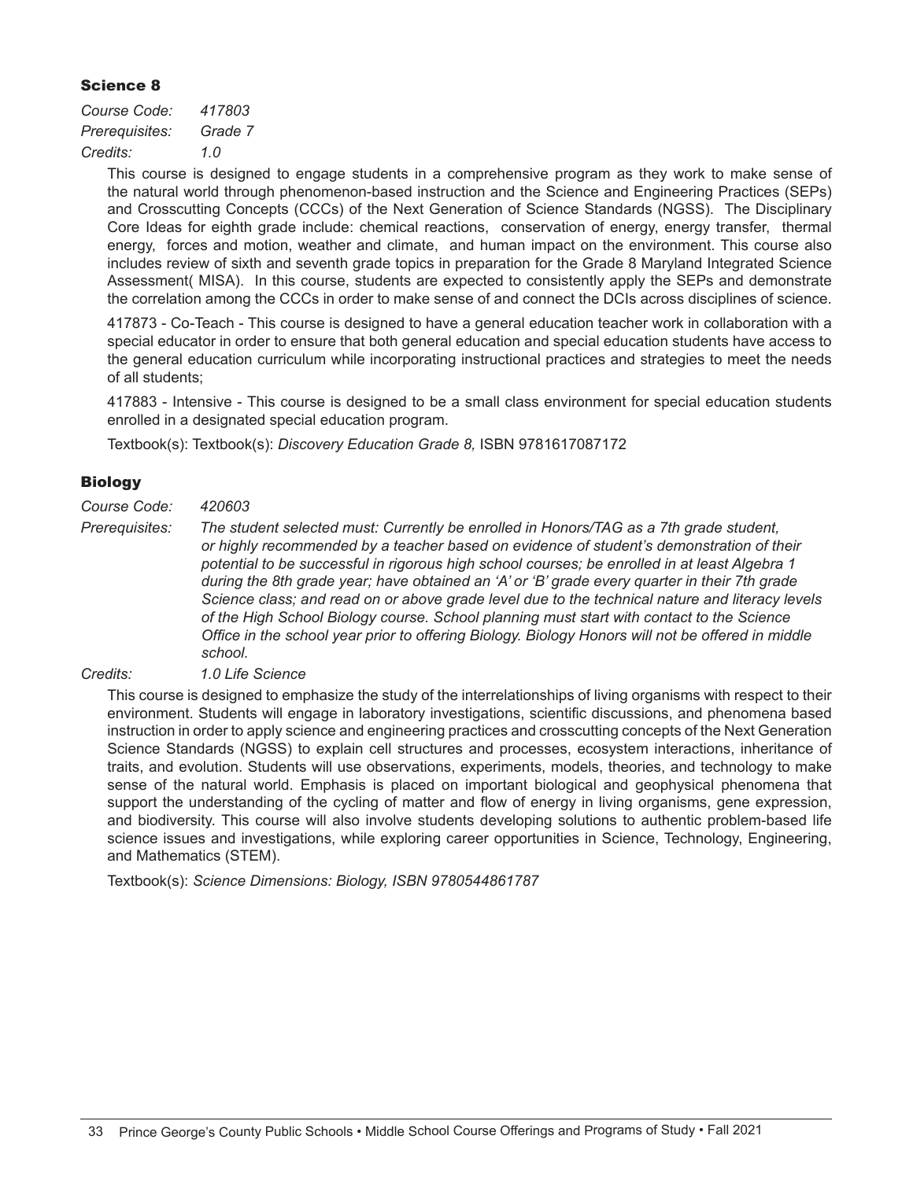## Science 8

*Course Code:* *417803*
*Prerequisites:* *Grade 7*
*Credits:* *1.0*

This course is designed to engage students in a comprehensive program as they work to make sense of the natural world through phenomenon-based instruction and the Science and Engineering Practices (SEPs) and Crosscutting Concepts (CCCs) of the Next Generation of Science Standards (NGSS). The Disciplinary Core Ideas for eighth grade include: chemical reactions, conservation of energy, energy transfer, thermal energy, forces and motion, weather and climate, and human impact on the environment. This course also includes review of sixth and seventh grade topics in preparation for the Grade 8 Maryland Integrated Science Assessment( MISA). In this course, students are expected to consistently apply the SEPs and demonstrate the correlation among the CCCs in order to make sense of and connect the DCIs across disciplines of science.

417873 - Co-Teach - This course is designed to have a general education teacher work in collaboration with a special educator in order to ensure that both general education and special education students have access to the general education curriculum while incorporating instructional practices and strategies to meet the needs of all students;

417883 - Intensive - This course is designed to be a small class environment for special education students enrolled in a designated special education program.

Textbook(s): Textbook(s): *Discovery Education Grade 8,* ISBN 9781617087172

## Biology

*Course Code:* *420603*
*Prerequisites:* *The student selected must: Currently be enrolled in Honors/TAG as a 7th grade student, or highly recommended by a teacher based on evidence of student's demonstration of their potential to be successful in rigorous high school courses; be enrolled in at least Algebra 1 during the 8th grade year; have obtained an 'A' or 'B' grade every quarter in their 7th grade Science class; and read on or above grade level due to the technical nature and literacy levels of the High School Biology course. School planning must start with contact to the Science Office in the school year prior to offering Biology. Biology Honors will not be offered in middle school.*
*Credits:* *1.0 Life Science*

This course is designed to emphasize the study of the interrelationships of living organisms with respect to their environment. Students will engage in laboratory investigations, scientific discussions, and phenomena based instruction in order to apply science and engineering practices and crosscutting concepts of the Next Generation Science Standards (NGSS) to explain cell structures and processes, ecosystem interactions, inheritance of traits, and evolution. Students will use observations, experiments, models, theories, and technology to make sense of the natural world. Emphasis is placed on important biological and geophysical phenomena that support the understanding of the cycling of matter and flow of energy in living organisms, gene expression, and biodiversity. This course will also involve students developing solutions to authentic problem-based life science issues and investigations, while exploring career opportunities in Science, Technology, Engineering, and Mathematics (STEM).

Textbook(s): *Science Dimensions: Biology, ISBN 9780544861787*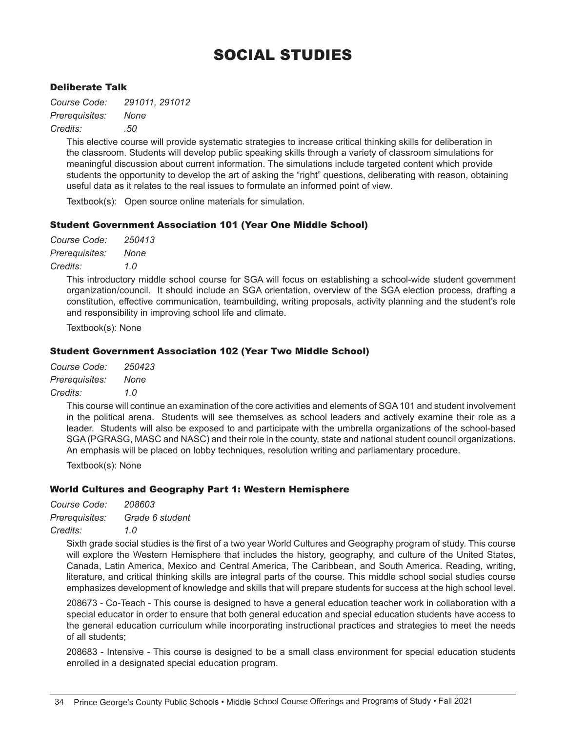# SOCIAL STUDIES

### Deliberate Talk

*Course Code:* *291011, 291012*
*Prerequisites:* *None*
*Credits:* *.50*

This elective course will provide systematic strategies to increase critical thinking skills for deliberation in the classroom. Students will develop public speaking skills through a variety of classroom simulations for meaningful discussion about current information. The simulations include targeted content which provide students the opportunity to develop the art of asking the "right" questions, deliberating with reason, obtaining useful data as it relates to the real issues to formulate an informed point of view.

Textbook(s): Open source online materials for simulation.

### Student Government Association 101 (Year One Middle School)

*Course Code:* *250413*
*Prerequisites:* *None*
*Credits:* *1.0*

This introductory middle school course for SGA will focus on establishing a school-wide student government organization/council. It should include an SGA orientation, overview of the SGA election process, drafting a constitution, effective communication, teambuilding, writing proposals, activity planning and the student's role and responsibility in improving school life and climate.

Textbook(s): None

### Student Government Association 102 (Year Two Middle School)

*Course Code:* *250423*
*Prerequisites:* *None*
*Credits:* *1.0*

This course will continue an examination of the core activities and elements of SGA 101 and student involvement in the political arena. Students will see themselves as school leaders and actively examine their role as a leader. Students will also be exposed to and participate with the umbrella organizations of the school-based SGA (PGRASG, MASC and NASC) and their role in the county, state and national student council organizations. An emphasis will be placed on lobby techniques, resolution writing and parliamentary procedure.

Textbook(s): None

### World Cultures and Geography Part 1: Western Hemisphere

*Course Code:* *208603*
*Prerequisites:* *Grade 6 student*
*Credits:* *1.0*

Sixth grade social studies is the first of a two year World Cultures and Geography program of study. This course will explore the Western Hemisphere that includes the history, geography, and culture of the United States, Canada, Latin America, Mexico and Central America, The Caribbean, and South America. Reading, writing, literature, and critical thinking skills are integral parts of the course. This middle school social studies course emphasizes development of knowledge and skills that will prepare students for success at the high school level.

208673 - Co-Teach - This course is designed to have a general education teacher work in collaboration with a special educator in order to ensure that both general education and special education students have access to the general education curriculum while incorporating instructional practices and strategies to meet the needs of all students;

208683 - Intensive - This course is designed to be a small class environment for special education students enrolled in a designated special education program.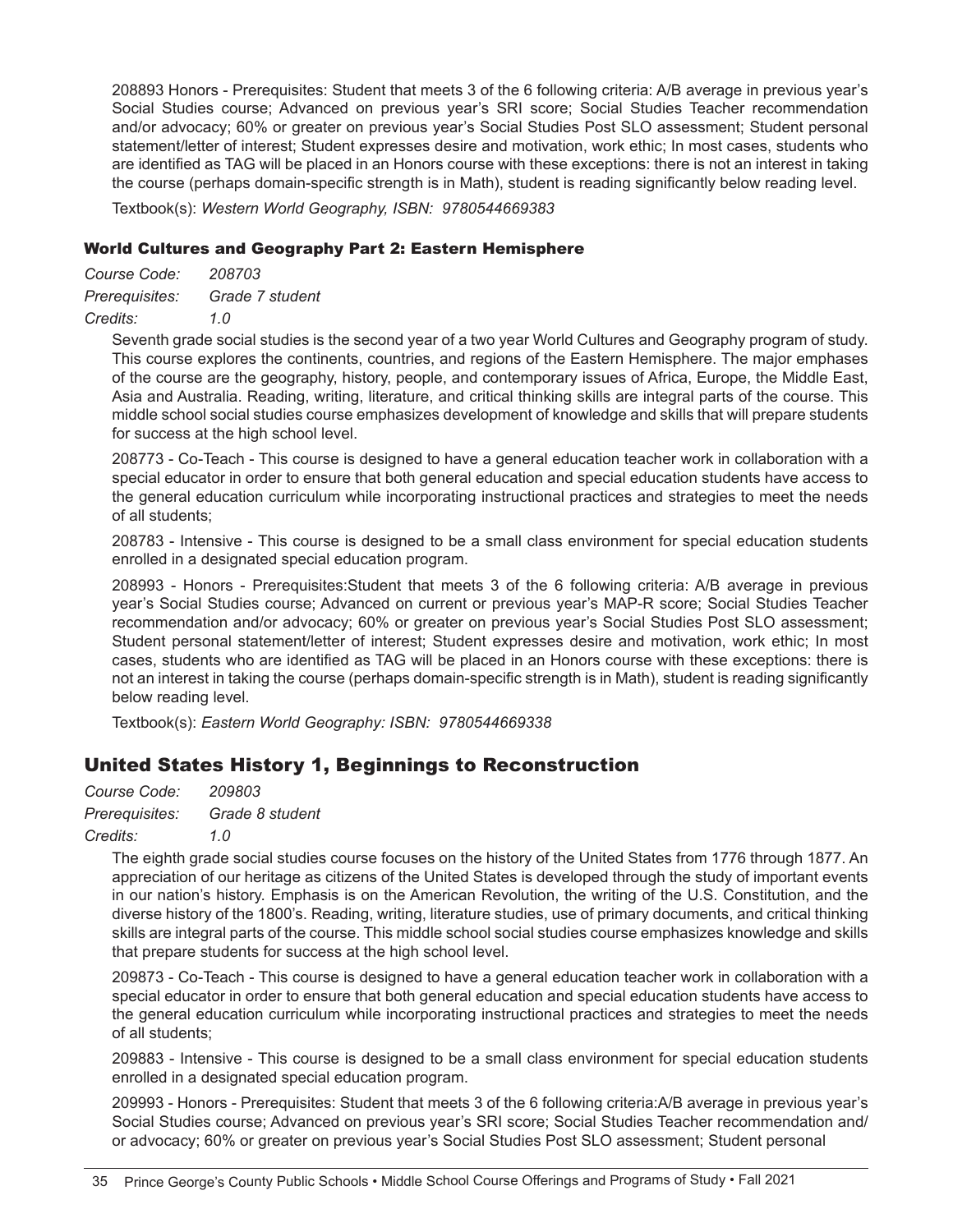208893 Honors - Prerequisites: Student that meets 3 of the 6 following criteria: A/B average in previous year's Social Studies course; Advanced on previous year's SRI score; Social Studies Teacher recommendation and/or advocacy; 60% or greater on previous year's Social Studies Post SLO assessment; Student personal statement/letter of interest; Student expresses desire and motivation, work ethic; In most cases, students who are identified as TAG will be placed in an Honors course with these exceptions: there is not an interest in taking the course (perhaps domain-specific strength is in Math), student is reading significantly below reading level.

Textbook(s): *Western World Geography, ISBN: 9780544669383*

### World Cultures and Geography Part 2: Eastern Hemisphere

*Course Code:* *208703*
*Prerequisites:* *Grade 7 student*
*Credits:* *1.0*

Seventh grade social studies is the second year of a two year World Cultures and Geography program of study. This course explores the continents, countries, and regions of the Eastern Hemisphere. The major emphases of the course are the geography, history, people, and contemporary issues of Africa, Europe, the Middle East, Asia and Australia. Reading, writing, literature, and critical thinking skills are integral parts of the course. This middle school social studies course emphasizes development of knowledge and skills that will prepare students for success at the high school level.

208773 - Co-Teach - This course is designed to have a general education teacher work in collaboration with a special educator in order to ensure that both general education and special education students have access to the general education curriculum while incorporating instructional practices and strategies to meet the needs of all students;

208783 - Intensive - This course is designed to be a small class environment for special education students enrolled in a designated special education program.

208993 - Honors - Prerequisites:Student that meets 3 of the 6 following criteria: A/B average in previous year's Social Studies course; Advanced on current or previous year's MAP-R score; Social Studies Teacher recommendation and/or advocacy; 60% or greater on previous year's Social Studies Post SLO assessment; Student personal statement/letter of interest; Student expresses desire and motivation, work ethic; In most cases, students who are identified as TAG will be placed in an Honors course with these exceptions: there is not an interest in taking the course (perhaps domain-specific strength is in Math), student is reading significantly below reading level.

Textbook(s): *Eastern World Geography: ISBN: 9780544669338*

## United States History 1, Beginnings to Reconstruction

*Course Code:* *209803*
*Prerequisites:* *Grade 8 student*
*Credits:* *1.0*

The eighth grade social studies course focuses on the history of the United States from 1776 through 1877. An appreciation of our heritage as citizens of the United States is developed through the study of important events in our nation's history. Emphasis is on the American Revolution, the writing of the U.S. Constitution, and the diverse history of the 1800's. Reading, writing, literature studies, use of primary documents, and critical thinking skills are integral parts of the course. This middle school social studies course emphasizes knowledge and skills that prepare students for success at the high school level.

209873 - Co-Teach - This course is designed to have a general education teacher work in collaboration with a special educator in order to ensure that both general education and special education students have access to the general education curriculum while incorporating instructional practices and strategies to meet the needs of all students;

209883 - Intensive - This course is designed to be a small class environment for special education students enrolled in a designated special education program.

209993 - Honors - Prerequisites: Student that meets 3 of the 6 following criteria:A/B average in previous year's Social Studies course; Advanced on previous year's SRI score; Social Studies Teacher recommendation and/or advocacy; 60% or greater on previous year's Social Studies Post SLO assessment; Student personal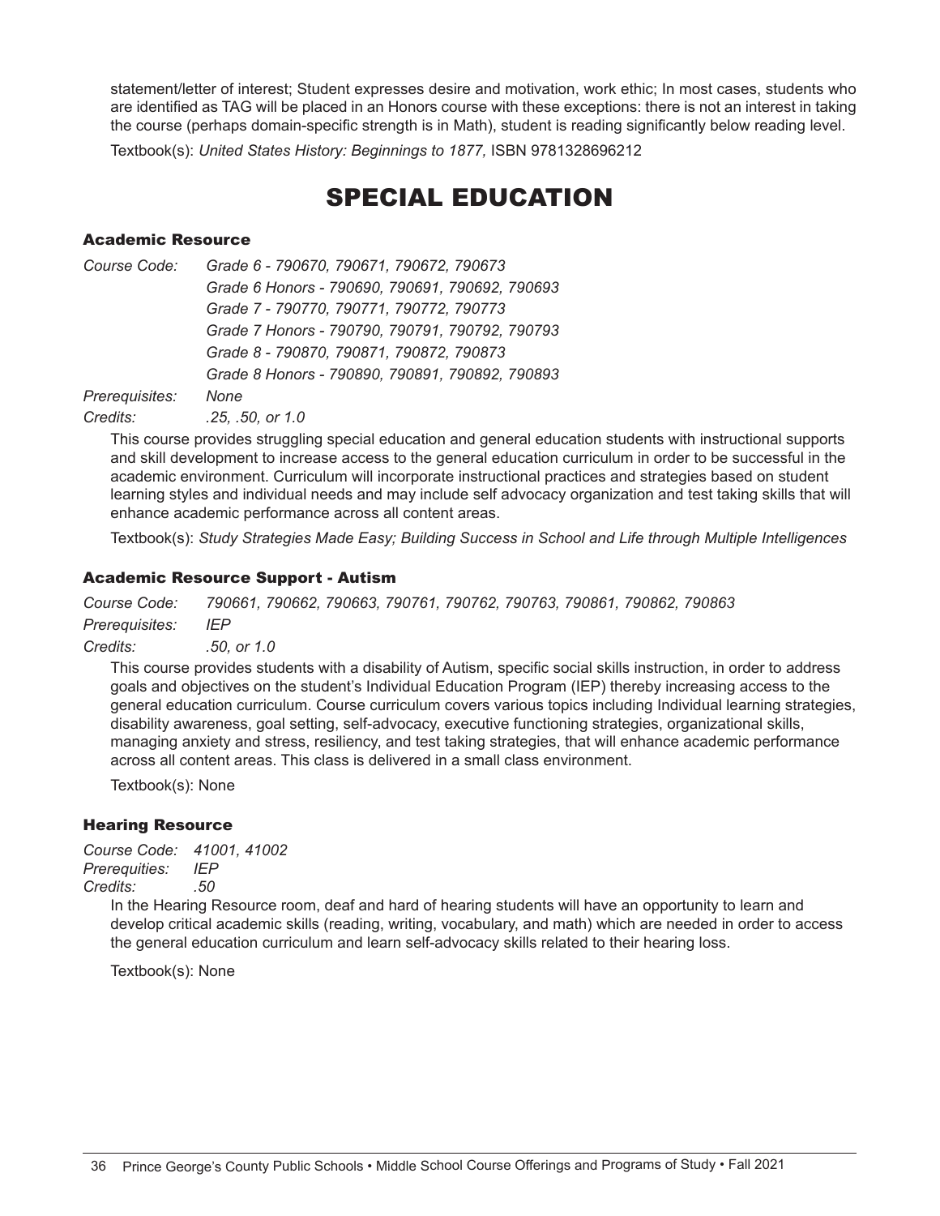statement/letter of interest; Student expresses desire and motivation, work ethic; In most cases, students who are identified as TAG will be placed in an Honors course with these exceptions: there is not an interest in taking the course (perhaps domain-specific strength is in Math), student is reading significantly below reading level.

Textbook(s): *United States History: Beginnings to 1877,* ISBN 9781328696212

# SPECIAL EDUCATION

### Academic Resource

*Course Code:* *Grade 6 - 790670, 790671, 790672, 790673*
*Grade 6 Honors - 790690, 790691, 790692, 790693*
*Grade 7 - 790770, 790771, 790772, 790773*
*Grade 7 Honors - 790790, 790791, 790792, 790793*
*Grade 8 - 790870, 790871, 790872, 790873*
*Grade 8 Honors - 790890, 790891, 790892, 790893*

*Prerequisites:* *None*

*Credits:* *.25, .50, or 1.0*

This course provides struggling special education and general education students with instructional supports and skill development to increase access to the general education curriculum in order to be successful in the academic environment. Curriculum will incorporate instructional practices and strategies based on student learning styles and individual needs and may include self advocacy organization and test taking skills that will enhance academic performance across all content areas.

Textbook(s): *Study Strategies Made Easy; Building Success in School and Life through Multiple Intelligences*

### Academic Resource Support - Autism

*Course Code:* *790661, 790662, 790663, 790761, 790762, 790763, 790861, 790862, 790863*

*Prerequisites:* *IEP*

*Credits:* *.50, or 1.0*

This course provides students with a disability of Autism, specific social skills instruction, in order to address goals and objectives on the student's Individual Education Program (IEP) thereby increasing access to the general education curriculum. Course curriculum covers various topics including Individual learning strategies, disability awareness, goal setting, self-advocacy, executive functioning strategies, organizational skills, managing anxiety and stress, resiliency, and test taking strategies, that will enhance academic performance across all content areas. This class is delivered in a small class environment.

Textbook(s): None

### Hearing Resource

*Course Code:* *41001, 41002*
*Prerequities:* *IEP*
*Credits:* *.50*

In the Hearing Resource room, deaf and hard of hearing students will have an opportunity to learn and develop critical academic skills (reading, writing, vocabulary, and math) which are needed in order to access the general education curriculum and learn self-advocacy skills related to their hearing loss.

Textbook(s): None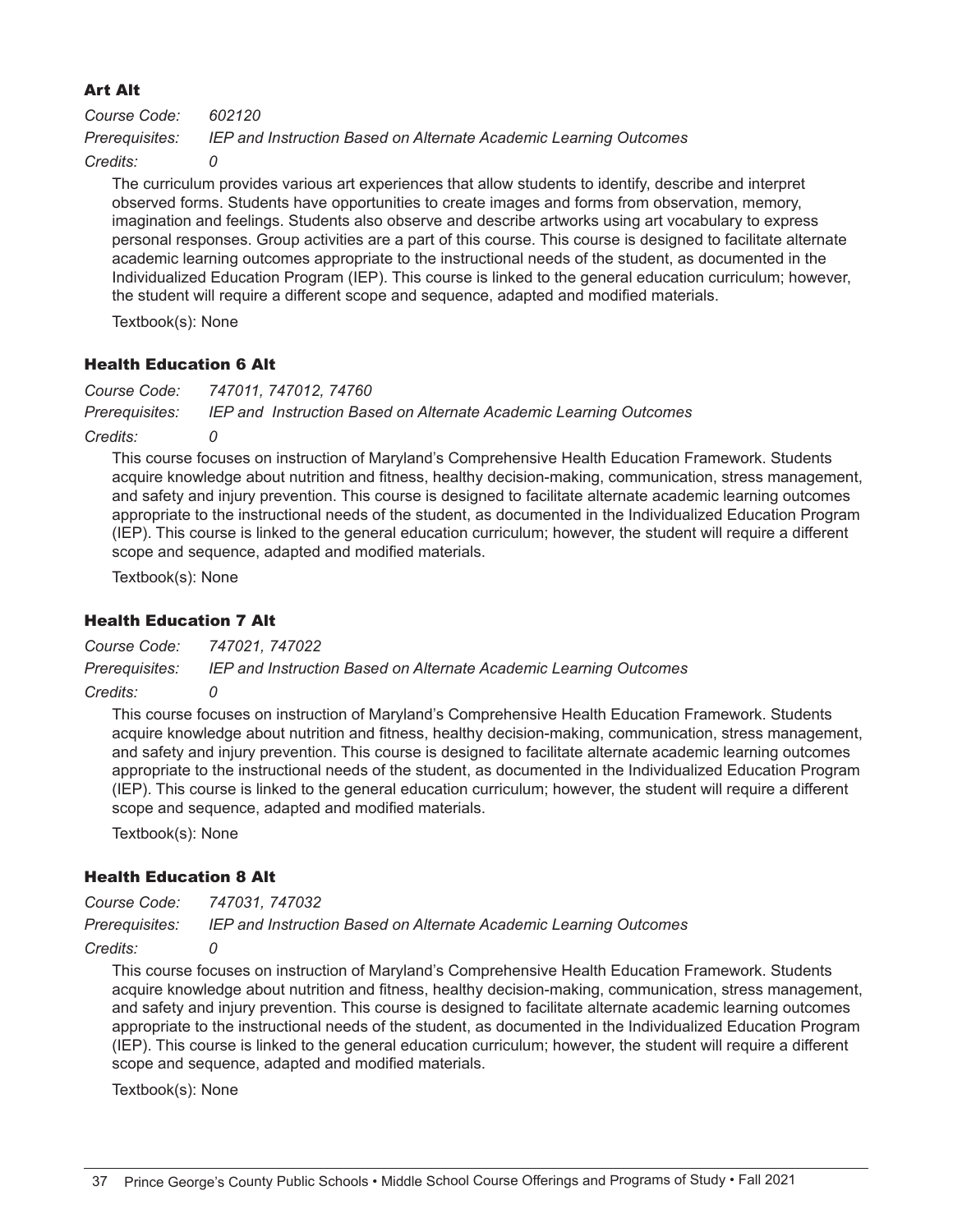### Art Alt

*Course Code:* *602120*

*Prerequisites:* *IEP and Instruction Based on Alternate Academic Learning Outcomes*

*Credits:* *0*

The curriculum provides various art experiences that allow students to identify, describe and interpret observed forms. Students have opportunities to create images and forms from observation, memory, imagination and feelings. Students also observe and describe artworks using art vocabulary to express personal responses. Group activities are a part of this course. This course is designed to facilitate alternate academic learning outcomes appropriate to the instructional needs of the student, as documented in the Individualized Education Program (IEP). This course is linked to the general education curriculum; however, the student will require a different scope and sequence, adapted and modified materials.

Textbook(s): None

### Health Education 6 Alt

*Course Code:* *747011, 747012, 74760*

*Prerequisites:* *IEP and Instruction Based on Alternate Academic Learning Outcomes*

*Credits:* *0*

This course focuses on instruction of Maryland's Comprehensive Health Education Framework. Students acquire knowledge about nutrition and fitness, healthy decision-making, communication, stress management, and safety and injury prevention. This course is designed to facilitate alternate academic learning outcomes appropriate to the instructional needs of the student, as documented in the Individualized Education Program (IEP). This course is linked to the general education curriculum; however, the student will require a different scope and sequence, adapted and modified materials.

Textbook(s): None

### Health Education 7 Alt

*Course Code:* *747021, 747022*

*Prerequisites:* *IEP and Instruction Based on Alternate Academic Learning Outcomes*

*Credits:* *0*

This course focuses on instruction of Maryland's Comprehensive Health Education Framework. Students acquire knowledge about nutrition and fitness, healthy decision-making, communication, stress management, and safety and injury prevention. This course is designed to facilitate alternate academic learning outcomes appropriate to the instructional needs of the student, as documented in the Individualized Education Program (IEP). This course is linked to the general education curriculum; however, the student will require a different scope and sequence, adapted and modified materials.

Textbook(s): None

### Health Education 8 Alt

*Course Code:* *747031, 747032*

*Prerequisites:* *IEP and Instruction Based on Alternate Academic Learning Outcomes*

*Credits:* *0*

This course focuses on instruction of Maryland's Comprehensive Health Education Framework. Students acquire knowledge about nutrition and fitness, healthy decision-making, communication, stress management, and safety and injury prevention. This course is designed to facilitate alternate academic learning outcomes appropriate to the instructional needs of the student, as documented in the Individualized Education Program (IEP). This course is linked to the general education curriculum; however, the student will require a different scope and sequence, adapted and modified materials.

Textbook(s): None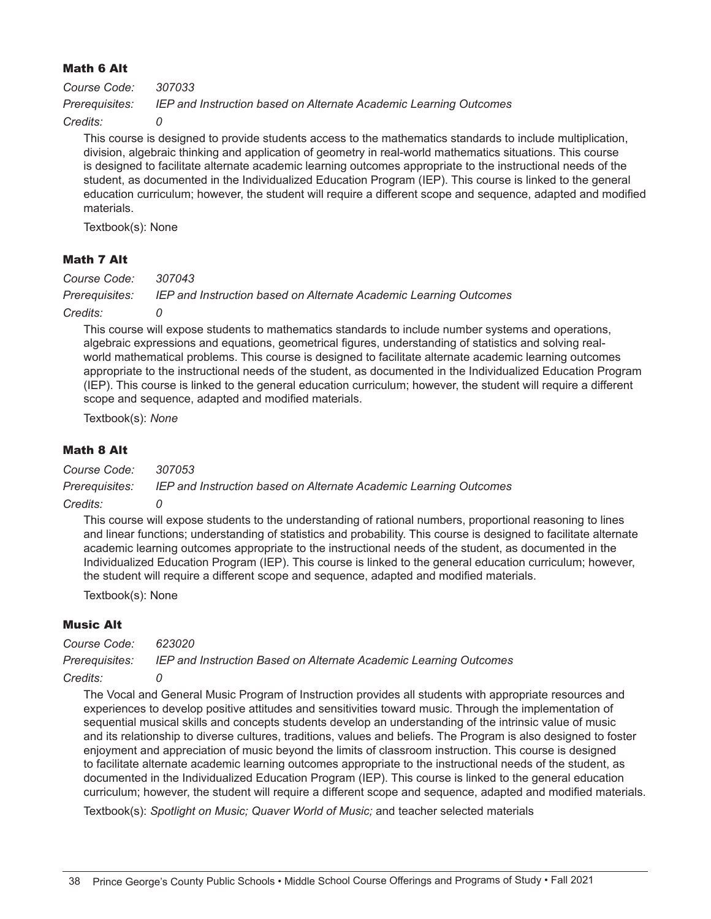### Math 6 Alt

*Course Code:* *307033*
*Prerequisites:* *IEP and Instruction based on Alternate Academic Learning Outcomes*
*Credits:* *0*

This course is designed to provide students access to the mathematics standards to include multiplication, division, algebraic thinking and application of geometry in real-world mathematics situations. This course is designed to facilitate alternate academic learning outcomes appropriate to the instructional needs of the student, as documented in the Individualized Education Program (IEP). This course is linked to the general education curriculum; however, the student will require a different scope and sequence, adapted and modified materials.

Textbook(s): None

### Math 7 Alt

*Course Code:* *307043*
*Prerequisites:* *IEP and Instruction based on Alternate Academic Learning Outcomes*
*Credits:* *0*

This course will expose students to mathematics standards to include number systems and operations, algebraic expressions and equations, geometrical figures, understanding of statistics and solving real-world mathematical problems. This course is designed to facilitate alternate academic learning outcomes appropriate to the instructional needs of the student, as documented in the Individualized Education Program (IEP). This course is linked to the general education curriculum; however, the student will require a different scope and sequence, adapted and modified materials.

Textbook(s): *None*

### Math 8 Alt

*Course Code:* *307053*
*Prerequisites:* *IEP and Instruction based on Alternate Academic Learning Outcomes*
*Credits:* *0*

This course will expose students to the understanding of rational numbers, proportional reasoning to lines and linear functions; understanding of statistics and probability. This course is designed to facilitate alternate academic learning outcomes appropriate to the instructional needs of the student, as documented in the Individualized Education Program (IEP). This course is linked to the general education curriculum; however, the student will require a different scope and sequence, adapted and modified materials.

Textbook(s): None

### Music Alt

*Course Code:* *623020*
*Prerequisites:* *IEP and Instruction Based on Alternate Academic Learning Outcomes*
*Credits:* *0*

The Vocal and General Music Program of Instruction provides all students with appropriate resources and experiences to develop positive attitudes and sensitivities toward music. Through the implementation of sequential musical skills and concepts students develop an understanding of the intrinsic value of music and its relationship to diverse cultures, traditions, values and beliefs. The Program is also designed to foster enjoyment and appreciation of music beyond the limits of classroom instruction. This course is designed to facilitate alternate academic learning outcomes appropriate to the instructional needs of the student, as documented in the Individualized Education Program (IEP). This course is linked to the general education curriculum; however, the student will require a different scope and sequence, adapted and modified materials.

Textbook(s): *Spotlight on Music; Quaver World of Music;* and teacher selected materials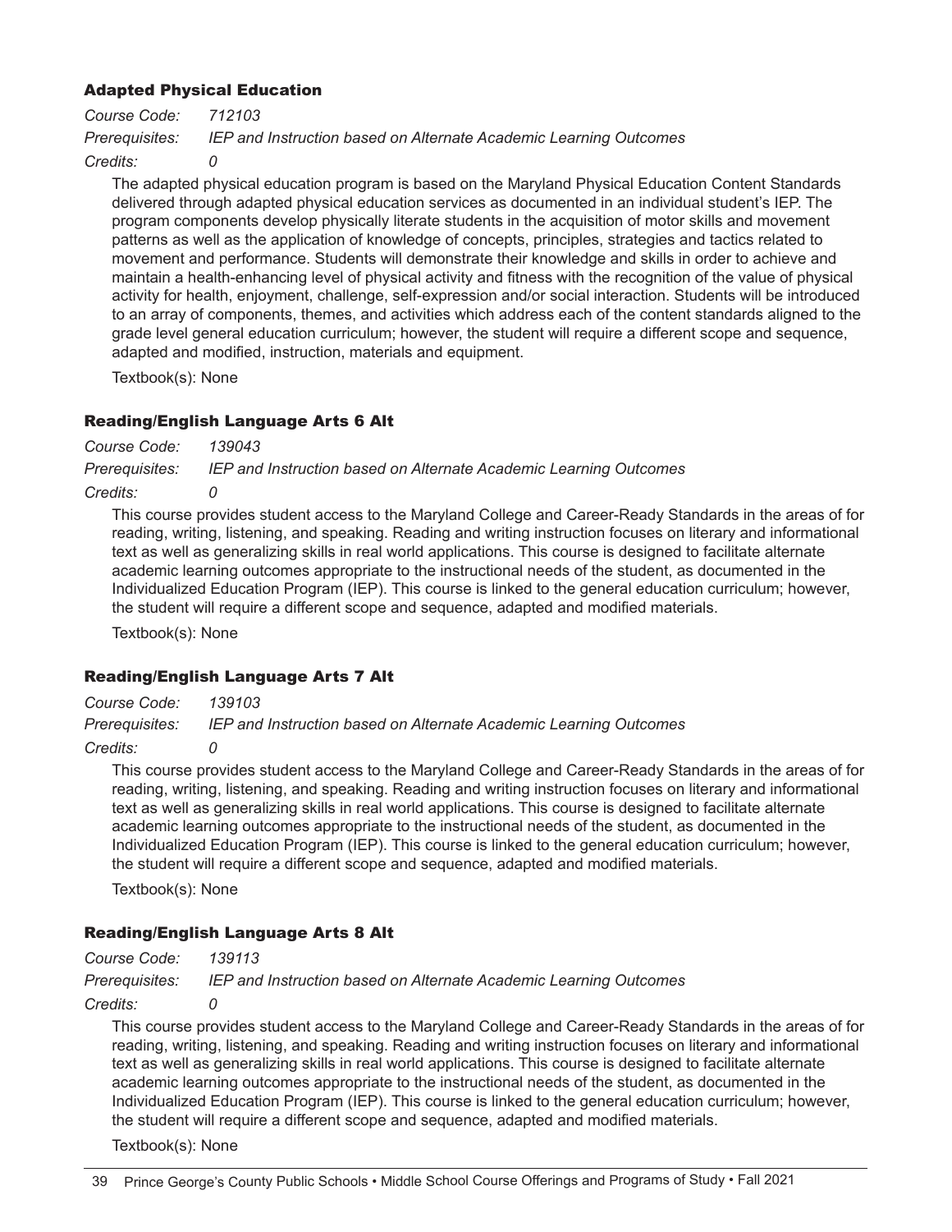### Adapted Physical Education

*Course Code:* *712103*

*Prerequisites:* *IEP and Instruction based on Alternate Academic Learning Outcomes*

*Credits:* *0*

The adapted physical education program is based on the Maryland Physical Education Content Standards delivered through adapted physical education services as documented in an individual student's IEP. The program components develop physically literate students in the acquisition of motor skills and movement patterns as well as the application of knowledge of concepts, principles, strategies and tactics related to movement and performance. Students will demonstrate their knowledge and skills in order to achieve and maintain a health-enhancing level of physical activity and fitness with the recognition of the value of physical activity for health, enjoyment, challenge, self-expression and/or social interaction. Students will be introduced to an array of components, themes, and activities which address each of the content standards aligned to the grade level general education curriculum; however, the student will require a different scope and sequence, adapted and modified, instruction, materials and equipment.

Textbook(s): None

### Reading/English Language Arts 6 Alt

*Course Code:* *139043*

*Prerequisites:* *IEP and Instruction based on Alternate Academic Learning Outcomes*

*Credits:* *0*

This course provides student access to the Maryland College and Career-Ready Standards in the areas of for reading, writing, listening, and speaking. Reading and writing instruction focuses on literary and informational text as well as generalizing skills in real world applications. This course is designed to facilitate alternate academic learning outcomes appropriate to the instructional needs of the student, as documented in the Individualized Education Program (IEP). This course is linked to the general education curriculum; however, the student will require a different scope and sequence, adapted and modified materials.

Textbook(s): None

### Reading/English Language Arts 7 Alt

*Course Code:* *139103*

*Prerequisites:* *IEP and Instruction based on Alternate Academic Learning Outcomes*

*Credits:* *0*

This course provides student access to the Maryland College and Career-Ready Standards in the areas of for reading, writing, listening, and speaking. Reading and writing instruction focuses on literary and informational text as well as generalizing skills in real world applications. This course is designed to facilitate alternate academic learning outcomes appropriate to the instructional needs of the student, as documented in the Individualized Education Program (IEP). This course is linked to the general education curriculum; however, the student will require a different scope and sequence, adapted and modified materials.

Textbook(s): None

### Reading/English Language Arts 8 Alt

*Course Code:* *139113*

*Prerequisites:* *IEP and Instruction based on Alternate Academic Learning Outcomes*

*Credits:* *0*

This course provides student access to the Maryland College and Career-Ready Standards in the areas of for reading, writing, listening, and speaking. Reading and writing instruction focuses on literary and informational text as well as generalizing skills in real world applications. This course is designed to facilitate alternate academic learning outcomes appropriate to the instructional needs of the student, as documented in the Individualized Education Program (IEP). This course is linked to the general education curriculum; however, the student will require a different scope and sequence, adapted and modified materials.

Textbook(s): None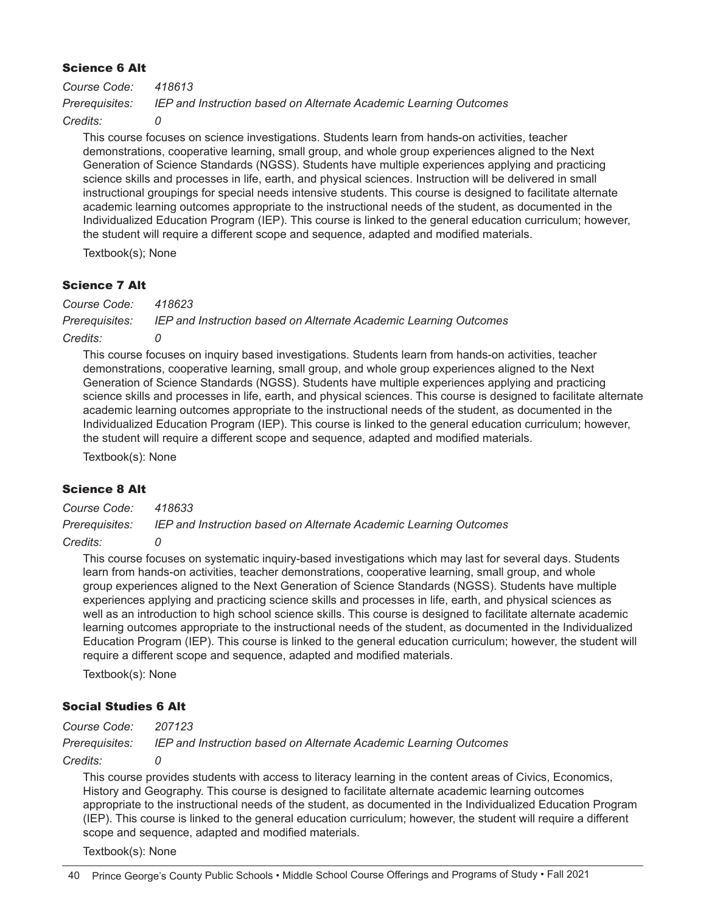### Science 6 Alt

*Course Code:* *418613*

*Prerequisites:* *IEP and Instruction based on Alternate Academic Learning Outcomes*

*Credits:* *0*

This course focuses on science investigations. Students learn from hands-on activities, teacher demonstrations, cooperative learning, small group, and whole group experiences aligned to the Next Generation of Science Standards (NGSS). Students have multiple experiences applying and practicing science skills and processes in life, earth, and physical sciences. Instruction will be delivered in small instructional groupings for special needs intensive students. This course is designed to facilitate alternate academic learning outcomes appropriate to the instructional needs of the student, as documented in the Individualized Education Program (IEP). This course is linked to the general education curriculum; however, the student will require a different scope and sequence, adapted and modified materials.

Textbook(s); None

### Science 7 Alt

*Course Code:* *418623*

*Prerequisites:* *IEP and Instruction based on Alternate Academic Learning Outcomes*

*Credits:* *0*

This course focuses on inquiry based investigations. Students learn from hands-on activities, teacher demonstrations, cooperative learning, small group, and whole group experiences aligned to the Next Generation of Science Standards (NGSS). Students have multiple experiences applying and practicing science skills and processes in life, earth, and physical sciences. This course is designed to facilitate alternate academic learning outcomes appropriate to the instructional needs of the student, as documented in the Individualized Education Program (IEP). This course is linked to the general education curriculum; however, the student will require a different scope and sequence, adapted and modified materials.

Textbook(s): None

### Science 8 Alt

*Course Code:* *418633*

*Prerequisites:* *IEP and Instruction based on Alternate Academic Learning Outcomes*

*Credits:* *0*

This course focuses on systematic inquiry-based investigations which may last for several days. Students learn from hands-on activities, teacher demonstrations, cooperative learning, small group, and whole group experiences aligned to the Next Generation of Science Standards (NGSS). Students have multiple experiences applying and practicing science skills and processes in life, earth, and physical sciences as well as an introduction to high school science skills. This course is designed to facilitate alternate academic learning outcomes appropriate to the instructional needs of the student, as documented in the Individualized Education Program (IEP). This course is linked to the general education curriculum; however, the student will require a different scope and sequence, adapted and modified materials.

Textbook(s): None

### Social Studies 6 Alt

*Course Code:* *207123*

*Prerequisites:* *IEP and Instruction based on Alternate Academic Learning Outcomes*

*Credits:* *0*

This course provides students with access to literacy learning in the content areas of Civics, Economics, History and Geography. This course is designed to facilitate alternate academic learning outcomes appropriate to the instructional needs of the student, as documented in the Individualized Education Program (IEP). This course is linked to the general education curriculum; however, the student will require a different scope and sequence, adapted and modified materials.

Textbook(s): None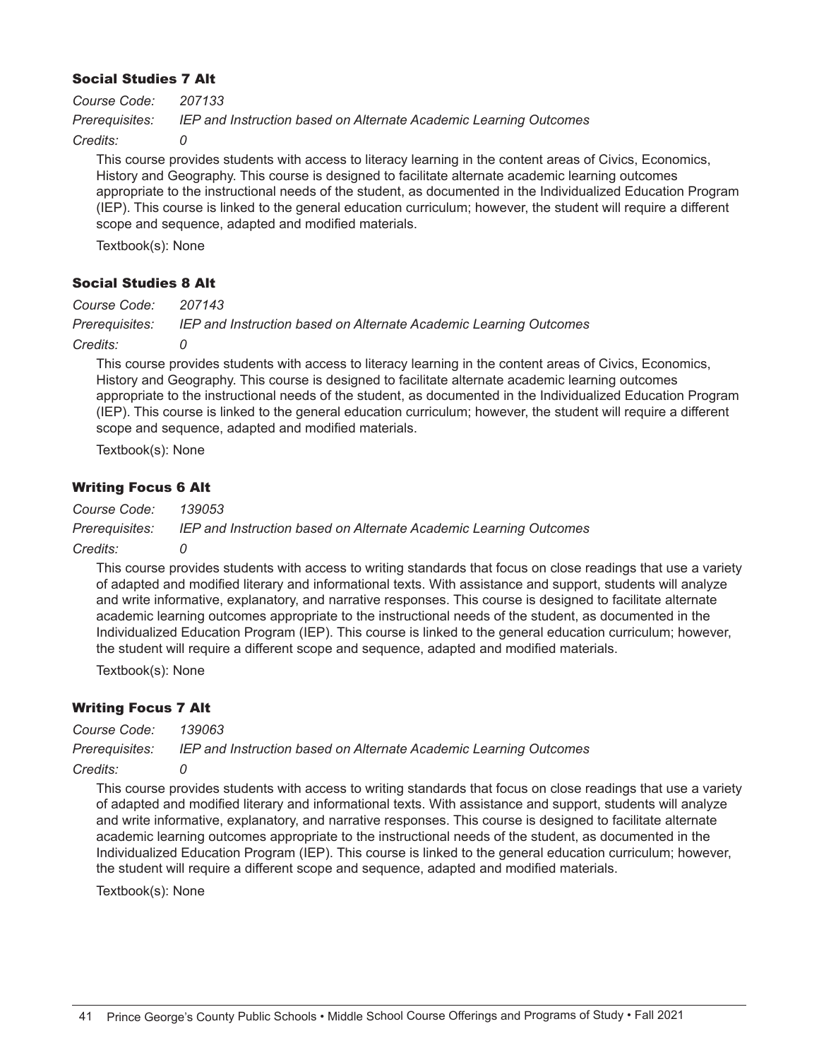### Social Studies 7 Alt

*Course Code:* *207133*

*Prerequisites:* *IEP and Instruction based on Alternate Academic Learning Outcomes*

*Credits:* *0*

This course provides students with access to literacy learning in the content areas of Civics, Economics, History and Geography. This course is designed to facilitate alternate academic learning outcomes appropriate to the instructional needs of the student, as documented in the Individualized Education Program (IEP). This course is linked to the general education curriculum; however, the student will require a different scope and sequence, adapted and modified materials.

Textbook(s): None

### Social Studies 8 Alt

*Course Code:* *207143*

*Prerequisites:* *IEP and Instruction based on Alternate Academic Learning Outcomes*

*Credits:* *0*

This course provides students with access to literacy learning in the content areas of Civics, Economics, History and Geography. This course is designed to facilitate alternate academic learning outcomes appropriate to the instructional needs of the student, as documented in the Individualized Education Program (IEP). This course is linked to the general education curriculum; however, the student will require a different scope and sequence, adapted and modified materials.

Textbook(s): None

### Writing Focus 6 Alt

*Course Code:* *139053*

*Prerequisites:* *IEP and Instruction based on Alternate Academic Learning Outcomes*

*Credits:* *0*

This course provides students with access to writing standards that focus on close readings that use a variety of adapted and modified literary and informational texts. With assistance and support, students will analyze and write informative, explanatory, and narrative responses. This course is designed to facilitate alternate academic learning outcomes appropriate to the instructional needs of the student, as documented in the Individualized Education Program (IEP). This course is linked to the general education curriculum; however, the student will require a different scope and sequence, adapted and modified materials.

Textbook(s): None

### Writing Focus 7 Alt

*Course Code:* *139063*

*Prerequisites:* *IEP and Instruction based on Alternate Academic Learning Outcomes*

*Credits:* *0*

This course provides students with access to writing standards that focus on close readings that use a variety of adapted and modified literary and informational texts. With assistance and support, students will analyze and write informative, explanatory, and narrative responses. This course is designed to facilitate alternate academic learning outcomes appropriate to the instructional needs of the student, as documented in the Individualized Education Program (IEP). This course is linked to the general education curriculum; however, the student will require a different scope and sequence, adapted and modified materials.

Textbook(s): None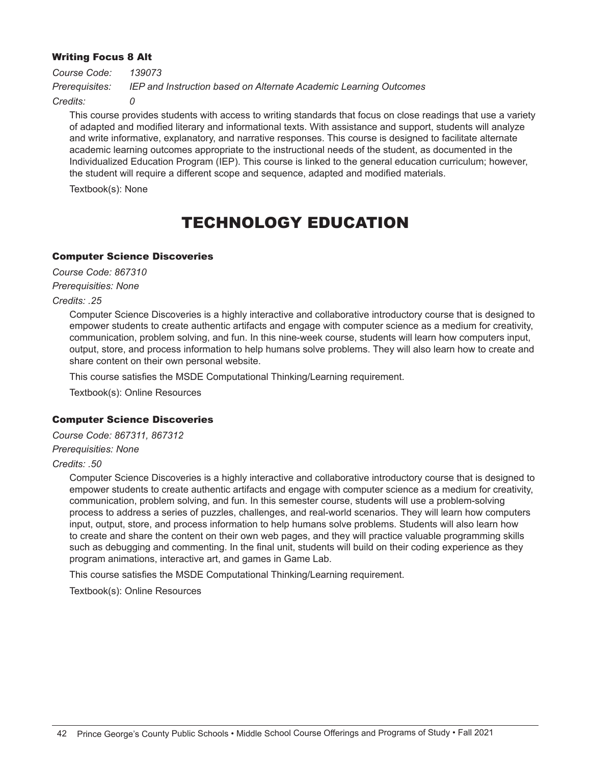### Writing Focus 8 Alt

*Course Code:* *139073*

*Prerequisites:* *IEP and Instruction based on Alternate Academic Learning Outcomes*

*Credits:* *0*

This course provides students with access to writing standards that focus on close readings that use a variety of adapted and modified literary and informational texts. With assistance and support, students will analyze and write informative, explanatory, and narrative responses. This course is designed to facilitate alternate academic learning outcomes appropriate to the instructional needs of the student, as documented in the Individualized Education Program (IEP). This course is linked to the general education curriculum; however, the student will require a different scope and sequence, adapted and modified materials.

Textbook(s): None

# TECHNOLOGY EDUCATION

### Computer Science Discoveries

*Course Code: 867310*

*Prerequisities: None*

*Credits: .25*

Computer Science Discoveries is a highly interactive and collaborative introductory course that is designed to empower students to create authentic artifacts and engage with computer science as a medium for creativity, communication, problem solving, and fun. In this nine-week course, students will learn how computers input, output, store, and process information to help humans solve problems. They will also learn how to create and share content on their own personal website.

This course satisfies the MSDE Computational Thinking/Learning requirement.

Textbook(s): Online Resources

### Computer Science Discoveries

*Course Code: 867311, 867312*

*Prerequisities: None*

*Credits: .50*

Computer Science Discoveries is a highly interactive and collaborative introductory course that is designed to empower students to create authentic artifacts and engage with computer science as a medium for creativity, communication, problem solving, and fun. In this semester course, students will use a problem-solving process to address a series of puzzles, challenges, and real-world scenarios. They will learn how computers input, output, store, and process information to help humans solve problems. Students will also learn how to create and share the content on their own web pages, and they will practice valuable programming skills such as debugging and commenting. In the final unit, students will build on their coding experience as they program animations, interactive art, and games in Game Lab.

This course satisfies the MSDE Computational Thinking/Learning requirement.

Textbook(s): Online Resources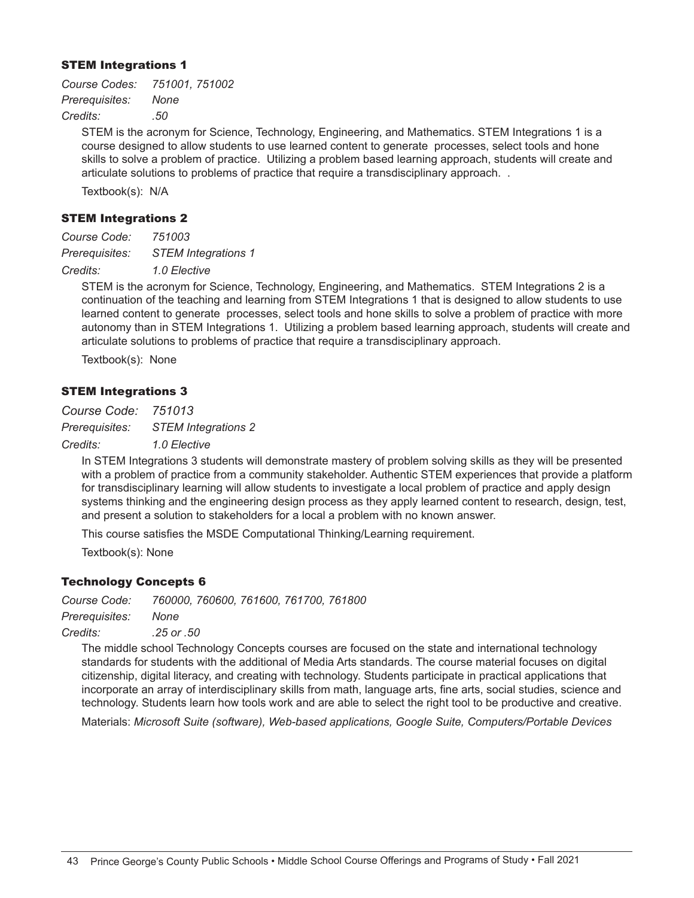### STEM Integrations 1

*Course Codes: 751001, 751002*
*Prerequisites: None*
*Credits: .50*

STEM is the acronym for Science, Technology, Engineering, and Mathematics. STEM Integrations 1 is a course designed to allow students to use learned content to generate processes, select tools and hone skills to solve a problem of practice. Utilizing a problem based learning approach, students will create and articulate solutions to problems of practice that require a transdisciplinary approach. .

Textbook(s): N/A

### STEM Integrations 2

*Course Code: 751003*
*Prerequisites: STEM Integrations 1*
*Credits: 1.0 Elective*

STEM is the acronym for Science, Technology, Engineering, and Mathematics. STEM Integrations 2 is a continuation of the teaching and learning from STEM Integrations 1 that is designed to allow students to use learned content to generate processes, select tools and hone skills to solve a problem of practice with more autonomy than in STEM Integrations 1. Utilizing a problem based learning approach, students will create and articulate solutions to problems of practice that require a transdisciplinary approach.

Textbook(s): None

### STEM Integrations 3

*Course Code: 751013*
*Prerequisites: STEM Integrations 2*
*Credits: 1.0 Elective*

In STEM Integrations 3 students will demonstrate mastery of problem solving skills as they will be presented with a problem of practice from a community stakeholder. Authentic STEM experiences that provide a platform for transdisciplinary learning will allow students to investigate a local problem of practice and apply design systems thinking and the engineering design process as they apply learned content to research, design, test, and present a solution to stakeholders for a local a problem with no known answer.

This course satisfies the MSDE Computational Thinking/Learning requirement.

Textbook(s): None

### Technology Concepts 6

*Course Code: 760000, 760600, 761600, 761700, 761800*
*Prerequisites: None*
*Credits: .25 or .50*

The middle school Technology Concepts courses are focused on the state and international technology standards for students with the additional of Media Arts standards. The course material focuses on digital citizenship, digital literacy, and creating with technology. Students participate in practical applications that incorporate an array of interdisciplinary skills from math, language arts, fine arts, social studies, science and technology. Students learn how tools work and are able to select the right tool to be productive and creative.

Materials: *Microsoft Suite (software), Web-based applications, Google Suite, Computers/Portable Devices*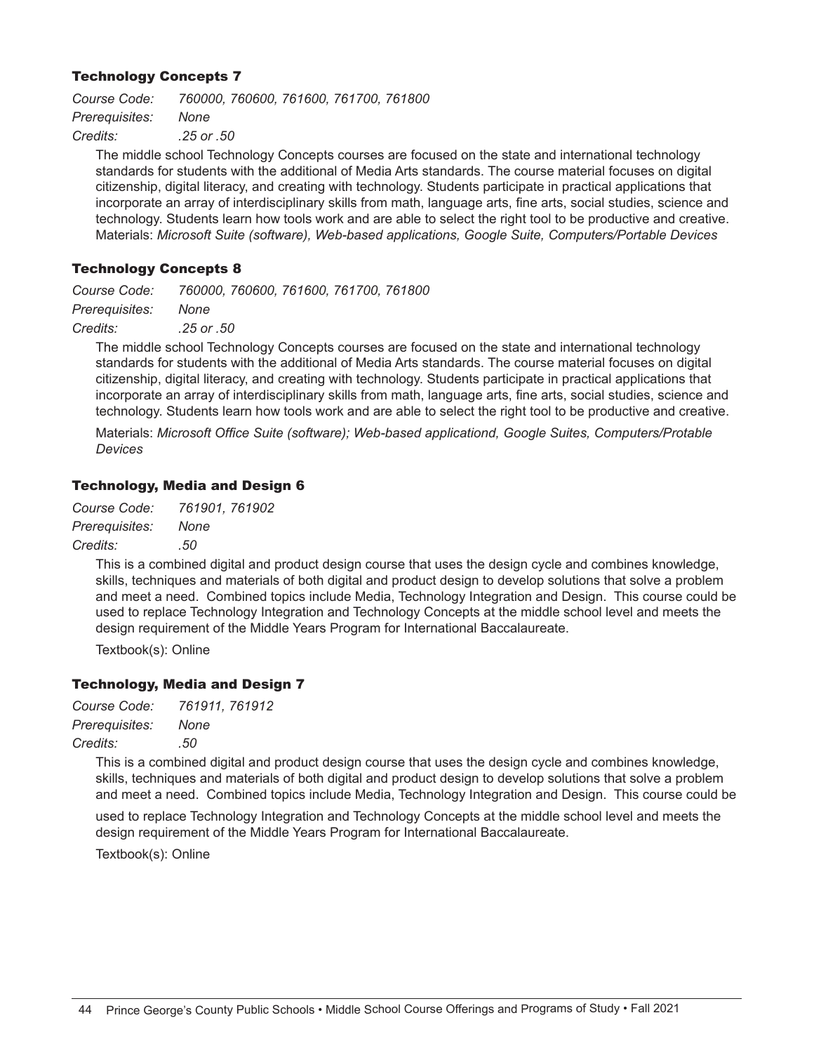### Technology Concepts 7

*Course Code:* *760000, 760600, 761600, 761700, 761800*
*Prerequisites:* *None*
*Credits:* *.25 or .50*

The middle school Technology Concepts courses are focused on the state and international technology standards for students with the additional of Media Arts standards. The course material focuses on digital citizenship, digital literacy, and creating with technology. Students participate in practical applications that incorporate an array of interdisciplinary skills from math, language arts, fine arts, social studies, science and technology. Students learn how tools work and are able to select the right tool to be productive and creative. Materials: *Microsoft Suite (software), Web-based applications, Google Suite, Computers/Portable Devices*

### Technology Concepts 8

*Course Code:* *760000, 760600, 761600, 761700, 761800*
*Prerequisites:* *None*
*Credits:* *.25 or .50*

The middle school Technology Concepts courses are focused on the state and international technology standards for students with the additional of Media Arts standards. The course material focuses on digital citizenship, digital literacy, and creating with technology. Students participate in practical applications that incorporate an array of interdisciplinary skills from math, language arts, fine arts, social studies, science and technology. Students learn how tools work and are able to select the right tool to be productive and creative.

Materials: *Microsoft Office Suite (software); Web-based applicationd, Google Suites, Computers/Protable Devices*

### Technology, Media and Design 6

*Course Code:* *761901, 761902*
*Prerequisites:* *None*
*Credits:* *.50*

This is a combined digital and product design course that uses the design cycle and combines knowledge, skills, techniques and materials of both digital and product design to develop solutions that solve a problem and meet a need. Combined topics include Media, Technology Integration and Design. This course could be used to replace Technology Integration and Technology Concepts at the middle school level and meets the design requirement of the Middle Years Program for International Baccalaureate.

Textbook(s): Online

### Technology, Media and Design 7

*Course Code:* *761911, 761912*
*Prerequisites:* *None*
*Credits:* *.50*

This is a combined digital and product design course that uses the design cycle and combines knowledge, skills, techniques and materials of both digital and product design to develop solutions that solve a problem and meet a need. Combined topics include Media, Technology Integration and Design. This course could be used to replace Technology Integration and Technology Concepts at the middle school level and meets the design requirement of the Middle Years Program for International Baccalaureate.

Textbook(s): Online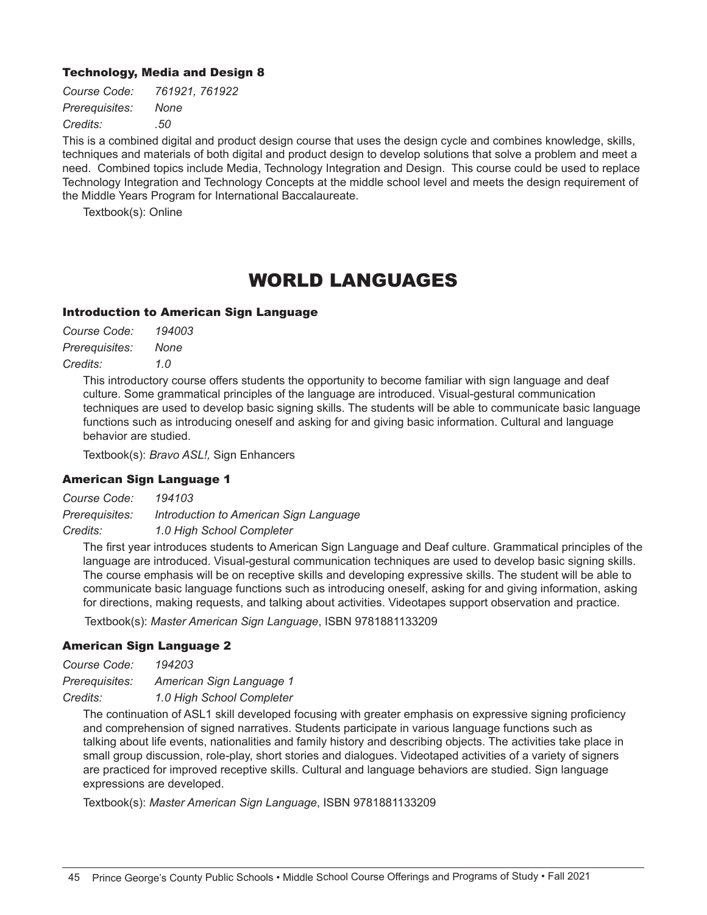### Technology, Media and Design 8

*Course Code:* *761921, 761922*
*Prerequisites:* *None*
*Credits:* *.50*

This is a combined digital and product design course that uses the design cycle and combines knowledge, skills, techniques and materials of both digital and product design to develop solutions that solve a problem and meet a need. Combined topics include Media, Technology Integration and Design. This course could be used to replace Technology Integration and Technology Concepts at the middle school level and meets the design requirement of the Middle Years Program for International Baccalaureate.

Textbook(s): Online

## WORLD LANGUAGES

### Introduction to American Sign Language

*Course Code:* *194003*
*Prerequisites:* *None*
*Credits:* *1.0*

This introductory course offers students the opportunity to become familiar with sign language and deaf culture. Some grammatical principles of the language are introduced. Visual-gestural communication techniques are used to develop basic signing skills. The students will be able to communicate basic language functions such as introducing oneself and asking for and giving basic information. Cultural and language behavior are studied.

Textbook(s): *Bravo ASL!,* Sign Enhancers

### American Sign Language 1

*Course Code:* *194103*
*Prerequisites:* *Introduction to American Sign Language*
*Credits:* *1.0 High School Completer*

The first year introduces students to American Sign Language and Deaf culture. Grammatical principles of the language are introduced. Visual-gestural communication techniques are used to develop basic signing skills. The course emphasis will be on receptive skills and developing expressive skills. The student will be able to communicate basic language functions such as introducing oneself, asking for and giving information, asking for directions, making requests, and talking about activities. Videotapes support observation and practice.

Textbook(s): *Master American Sign Language*, ISBN 9781881133209

### American Sign Language 2

*Course Code:* *194203*
*Prerequisites:* *American Sign Language 1*
*Credits:* *1.0 High School Completer*

The continuation of ASL1 skill developed focusing with greater emphasis on expressive signing proficiency and comprehension of signed narratives. Students participate in various language functions such as talking about life events, nationalities and family history and describing objects. The activities take place in small group discussion, role-play, short stories and dialogues. Videotaped activities of a variety of signers are practiced for improved receptive skills. Cultural and language behaviors are studied. Sign language expressions are developed.

Textbook(s): *Master American Sign Language*, ISBN 9781881133209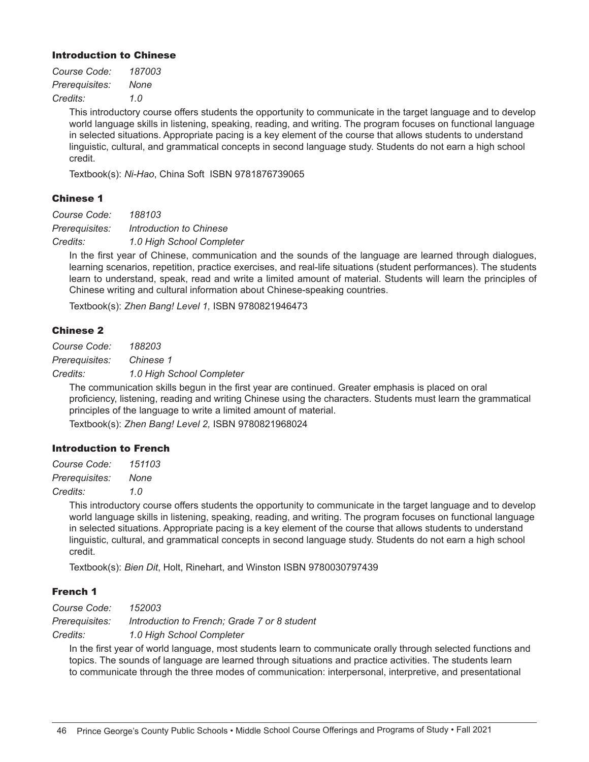### Introduction to Chinese

*Course Code:* *187003*
*Prerequisites:* *None*
*Credits:* *1.0*

This introductory course offers students the opportunity to communicate in the target language and to develop world language skills in listening, speaking, reading, and writing. The program focuses on functional language in selected situations. Appropriate pacing is a key element of the course that allows students to understand linguistic, cultural, and grammatical concepts in second language study. Students do not earn a high school credit.

Textbook(s): *Ni-Hao*, China Soft ISBN 9781876739065

### Chinese 1

*Course Code:* *188103*
*Prerequisites:* *Introduction to Chinese*
*Credits:* *1.0 High School Completer*

In the first year of Chinese, communication and the sounds of the language are learned through dialogues, learning scenarios, repetition, practice exercises, and real-life situations (student performances). The students learn to understand, speak, read and write a limited amount of material. Students will learn the principles of Chinese writing and cultural information about Chinese-speaking countries.

Textbook(s): *Zhen Bang! Level 1,* ISBN 9780821946473

### Chinese 2

*Course Code:* *188203*
*Prerequisites:* *Chinese 1*
*Credits:* *1.0 High School Completer*

The communication skills begun in the first year are continued. Greater emphasis is placed on oral proficiency, listening, reading and writing Chinese using the characters. Students must learn the grammatical principles of the language to write a limited amount of material.

Textbook(s): *Zhen Bang! Level 2,* ISBN 9780821968024

### Introduction to French

*Course Code:* *151103*
*Prerequisites:* *None*
*Credits:* *1.0*

This introductory course offers students the opportunity to communicate in the target language and to develop world language skills in listening, speaking, reading, and writing. The program focuses on functional language in selected situations. Appropriate pacing is a key element of the course that allows students to understand linguistic, cultural, and grammatical concepts in second language study. Students do not earn a high school credit.

Textbook(s): *Bien Dit*, Holt, Rinehart, and Winston ISBN 9780030797439

### French 1

*Course Code:* *152003*
*Prerequisites:* *Introduction to French; Grade 7 or 8 student*
*Credits:* *1.0 High School Completer*

In the first year of world language, most students learn to communicate orally through selected functions and topics. The sounds of language are learned through situations and practice activities. The students learn to communicate through the three modes of communication: interpersonal, interpretive, and presentational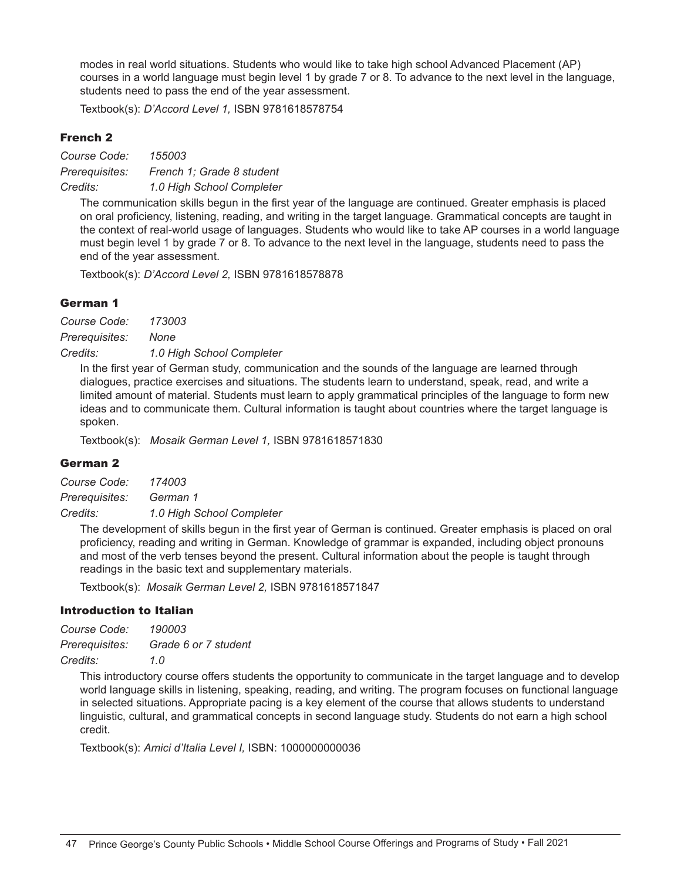modes in real world situations. Students who would like to take high school Advanced Placement (AP) courses in a world language must begin level 1 by grade 7 or 8. To advance to the next level in the language, students need to pass the end of the year assessment.

Textbook(s): *D'Accord Level 1,* ISBN 9781618578754

### French 2

*Course Code:* *155003*
*Prerequisites:* *French 1; Grade 8 student*
*Credits:* *1.0 High School Completer*

The communication skills begun in the first year of the language are continued. Greater emphasis is placed on oral proficiency, listening, reading, and writing in the target language. Grammatical concepts are taught in the context of real-world usage of languages. Students who would like to take AP courses in a world language must begin level 1 by grade 7 or 8. To advance to the next level in the language, students need to pass the end of the year assessment.

Textbook(s): *D'Accord Level 2,* ISBN 9781618578878

### German 1

*Course Code:* *173003*
*Prerequisites:* *None*
*Credits:* *1.0 High School Completer*

In the first year of German study, communication and the sounds of the language are learned through dialogues, practice exercises and situations. The students learn to understand, speak, read, and write a limited amount of material. Students must learn to apply grammatical principles of the language to form new ideas and to communicate them. Cultural information is taught about countries where the target language is spoken.

Textbook(s): *Mosaik German Level 1,* ISBN 9781618571830

### German 2

*Course Code:* *174003*
*Prerequisites:* *German 1*
*Credits:* *1.0 High School Completer*

The development of skills begun in the first year of German is continued. Greater emphasis is placed on oral proficiency, reading and writing in German. Knowledge of grammar is expanded, including object pronouns and most of the verb tenses beyond the present. Cultural information about the people is taught through readings in the basic text and supplementary materials.

Textbook(s): *Mosaik German Level 2,* ISBN 9781618571847

### Introduction to Italian

*Course Code:* *190003*
*Prerequisites:* *Grade 6 or 7 student*
*Credits:* *1.0*

This introductory course offers students the opportunity to communicate in the target language and to develop world language skills in listening, speaking, reading, and writing. The program focuses on functional language in selected situations. Appropriate pacing is a key element of the course that allows students to understand linguistic, cultural, and grammatical concepts in second language study. Students do not earn a high school credit.

Textbook(s): *Amici d'Italia Level I,* ISBN: 1000000000036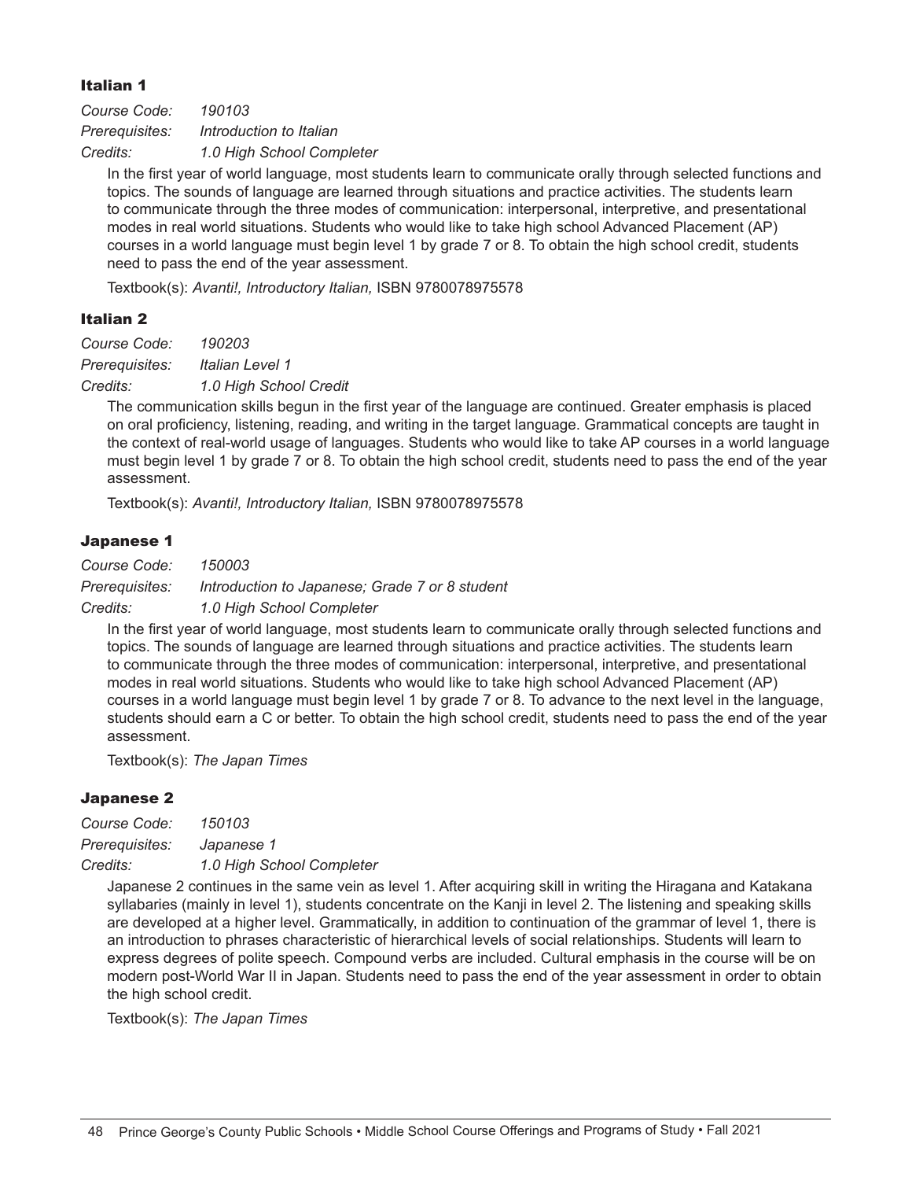### Italian 1

*Course Code:* *190103*
*Prerequisites:* *Introduction to Italian*
*Credits:* *1.0 High School Completer*

In the first year of world language, most students learn to communicate orally through selected functions and topics. The sounds of language are learned through situations and practice activities. The students learn to communicate through the three modes of communication: interpersonal, interpretive, and presentational modes in real world situations. Students who would like to take high school Advanced Placement (AP) courses in a world language must begin level 1 by grade 7 or 8. To obtain the high school credit, students need to pass the end of the year assessment.

Textbook(s): *Avanti!, Introductory Italian,* ISBN 9780078975578

### Italian 2

*Course Code:* *190203*
*Prerequisites:* *Italian Level 1*
*Credits:* *1.0 High School Credit*

The communication skills begun in the first year of the language are continued. Greater emphasis is placed on oral proficiency, listening, reading, and writing in the target language. Grammatical concepts are taught in the context of real-world usage of languages. Students who would like to take AP courses in a world language must begin level 1 by grade 7 or 8. To obtain the high school credit, students need to pass the end of the year assessment.

Textbook(s): *Avanti!, Introductory Italian,* ISBN 9780078975578

### Japanese 1

*Course Code:* *150003*
*Prerequisites:* *Introduction to Japanese; Grade 7 or 8 student*
*Credits:* *1.0 High School Completer*

In the first year of world language, most students learn to communicate orally through selected functions and topics. The sounds of language are learned through situations and practice activities. The students learn to communicate through the three modes of communication: interpersonal, interpretive, and presentational modes in real world situations. Students who would like to take high school Advanced Placement (AP) courses in a world language must begin level 1 by grade 7 or 8. To advance to the next level in the language, students should earn a C or better. To obtain the high school credit, students need to pass the end of the year assessment.

Textbook(s): *The Japan Times*

### Japanese 2

*Course Code:* *150103*
*Prerequisites:* *Japanese 1*
*Credits:* *1.0 High School Completer*

Japanese 2 continues in the same vein as level 1. After acquiring skill in writing the Hiragana and Katakana syllabaries (mainly in level 1), students concentrate on the Kanji in level 2. The listening and speaking skills are developed at a higher level. Grammatically, in addition to continuation of the grammar of level 1, there is an introduction to phrases characteristic of hierarchical levels of social relationships. Students will learn to express degrees of polite speech. Compound verbs are included. Cultural emphasis in the course will be on modern post-World War II in Japan. Students need to pass the end of the year assessment in order to obtain the high school credit.

Textbook(s): *The Japan Times*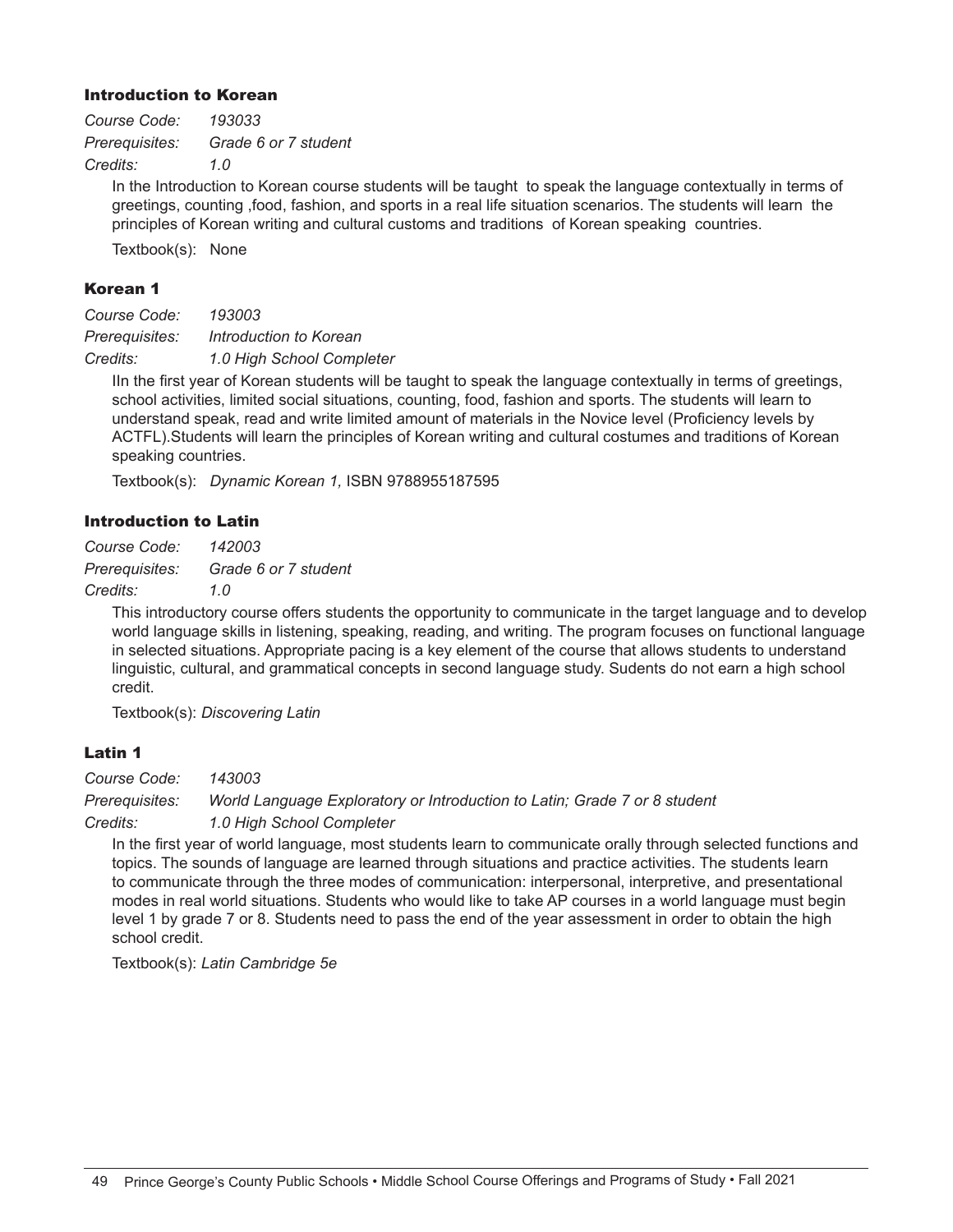### Introduction to Korean

*Course Code:* *193033*
*Prerequisites:* *Grade 6 or 7 student*
*Credits:* *1.0*

In the Introduction to Korean course students will be taught to speak the language contextually in terms of greetings, counting ,food, fashion, and sports in a real life situation scenarios. The students will learn the principles of Korean writing and cultural customs and traditions of Korean speaking countries.

Textbook(s): None

### Korean 1

*Course Code:* *193003*
*Prerequisites:* *Introduction to Korean*
*Credits:* *1.0 High School Completer*

IIn the first year of Korean students will be taught to speak the language contextually in terms of greetings, school activities, limited social situations, counting, food, fashion and sports. The students will learn to understand speak, read and write limited amount of materials in the Novice level (Proficiency levels by ACTFL).Students will learn the principles of Korean writing and cultural costumes and traditions of Korean speaking countries.

Textbook(s): *Dynamic Korean 1,* ISBN 9788955187595

### Introduction to Latin

*Course Code:* *142003*
*Prerequisites:* *Grade 6 or 7 student*
*Credits:* *1.0*

This introductory course offers students the opportunity to communicate in the target language and to develop world language skills in listening, speaking, reading, and writing. The program focuses on functional language in selected situations. Appropriate pacing is a key element of the course that allows students to understand linguistic, cultural, and grammatical concepts in second language study. Sudents do not earn a high school credit.

Textbook(s): *Discovering Latin*

### Latin 1

*Course Code:* *143003*
*Prerequisites:* *World Language Exploratory or Introduction to Latin; Grade 7 or 8 student*
*Credits:* *1.0 High School Completer*

In the first year of world language, most students learn to communicate orally through selected functions and topics. The sounds of language are learned through situations and practice activities. The students learn to communicate through the three modes of communication: interpersonal, interpretive, and presentational modes in real world situations. Students who would like to take AP courses in a world language must begin level 1 by grade 7 or 8. Students need to pass the end of the year assessment in order to obtain the high school credit.

Textbook(s): *Latin Cambridge 5e*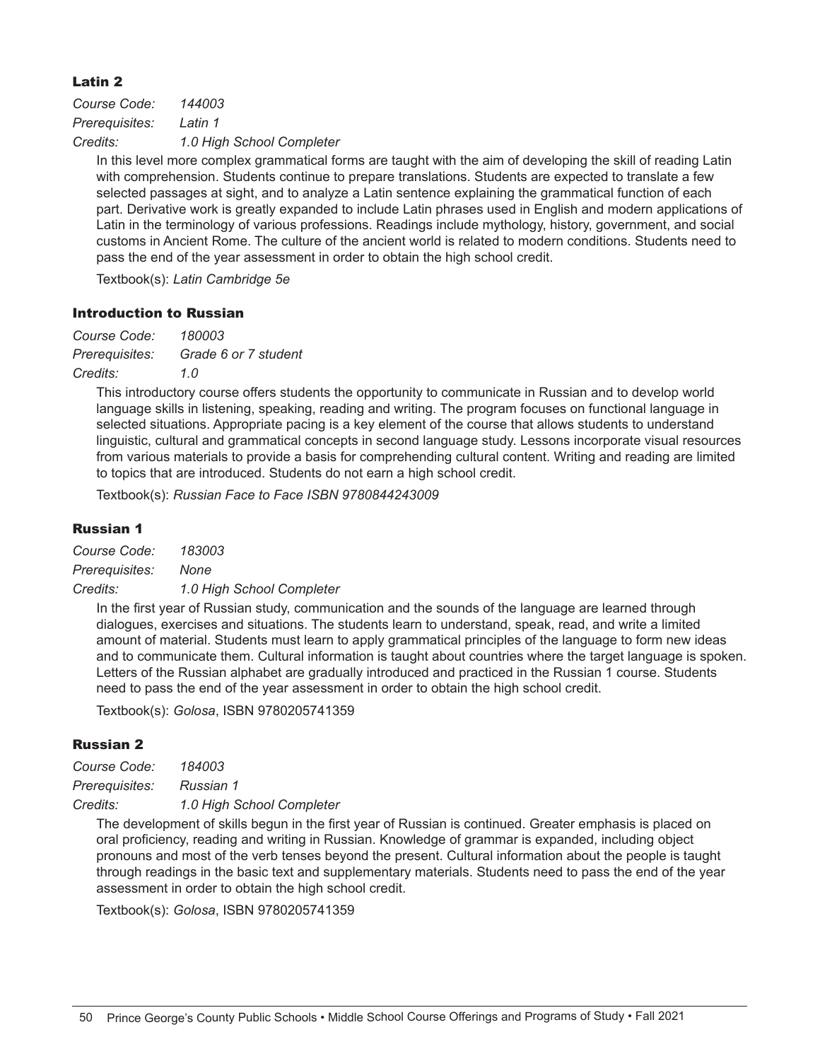### Latin 2

*Course Code:* *144003*
*Prerequisites:* *Latin 1*
*Credits:* *1.0 High School Completer*

In this level more complex grammatical forms are taught with the aim of developing the skill of reading Latin with comprehension. Students continue to prepare translations. Students are expected to translate a few selected passages at sight, and to analyze a Latin sentence explaining the grammatical function of each part. Derivative work is greatly expanded to include Latin phrases used in English and modern applications of Latin in the terminology of various professions. Readings include mythology, history, government, and social customs in Ancient Rome. The culture of the ancient world is related to modern conditions. Students need to pass the end of the year assessment in order to obtain the high school credit.

Textbook(s): *Latin Cambridge 5e*

### Introduction to Russian

*Course Code:* *180003*
*Prerequisites:* *Grade 6 or 7 student*
*Credits:* *1.0*

This introductory course offers students the opportunity to communicate in Russian and to develop world language skills in listening, speaking, reading and writing. The program focuses on functional language in selected situations. Appropriate pacing is a key element of the course that allows students to understand linguistic, cultural and grammatical concepts in second language study. Lessons incorporate visual resources from various materials to provide a basis for comprehending cultural content. Writing and reading are limited to topics that are introduced. Students do not earn a high school credit.

Textbook(s): *Russian Face to Face ISBN 9780844243009*

### Russian 1

*Course Code:* *183003*
*Prerequisites:* *None*
*Credits:* *1.0 High School Completer*

In the first year of Russian study, communication and the sounds of the language are learned through dialogues, exercises and situations. The students learn to understand, speak, read, and write a limited amount of material. Students must learn to apply grammatical principles of the language to form new ideas and to communicate them. Cultural information is taught about countries where the target language is spoken. Letters of the Russian alphabet are gradually introduced and practiced in the Russian 1 course. Students need to pass the end of the year assessment in order to obtain the high school credit.

Textbook(s): *Golosa*, ISBN 9780205741359

### Russian 2

*Course Code:* *184003*
*Prerequisites:* *Russian 1*
*Credits:* *1.0 High School Completer*

The development of skills begun in the first year of Russian is continued. Greater emphasis is placed on oral proficiency, reading and writing in Russian. Knowledge of grammar is expanded, including object pronouns and most of the verb tenses beyond the present. Cultural information about the people is taught through readings in the basic text and supplementary materials. Students need to pass the end of the year assessment in order to obtain the high school credit.

Textbook(s): *Golosa*, ISBN 9780205741359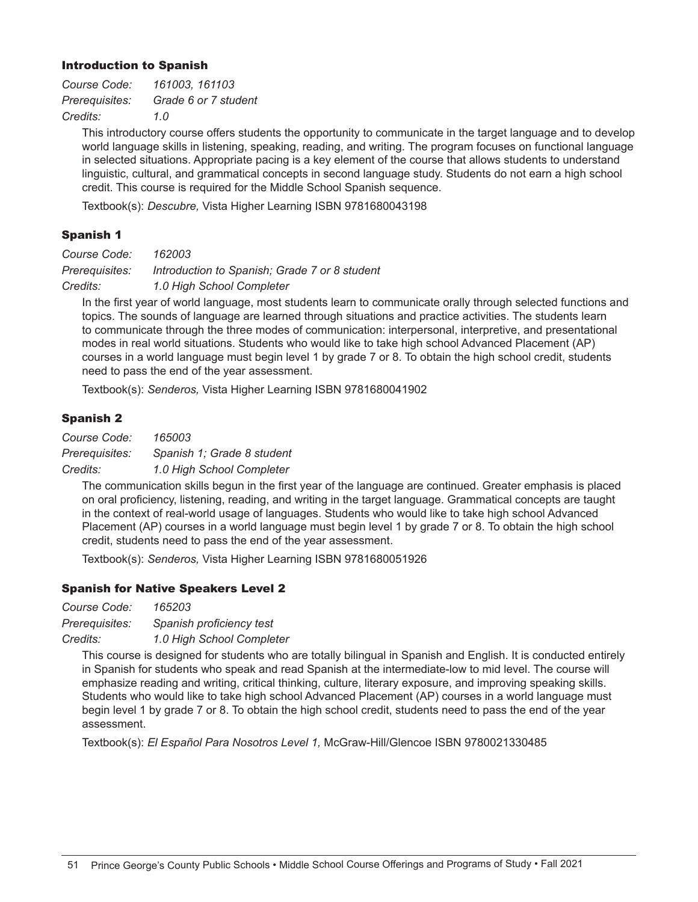### Introduction to Spanish

*Course Code:* *161003, 161103*
*Prerequisites:* *Grade 6 or 7 student*
*Credits:* *1.0*

This introductory course offers students the opportunity to communicate in the target language and to develop world language skills in listening, speaking, reading, and writing. The program focuses on functional language in selected situations. Appropriate pacing is a key element of the course that allows students to understand linguistic, cultural, and grammatical concepts in second language study. Students do not earn a high school credit. This course is required for the Middle School Spanish sequence.

Textbook(s): *Descubre,* Vista Higher Learning ISBN 9781680043198

### Spanish 1

*Course Code:* *162003*
*Prerequisites:* *Introduction to Spanish; Grade 7 or 8 student*
*Credits:* *1.0 High School Completer*

In the first year of world language, most students learn to communicate orally through selected functions and topics. The sounds of language are learned through situations and practice activities. The students learn to communicate through the three modes of communication: interpersonal, interpretive, and presentational modes in real world situations. Students who would like to take high school Advanced Placement (AP) courses in a world language must begin level 1 by grade 7 or 8. To obtain the high school credit, students need to pass the end of the year assessment.

Textbook(s): *Senderos,* Vista Higher Learning ISBN 9781680041902

### Spanish 2

*Course Code:* *165003*
*Prerequisites:* *Spanish 1; Grade 8 student*
*Credits:* *1.0 High School Completer*

The communication skills begun in the first year of the language are continued. Greater emphasis is placed on oral proficiency, listening, reading, and writing in the target language. Grammatical concepts are taught in the context of real-world usage of languages. Students who would like to take high school Advanced Placement (AP) courses in a world language must begin level 1 by grade 7 or 8. To obtain the high school credit, students need to pass the end of the year assessment.

Textbook(s): *Senderos,* Vista Higher Learning ISBN 9781680051926

### Spanish for Native Speakers Level 2

*Course Code:* *165203*
*Prerequisites:* *Spanish proficiency test*
*Credits:* *1.0 High School Completer*

This course is designed for students who are totally bilingual in Spanish and English. It is conducted entirely in Spanish for students who speak and read Spanish at the intermediate-low to mid level. The course will emphasize reading and writing, critical thinking, culture, literary exposure, and improving speaking skills. Students who would like to take high school Advanced Placement (AP) courses in a world language must begin level 1 by grade 7 or 8. To obtain the high school credit, students need to pass the end of the year assessment.

Textbook(s): *El Español Para Nosotros Level 1,* McGraw-Hill/Glencoe ISBN 9780021330485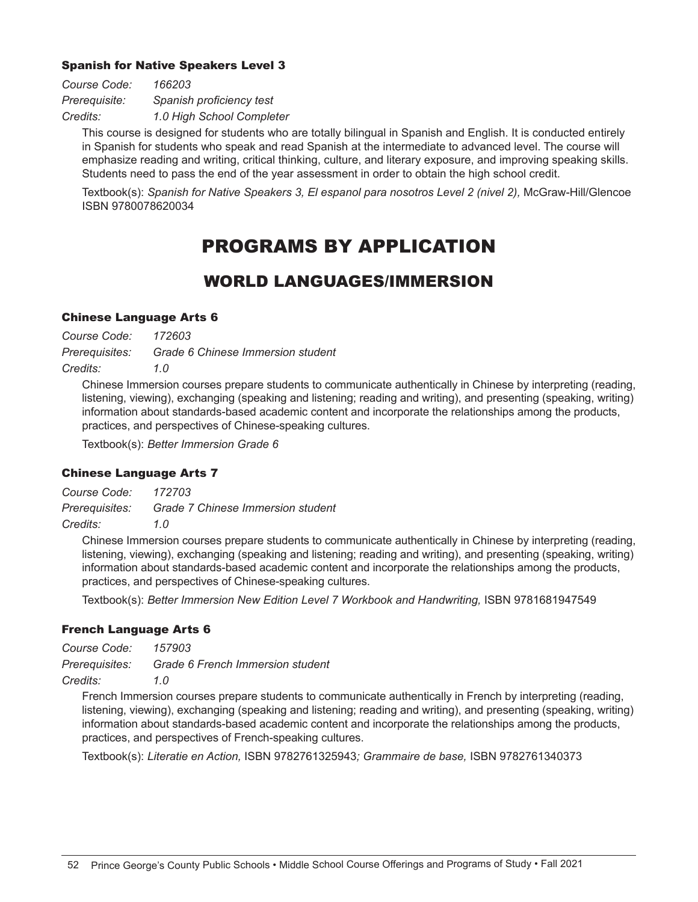### Spanish for Native Speakers Level 3

*Course Code:* *166203*
*Prerequisite:* *Spanish proficiency test*
*Credits:* *1.0 High School Completer*

This course is designed for students who are totally bilingual in Spanish and English. It is conducted entirely in Spanish for students who speak and read Spanish at the intermediate to advanced level. The course will emphasize reading and writing, critical thinking, culture, and literary exposure, and improving speaking skills. Students need to pass the end of the year assessment in order to obtain the high school credit.

Textbook(s): *Spanish for Native Speakers 3, El espanol para nosotros Level 2 (nivel 2),* McGraw-Hill/Glencoe ISBN 9780078620034

# PROGRAMS BY APPLICATION

## WORLD LANGUAGES/IMMERSION

### Chinese Language Arts 6

*Course Code:* *172603*
*Prerequisites:* *Grade 6 Chinese Immersion student*
*Credits:* *1.0*

Chinese Immersion courses prepare students to communicate authentically in Chinese by interpreting (reading, listening, viewing), exchanging (speaking and listening; reading and writing), and presenting (speaking, writing) information about standards-based academic content and incorporate the relationships among the products, practices, and perspectives of Chinese-speaking cultures.

Textbook(s): *Better Immersion Grade 6*

### Chinese Language Arts 7

*Course Code:* *172703*
*Prerequisites:* *Grade 7 Chinese Immersion student*
*Credits:* *1.0*

Chinese Immersion courses prepare students to communicate authentically in Chinese by interpreting (reading, listening, viewing), exchanging (speaking and listening; reading and writing), and presenting (speaking, writing) information about standards-based academic content and incorporate the relationships among the products, practices, and perspectives of Chinese-speaking cultures.

Textbook(s): *Better Immersion New Edition Level 7 Workbook and Handwriting,* ISBN 9781681947549

### French Language Arts 6

*Course Code:* *157903*
*Prerequisites:* *Grade 6 French Immersion student*
*Credits:* *1.0*

French Immersion courses prepare students to communicate authentically in French by interpreting (reading, listening, viewing), exchanging (speaking and listening; reading and writing), and presenting (speaking, writing) information about standards-based academic content and incorporate the relationships among the products, practices, and perspectives of French-speaking cultures.

Textbook(s): *Literatie en Action,* ISBN 9782761325943*; Grammaire de base,* ISBN 9782761340373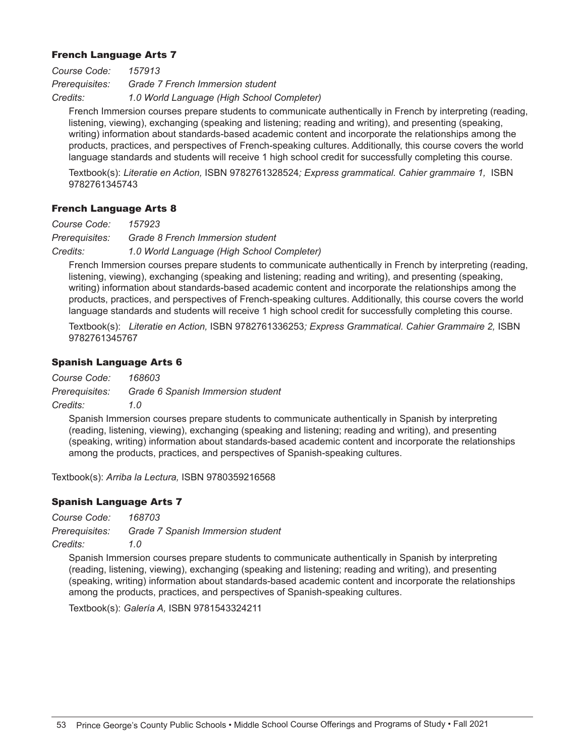### French Language Arts 7

*Course Code:* *157913*
*Prerequisites:* *Grade 7 French Immersion student*
*Credits:* *1.0 World Language (High School Completer)*

French Immersion courses prepare students to communicate authentically in French by interpreting (reading, listening, viewing), exchanging (speaking and listening; reading and writing), and presenting (speaking, writing) information about standards-based academic content and incorporate the relationships among the products, practices, and perspectives of French-speaking cultures. Additionally, this course covers the world language standards and students will receive 1 high school credit for successfully completing this course.

Textbook(s): *Literatie en Action,* ISBN 9782761328524*; Express grammatical. Cahier grammaire 1,* ISBN 9782761345743

### French Language Arts 8

*Course Code:* *157923*
*Prerequisites:* *Grade 8 French Immersion student*
*Credits:* *1.0 World Language (High School Completer)*

French Immersion courses prepare students to communicate authentically in French by interpreting (reading, listening, viewing), exchanging (speaking and listening; reading and writing), and presenting (speaking, writing) information about standards-based academic content and incorporate the relationships among the products, practices, and perspectives of French-speaking cultures. Additionally, this course covers the world language standards and students will receive 1 high school credit for successfully completing this course.

Textbook(s): *Literatie en Action,* ISBN 9782761336253*; Express Grammatical. Cahier Grammaire 2,* ISBN 9782761345767

### Spanish Language Arts 6

*Course Code:* *168603*
*Prerequisites:* *Grade 6 Spanish Immersion student*
*Credits:* *1.0*

Spanish Immersion courses prepare students to communicate authentically in Spanish by interpreting (reading, listening, viewing), exchanging (speaking and listening; reading and writing), and presenting (speaking, writing) information about standards-based academic content and incorporate the relationships among the products, practices, and perspectives of Spanish-speaking cultures.

Textbook(s): *Arriba la Lectura,* ISBN 9780359216568

### Spanish Language Arts 7

*Course Code:* *168703*
*Prerequisites:* *Grade 7 Spanish Immersion student*
*Credits:* *1.0*

Spanish Immersion courses prepare students to communicate authentically in Spanish by interpreting (reading, listening, viewing), exchanging (speaking and listening; reading and writing), and presenting (speaking, writing) information about standards-based academic content and incorporate the relationships among the products, practices, and perspectives of Spanish-speaking cultures.

Textbook(s): *Galería A,* ISBN 9781543324211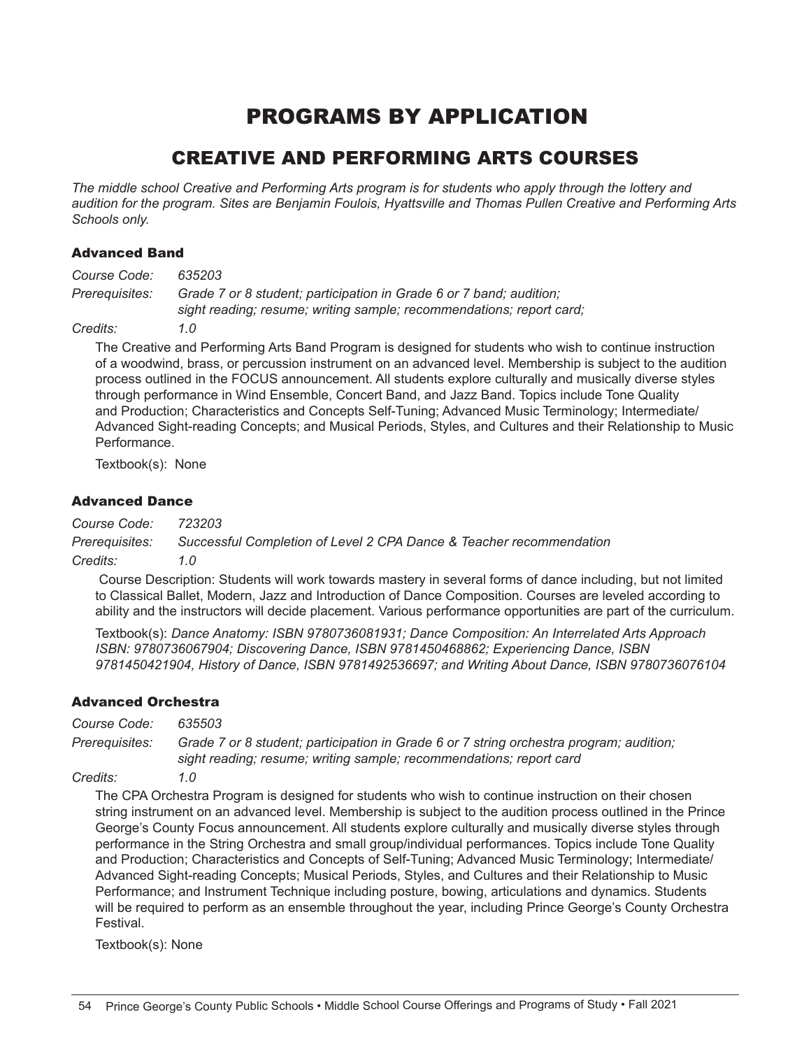# PROGRAMS BY APPLICATION

## CREATIVE AND PERFORMING ARTS COURSES

*The middle school Creative and Performing Arts program is for students who apply through the lottery and audition for the program. Sites are Benjamin Foulois, Hyattsville and Thomas Pullen Creative and Performing Arts Schools only.*

### Advanced Band

*Course Code:* *635203*
*Prerequisites:* *Grade 7 or 8 student; participation in Grade 6 or 7 band; audition; sight reading; resume; writing sample; recommendations; report card;*
*Credits:* *1.0*

The Creative and Performing Arts Band Program is designed for students who wish to continue instruction of a woodwind, brass, or percussion instrument on an advanced level. Membership is subject to the audition process outlined in the FOCUS announcement. All students explore culturally and musically diverse styles through performance in Wind Ensemble, Concert Band, and Jazz Band. Topics include Tone Quality and Production; Characteristics and Concepts Self-Tuning; Advanced Music Terminology; Intermediate/Advanced Sight-reading Concepts; and Musical Periods, Styles, and Cultures and their Relationship to Music Performance.

Textbook(s): None

### Advanced Dance

*Course Code:* *723203*
*Prerequisites:* *Successful Completion of Level 2 CPA Dance & Teacher recommendation*
*Credits:* *1.0*

Course Description: Students will work towards mastery in several forms of dance including, but not limited to Classical Ballet, Modern, Jazz and Introduction of Dance Composition. Courses are leveled according to ability and the instructors will decide placement. Various performance opportunities are part of the curriculum.

Textbook(s): *Dance Anatomy: ISBN 9780736081931; Dance Composition: An Interrelated Arts Approach ISBN: 9780736067904; Discovering Dance, ISBN 9781450468862; Experiencing Dance, ISBN 9781450421904, History of Dance, ISBN 9781492536697; and Writing About Dance, ISBN 9780736076104*

### Advanced Orchestra

*Course Code:* *635503*
*Prerequisites:* *Grade 7 or 8 student; participation in Grade 6 or 7 string orchestra program; audition; sight reading; resume; writing sample; recommendations; report card*
*Credits:* *1.0*

The CPA Orchestra Program is designed for students who wish to continue instruction on their chosen string instrument on an advanced level. Membership is subject to the audition process outlined in the Prince George's County Focus announcement. All students explore culturally and musically diverse styles through performance in the String Orchestra and small group/individual performances. Topics include Tone Quality and Production; Characteristics and Concepts of Self-Tuning; Advanced Music Terminology; Intermediate/Advanced Sight-reading Concepts; Musical Periods, Styles, and Cultures and their Relationship to Music Performance; and Instrument Technique including posture, bowing, articulations and dynamics. Students will be required to perform as an ensemble throughout the year, including Prince George's County Orchestra Festival.

Textbook(s): None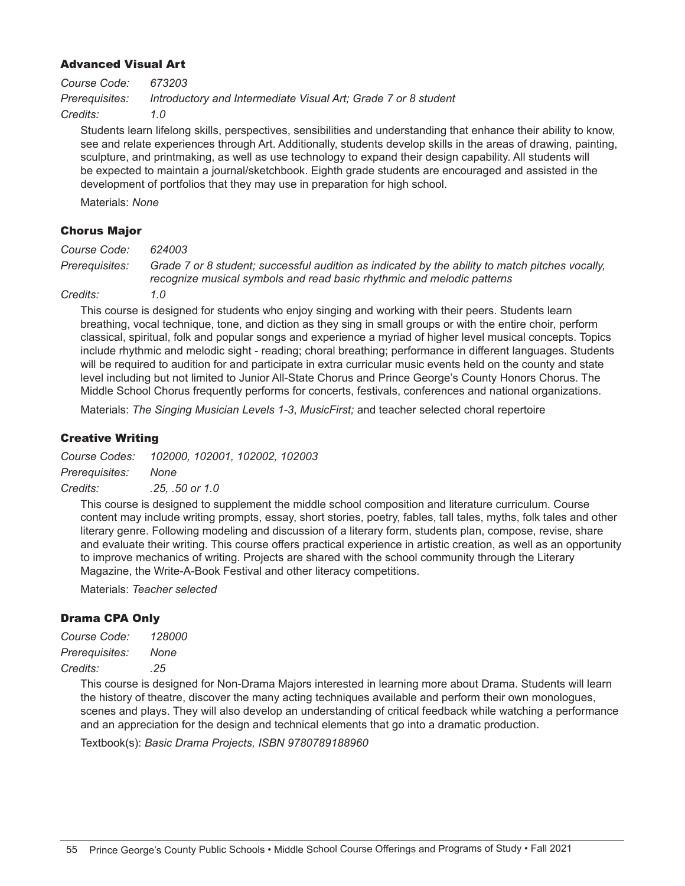### Advanced Visual Art

*Course Code:* *673203*
*Prerequisites:* *Introductory and Intermediate Visual Art; Grade 7 or 8 student*
*Credits:* *1.0*

Students learn lifelong skills, perspectives, sensibilities and understanding that enhance their ability to know, see and relate experiences through Art. Additionally, students develop skills in the areas of drawing, painting, sculpture, and printmaking, as well as use technology to expand their design capability. All students will be expected to maintain a journal/sketchbook. Eighth grade students are encouraged and assisted in the development of portfolios that they may use in preparation for high school.

Materials: *None*

### Chorus Major

*Course Code:* *624003*
*Prerequisites:* *Grade 7 or 8 student; successful audition as indicated by the ability to match pitches vocally, recognize musical symbols and read basic rhythmic and melodic patterns*
*Credits:* *1.0*

This course is designed for students who enjoy singing and working with their peers. Students learn breathing, vocal technique, tone, and diction as they sing in small groups or with the entire choir, perform classical, spiritual, folk and popular songs and experience a myriad of higher level musical concepts. Topics include rhythmic and melodic sight - reading; choral breathing; performance in different languages. Students will be required to audition for and participate in extra curricular music events held on the county and state level including but not limited to Junior All-State Chorus and Prince George's County Honors Chorus. The Middle School Chorus frequently performs for concerts, festivals, conferences and national organizations.

Materials: *The Singing Musician Levels 1-3*, *MusicFirst;* and teacher selected choral repertoire

### Creative Writing

*Course Codes:* *102000, 102001, 102002, 102003*
*Prerequisites:* *None*
*Credits:* *.25, .50 or 1.0*

This course is designed to supplement the middle school composition and literature curriculum. Course content may include writing prompts, essay, short stories, poetry, fables, tall tales, myths, folk tales and other literary genre. Following modeling and discussion of a literary form, students plan, compose, revise, share and evaluate their writing. This course offers practical experience in artistic creation, as well as an opportunity to improve mechanics of writing. Projects are shared with the school community through the Literary Magazine, the Write-A-Book Festival and other literacy competitions.

Materials: *Teacher selected*

### Drama CPA Only

*Course Code:* *128000*
*Prerequisites:* *None*
*Credits:* *.25*

This course is designed for Non-Drama Majors interested in learning more about Drama. Students will learn the history of theatre, discover the many acting techniques available and perform their own monologues, scenes and plays. They will also develop an understanding of critical feedback while watching a performance and an appreciation for the design and technical elements that go into a dramatic production.

Textbook(s): *Basic Drama Projects, ISBN 9780789188960*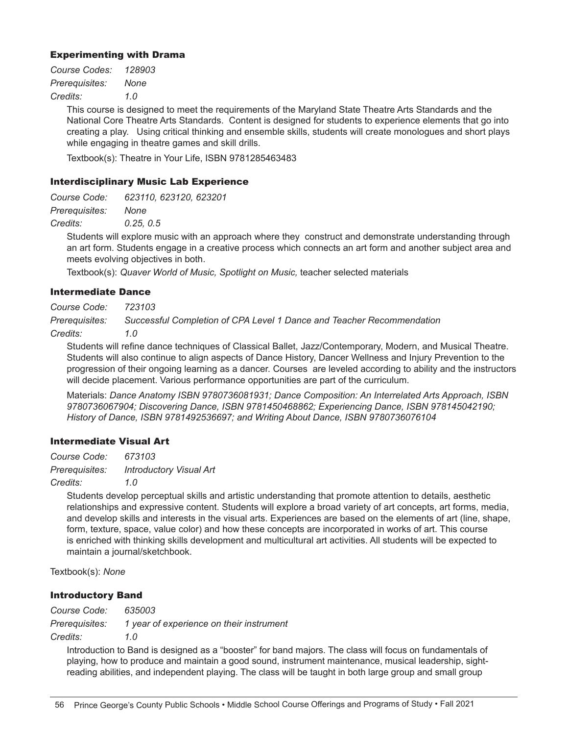### Experimenting with Drama

*Course Codes:* *128903*
*Prerequisites:* *None*
*Credits:* *1.0*

This course is designed to meet the requirements of the Maryland State Theatre Arts Standards and the National Core Theatre Arts Standards. Content is designed for students to experience elements that go into creating a play. Using critical thinking and ensemble skills, students will create monologues and short plays while engaging in theatre games and skill drills.

Textbook(s): Theatre in Your Life, ISBN 9781285463483

### Interdisciplinary Music Lab Experience

*Course Code:* *623110, 623120, 623201*
*Prerequisites:* *None*
*Credits:* *0.25, 0.5*

Students will explore music with an approach where they construct and demonstrate understanding through an art form. Students engage in a creative process which connects an art form and another subject area and meets evolving objectives in both.

Textbook(s): *Quaver World of Music, Spotlight on Music,* teacher selected materials

### Intermediate Dance

*Course Code:* *723103*
*Prerequisites:* *Successful Completion of CPA Level 1 Dance and Teacher Recommendation*
*Credits:* *1.0*

Students will refine dance techniques of Classical Ballet, Jazz/Contemporary, Modern, and Musical Theatre. Students will also continue to align aspects of Dance History, Dancer Wellness and Injury Prevention to the progression of their ongoing learning as a dancer. Courses are leveled according to ability and the instructors will decide placement. Various performance opportunities are part of the curriculum.

Materials: *Dance Anatomy ISBN 9780736081931; Dance Composition: An Interrelated Arts Approach, ISBN 9780736067904; Discovering Dance, ISBN 9781450468862; Experiencing Dance, ISBN 978145042190; History of Dance, ISBN 9781492536697; and Writing About Dance, ISBN 9780736076104*

### Intermediate Visual Art

*Course Code:* *673103*
*Prerequisites:* *Introductory Visual Art*
*Credits:* *1.0*

Students develop perceptual skills and artistic understanding that promote attention to details, aesthetic relationships and expressive content. Students will explore a broad variety of art concepts, art forms, media, and develop skills and interests in the visual arts. Experiences are based on the elements of art (line, shape, form, texture, space, value color) and how these concepts are incorporated in works of art. This course is enriched with thinking skills development and multicultural art activities. All students will be expected to maintain a journal/sketchbook.

Textbook(s): *None*

### Introductory Band

*Course Code:* *635003*
*Prerequisites:* *1 year of experience on their instrument*
*Credits:* *1.0*

Introduction to Band is designed as a "booster" for band majors. The class will focus on fundamentals of playing, how to produce and maintain a good sound, instrument maintenance, musical leadership, sight-reading abilities, and independent playing. The class will be taught in both large group and small group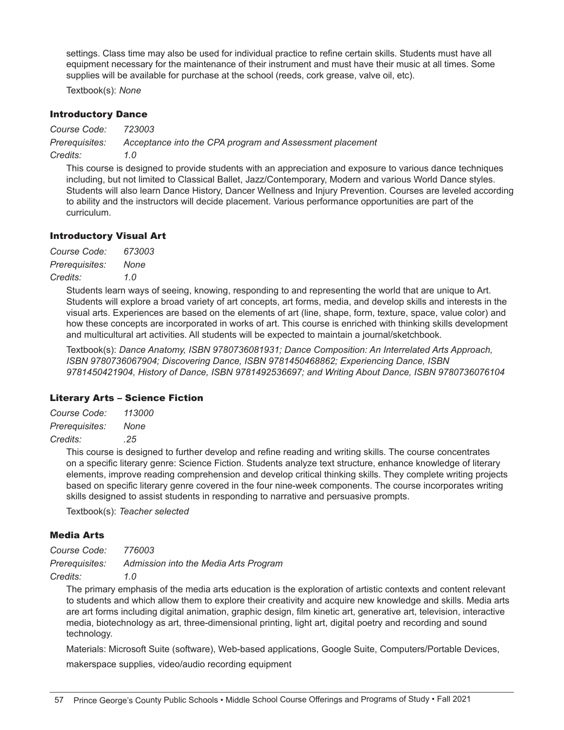settings. Class time may also be used for individual practice to refine certain skills. Students must have all equipment necessary for the maintenance of their instrument and must have their music at all times. Some supplies will be available for purchase at the school (reeds, cork grease, valve oil, etc).

Textbook(s): *None*

### Introductory Dance

*Course Code:* *723003*
*Prerequisites:* *Acceptance into the CPA program and Assessment placement*
*Credits:* *1.0*

This course is designed to provide students with an appreciation and exposure to various dance techniques including, but not limited to Classical Ballet, Jazz/Contemporary, Modern and various World Dance styles. Students will also learn Dance History, Dancer Wellness and Injury Prevention. Courses are leveled according to ability and the instructors will decide placement. Various performance opportunities are part of the curriculum.

### Introductory Visual Art

*Course Code:* *673003*
*Prerequisites:* *None*
*Credits:* *1.0*

Students learn ways of seeing, knowing, responding to and representing the world that are unique to Art. Students will explore a broad variety of art concepts, art forms, media, and develop skills and interests in the visual arts. Experiences are based on the elements of art (line, shape, form, texture, space, value color) and how these concepts are incorporated in works of art. This course is enriched with thinking skills development and multicultural art activities. All students will be expected to maintain a journal/sketchbook.

Textbook(s): *Dance Anatomy, ISBN 9780736081931; Dance Composition: An Interrelated Arts Approach, ISBN 9780736067904; Discovering Dance, ISBN 9781450468862; Experiencing Dance, ISBN 9781450421904, History of Dance, ISBN 9781492536697; and Writing About Dance, ISBN 9780736076104*

### Literary Arts – Science Fiction

*Course Code:* *113000*
*Prerequisites:* *None*
*Credits:* *.25*

This course is designed to further develop and refine reading and writing skills. The course concentrates on a specific literary genre: Science Fiction. Students analyze text structure, enhance knowledge of literary elements, improve reading comprehension and develop critical thinking skills. They complete writing projects based on specific literary genre covered in the four nine-week components. The course incorporates writing skills designed to assist students in responding to narrative and persuasive prompts.

Textbook(s): *Teacher selected*

### Media Arts

*Course Code:* *776003*
*Prerequisites:* *Admission into the Media Arts Program*
*Credits:* *1.0*

The primary emphasis of the media arts education is the exploration of artistic contexts and content relevant to students and which allow them to explore their creativity and acquire new knowledge and skills. Media arts are art forms including digital animation, graphic design, film kinetic art, generative art, television, interactive media, biotechnology as art, three-dimensional printing, light art, digital poetry and recording and sound technology.

Materials: Microsoft Suite (software), Web-based applications, Google Suite, Computers/Portable Devices, makerspace supplies, video/audio recording equipment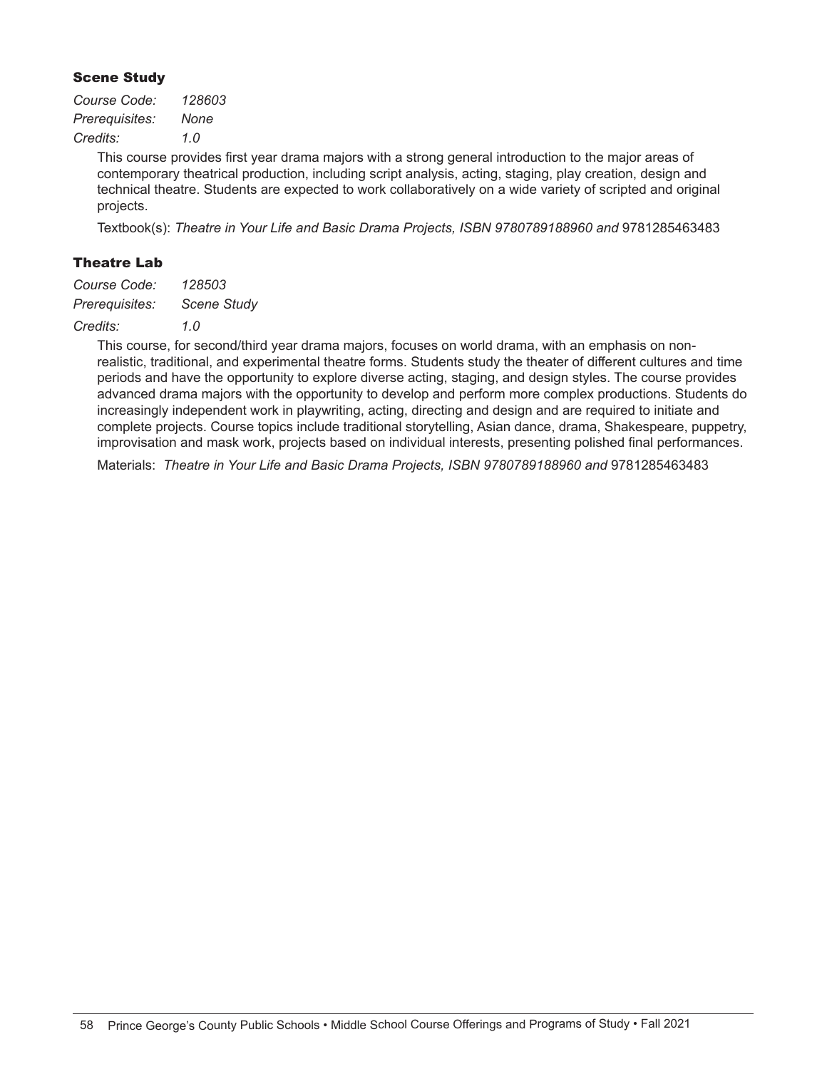### Scene Study

*Course Code:* *128603*
*Prerequisites:* *None*
*Credits:* *1.0*

This course provides first year drama majors with a strong general introduction to the major areas of contemporary theatrical production, including script analysis, acting, staging, play creation, design and technical theatre. Students are expected to work collaboratively on a wide variety of scripted and original projects.

Textbook(s): *Theatre in Your Life and Basic Drama Projects, ISBN 9780789188960 and* 9781285463483

### Theatre Lab

*Course Code:* *128503*
*Prerequisites:* *Scene Study*
*Credits:* *1.0*

This course, for second/third year drama majors, focuses on world drama, with an emphasis on non-realistic, traditional, and experimental theatre forms. Students study the theater of different cultures and time periods and have the opportunity to explore diverse acting, staging, and design styles. The course provides advanced drama majors with the opportunity to develop and perform more complex productions. Students do increasingly independent work in playwriting, acting, directing and design and are required to initiate and complete projects. Course topics include traditional storytelling, Asian dance, drama, Shakespeare, puppetry, improvisation and mask work, projects based on individual interests, presenting polished final performances.

Materials: *Theatre in Your Life and Basic Drama Projects, ISBN 9780789188960 and* 9781285463483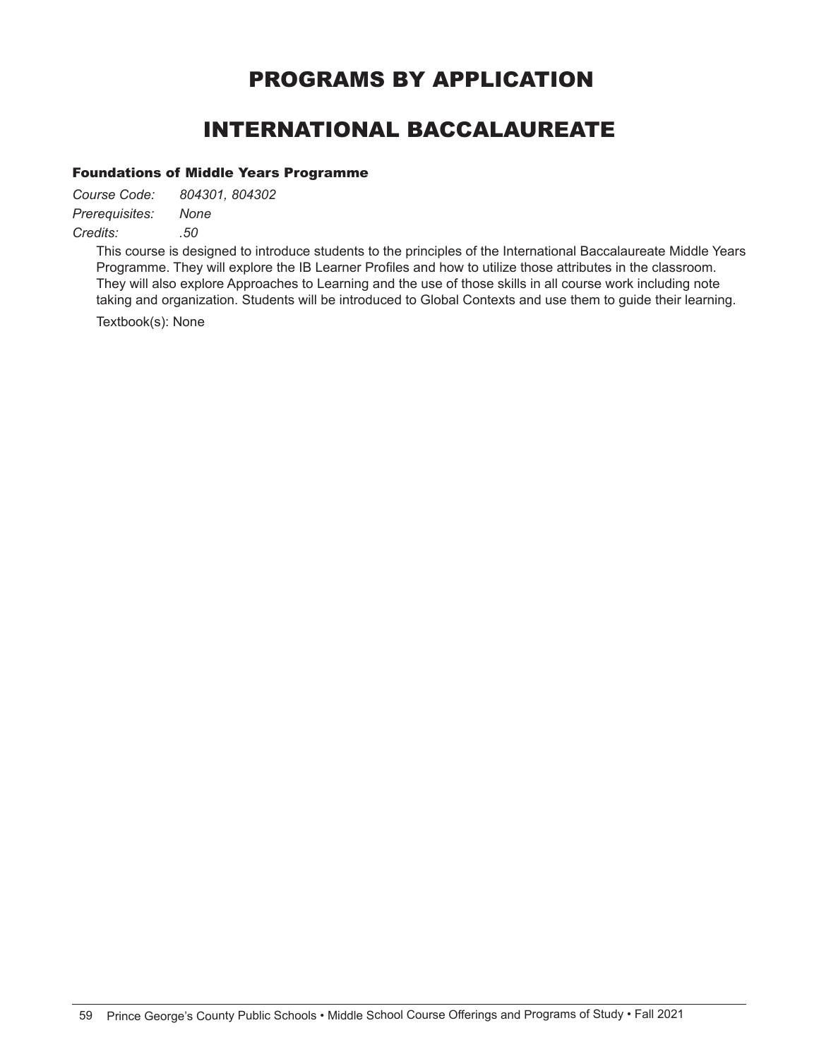# PROGRAMS BY APPLICATION

## INTERNATIONAL BACCALAUREATE

### Foundations of Middle Years Programme

*Course Code:* *804301, 804302*
*Prerequisites:* *None*
*Credits:* *.50*

This course is designed to introduce students to the principles of the International Baccalaureate Middle Years Programme. They will explore the IB Learner Profiles and how to utilize those attributes in the classroom. They will also explore Approaches to Learning and the use of those skills in all course work including note taking and organization. Students will be introduced to Global Contexts and use them to guide their learning.

Textbook(s): None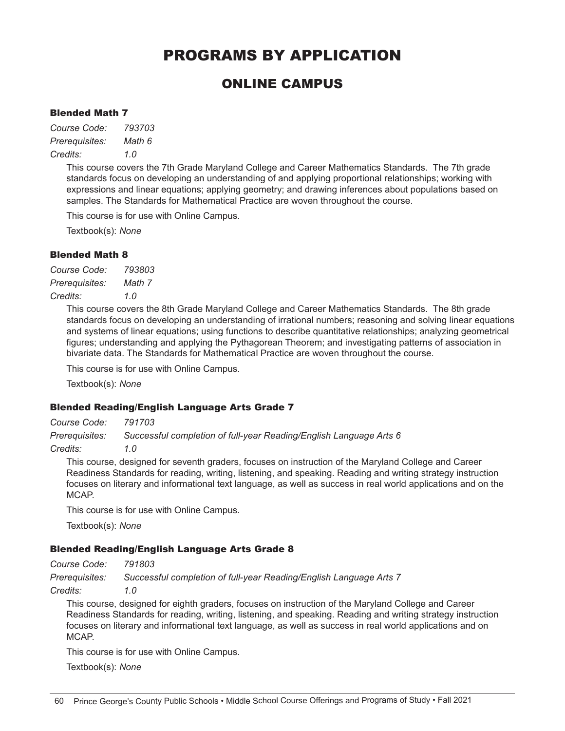# PROGRAMS BY APPLICATION

## ONLINE CAMPUS

### Blended Math 7

*Course Code:* *793703*
*Prerequisites:* *Math 6*
*Credits:* *1.0*

This course covers the 7th Grade Maryland College and Career Mathematics Standards. The 7th grade standards focus on developing an understanding of and applying proportional relationships; working with expressions and linear equations; applying geometry; and drawing inferences about populations based on samples. The Standards for Mathematical Practice are woven throughout the course.

This course is for use with Online Campus.

Textbook(s): *None*

### Blended Math 8

*Course Code:* *793803*
*Prerequisites:* *Math 7*
*Credits:* *1.0*

This course covers the 8th Grade Maryland College and Career Mathematics Standards. The 8th grade standards focus on developing an understanding of irrational numbers; reasoning and solving linear equations and systems of linear equations; using functions to describe quantitative relationships; analyzing geometrical figures; understanding and applying the Pythagorean Theorem; and investigating patterns of association in bivariate data. The Standards for Mathematical Practice are woven throughout the course.

This course is for use with Online Campus.

Textbook(s): *None*

### Blended Reading/English Language Arts Grade 7

*Course Code:* *791703*
*Prerequisites:* *Successful completion of full-year Reading/English Language Arts 6*
*Credits:* *1.0*

This course, designed for seventh graders, focuses on instruction of the Maryland College and Career Readiness Standards for reading, writing, listening, and speaking. Reading and writing strategy instruction focuses on literary and informational text language, as well as success in real world applications and on the MCAP.

This course is for use with Online Campus.

Textbook(s): *None*

### Blended Reading/English Language Arts Grade 8

*Course Code:* *791803*
*Prerequisites:* *Successful completion of full-year Reading/English Language Arts 7*
*Credits:* *1.0*

This course, designed for eighth graders, focuses on instruction of the Maryland College and Career Readiness Standards for reading, writing, listening, and speaking. Reading and writing strategy instruction focuses on literary and informational text language, as well as success in real world applications and on MCAP.

This course is for use with Online Campus.

Textbook(s): *None*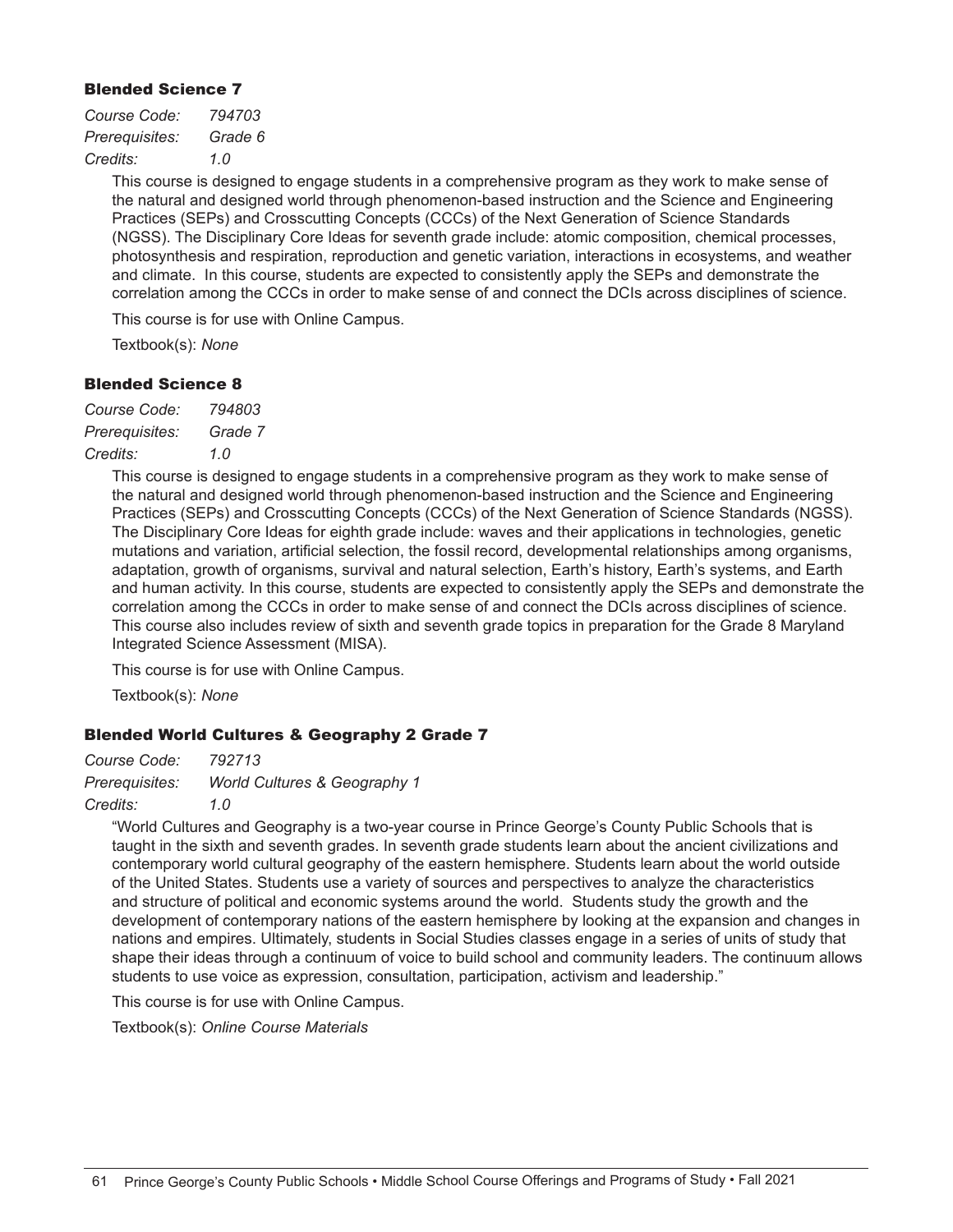### Blended Science 7

*Course Code:* *794703*
*Prerequisites:* *Grade 6*
*Credits:* *1.0*

This course is designed to engage students in a comprehensive program as they work to make sense of the natural and designed world through phenomenon-based instruction and the Science and Engineering Practices (SEPs) and Crosscutting Concepts (CCCs) of the Next Generation of Science Standards (NGSS). The Disciplinary Core Ideas for seventh grade include: atomic composition, chemical processes, photosynthesis and respiration, reproduction and genetic variation, interactions in ecosystems, and weather and climate. In this course, students are expected to consistently apply the SEPs and demonstrate the correlation among the CCCs in order to make sense of and connect the DCIs across disciplines of science.

This course is for use with Online Campus.

Textbook(s): *None*

### Blended Science 8

*Course Code:* *794803*
*Prerequisites:* *Grade 7*
*Credits:* *1.0*

This course is designed to engage students in a comprehensive program as they work to make sense of the natural and designed world through phenomenon-based instruction and the Science and Engineering Practices (SEPs) and Crosscutting Concepts (CCCs) of the Next Generation of Science Standards (NGSS). The Disciplinary Core Ideas for eighth grade include: waves and their applications in technologies, genetic mutations and variation, artificial selection, the fossil record, developmental relationships among organisms, adaptation, growth of organisms, survival and natural selection, Earth's history, Earth's systems, and Earth and human activity. In this course, students are expected to consistently apply the SEPs and demonstrate the correlation among the CCCs in order to make sense of and connect the DCIs across disciplines of science. This course also includes review of sixth and seventh grade topics in preparation for the Grade 8 Maryland Integrated Science Assessment (MISA).

This course is for use with Online Campus.

Textbook(s): *None*

### Blended World Cultures & Geography 2 Grade 7

*Course Code:* *792713*
*Prerequisites:* *World Cultures & Geography 1*
*Credits:* *1.0*

"World Cultures and Geography is a two-year course in Prince George's County Public Schools that is taught in the sixth and seventh grades. In seventh grade students learn about the ancient civilizations and contemporary world cultural geography of the eastern hemisphere. Students learn about the world outside of the United States. Students use a variety of sources and perspectives to analyze the characteristics and structure of political and economic systems around the world. Students study the growth and the development of contemporary nations of the eastern hemisphere by looking at the expansion and changes in nations and empires. Ultimately, students in Social Studies classes engage in a series of units of study that shape their ideas through a continuum of voice to build school and community leaders. The continuum allows students to use voice as expression, consultation, participation, activism and leadership."

This course is for use with Online Campus.

Textbook(s): *Online Course Materials*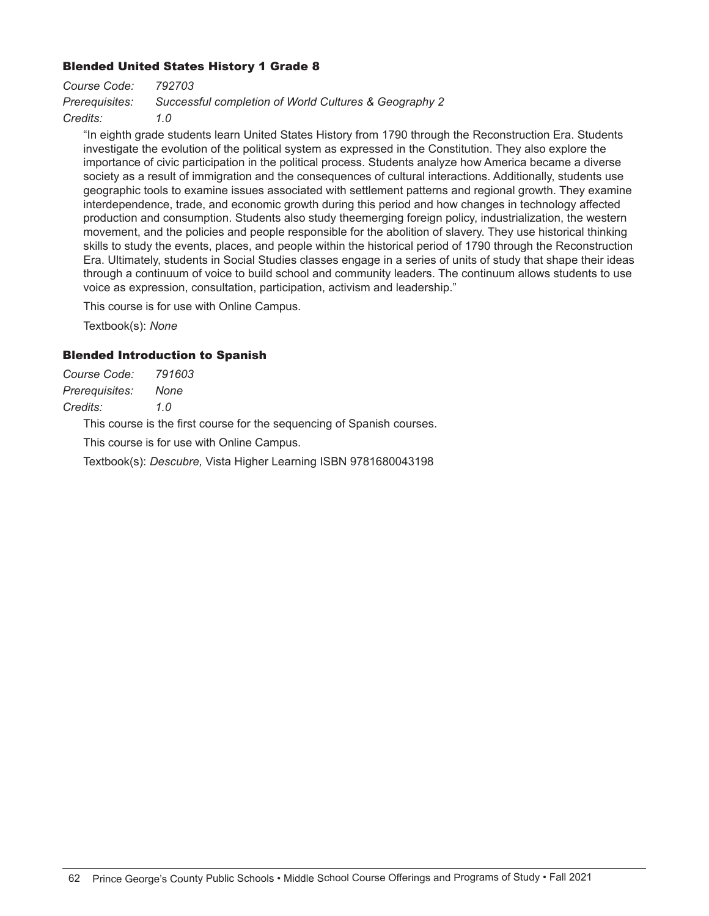### Blended United States History 1 Grade 8

*Course Code:* *792703*
*Prerequisites:* *Successful completion of World Cultures & Geography 2*
*Credits:* *1.0*

"In eighth grade students learn United States History from 1790 through the Reconstruction Era. Students investigate the evolution of the political system as expressed in the Constitution. They also explore the importance of civic participation in the political process. Students analyze how America became a diverse society as a result of immigration and the consequences of cultural interactions. Additionally, students use geographic tools to examine issues associated with settlement patterns and regional growth. They examine interdependence, trade, and economic growth during this period and how changes in technology affected production and consumption. Students also study theemerging foreign policy, industrialization, the western movement, and the policies and people responsible for the abolition of slavery. They use historical thinking skills to study the events, places, and people within the historical period of 1790 through the Reconstruction Era. Ultimately, students in Social Studies classes engage in a series of units of study that shape their ideas through a continuum of voice to build school and community leaders. The continuum allows students to use voice as expression, consultation, participation, activism and leadership."

This course is for use with Online Campus.

Textbook(s): *None*

### Blended Introduction to Spanish

*Course Code:* *791603*
*Prerequisites:* *None*
*Credits:* *1.0*

This course is the first course for the sequencing of Spanish courses.

This course is for use with Online Campus.

Textbook(s): *Descubre,* Vista Higher Learning ISBN 9781680043198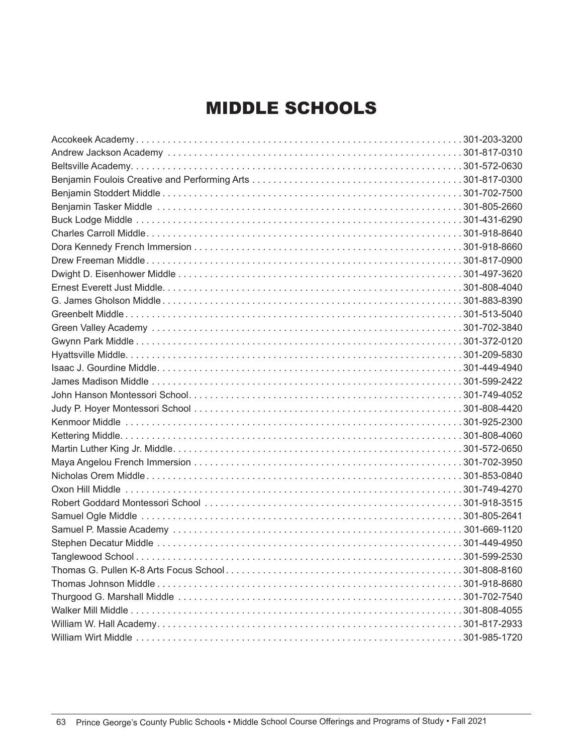# MIDDLE SCHOOLS

| School | Phone |
|---|---|
| Accokeek Academy | 301-203-3200 |
| Andrew Jackson Academy | 301-817-0310 |
| Beltsville Academy | 301-572-0630 |
| Benjamin Foulois Creative and Performing Arts | 301-817-0300 |
| Benjamin Stoddert Middle | 301-702-7500 |
| Benjamin Tasker Middle | 301-805-2660 |
| Buck Lodge Middle | 301-431-6290 |
| Charles Carroll Middle | 301-918-8640 |
| Dora Kennedy French Immersion | 301-918-8660 |
| Drew Freeman Middle | 301-817-0900 |
| Dwight D. Eisenhower Middle | 301-497-3620 |
| Ernest Everett Just Middle | 301-808-4040 |
| G. James Gholson Middle | 301-883-8390 |
| Greenbelt Middle | 301-513-5040 |
| Green Valley Academy | 301-702-3840 |
| Gwynn Park Middle | 301-372-0120 |
| Hyattsville Middle | 301-209-5830 |
| Isaac J. Gourdine Middle | 301-449-4940 |
| James Madison Middle | 301-599-2422 |
| John Hanson Montessori School | 301-749-4052 |
| Judy P. Hoyer Montessori School | 301-808-4420 |
| Kenmoor Middle | 301-925-2300 |
| Kettering Middle | 301-808-4060 |
| Martin Luther King Jr. Middle | 301-572-0650 |
| Maya Angelou French Immersion | 301-702-3950 |
| Nicholas Orem Middle | 301-853-0840 |
| Oxon Hill Middle | 301-749-4270 |
| Robert Goddard Montessori School | 301-918-3515 |
| Samuel Ogle Middle | 301-805-2641 |
| Samuel P. Massie Academy | 301-669-1120 |
| Stephen Decatur Middle | 301-449-4950 |
| Tanglewood School | 301-599-2530 |
| Thomas G. Pullen K-8 Arts Focus School | 301-808-8160 |
| Thomas Johnson Middle | 301-918-8680 |
| Thurgood G. Marshall Middle | 301-702-7540 |
| Walker Mill Middle | 301-808-4055 |
| William W. Hall Academy | 301-817-2933 |
| William Wirt Middle | 301-985-1720 |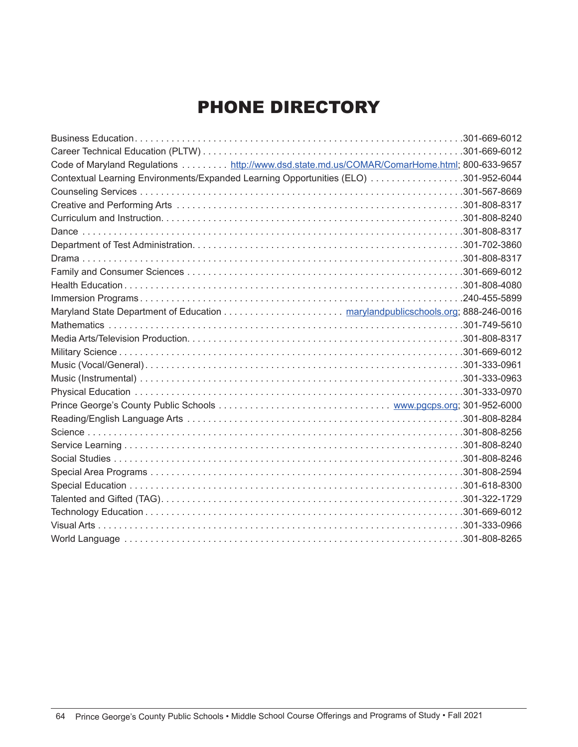# PHONE DIRECTORY

| Department | Contact |
|---|---|
| Business Education | 301-669-6012 |
| Career Technical Education (PLTW) | 301-669-6012 |
| Code of Maryland Regulations | http://www.dsd.state.md.us/COMAR/ComarHome.html; 800-633-9657 |
| Contextual Learning Environments/Expanded Learning Opportunities (ELO) | 301-952-6044 |
| Counseling Services | 301-567-8669 |
| Creative and Performing Arts | 301-808-8317 |
| Curriculum and Instruction | 301-808-8240 |
| Dance | 301-808-8317 |
| Department of Test Administration | 301-702-3860 |
| Drama | 301-808-8317 |
| Family and Consumer Sciences | 301-669-6012 |
| Health Education | 301-808-4080 |
| Immersion Programs | 240-455-5899 |
| Maryland State Department of Education | marylandpublicschools.org; 888-246-0016 |
| Mathematics | 301-749-5610 |
| Media Arts/Television Production | 301-808-8317 |
| Military Science | 301-669-6012 |
| Music (Vocal/General) | 301-333-0961 |
| Music (Instrumental) | 301-333-0963 |
| Physical Education | 301-333-0970 |
| Prince George's County Public Schools | www.pgcps.org; 301-952-6000 |
| Reading/English Language Arts | 301-808-8284 |
| Science | 301-808-8256 |
| Service Learning | 301-808-8240 |
| Social Studies | 301-808-8246 |
| Special Area Programs | 301-808-2594 |
| Special Education | 301-618-8300 |
| Talented and Gifted (TAG) | 301-322-1729 |
| Technology Education | 301-669-6012 |
| Visual Arts | 301-333-0966 |
| World Language | 301-808-8265 |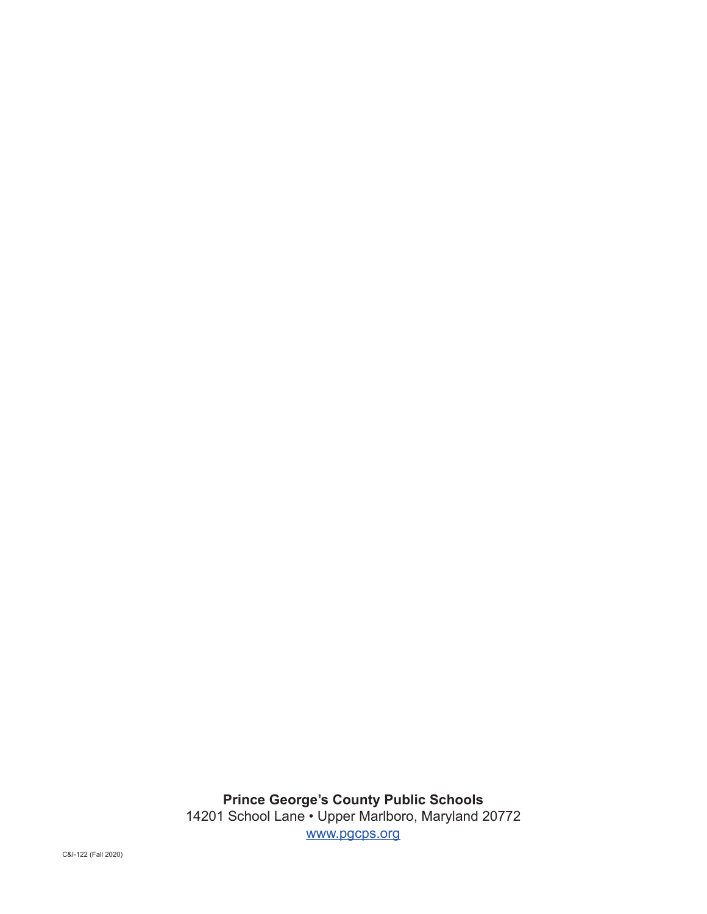**Prince George's County Public Schools**

14201 School Lane • Upper Marlboro, Maryland 20772

www.pgcps.org

C&I-122 (Fall 2020)